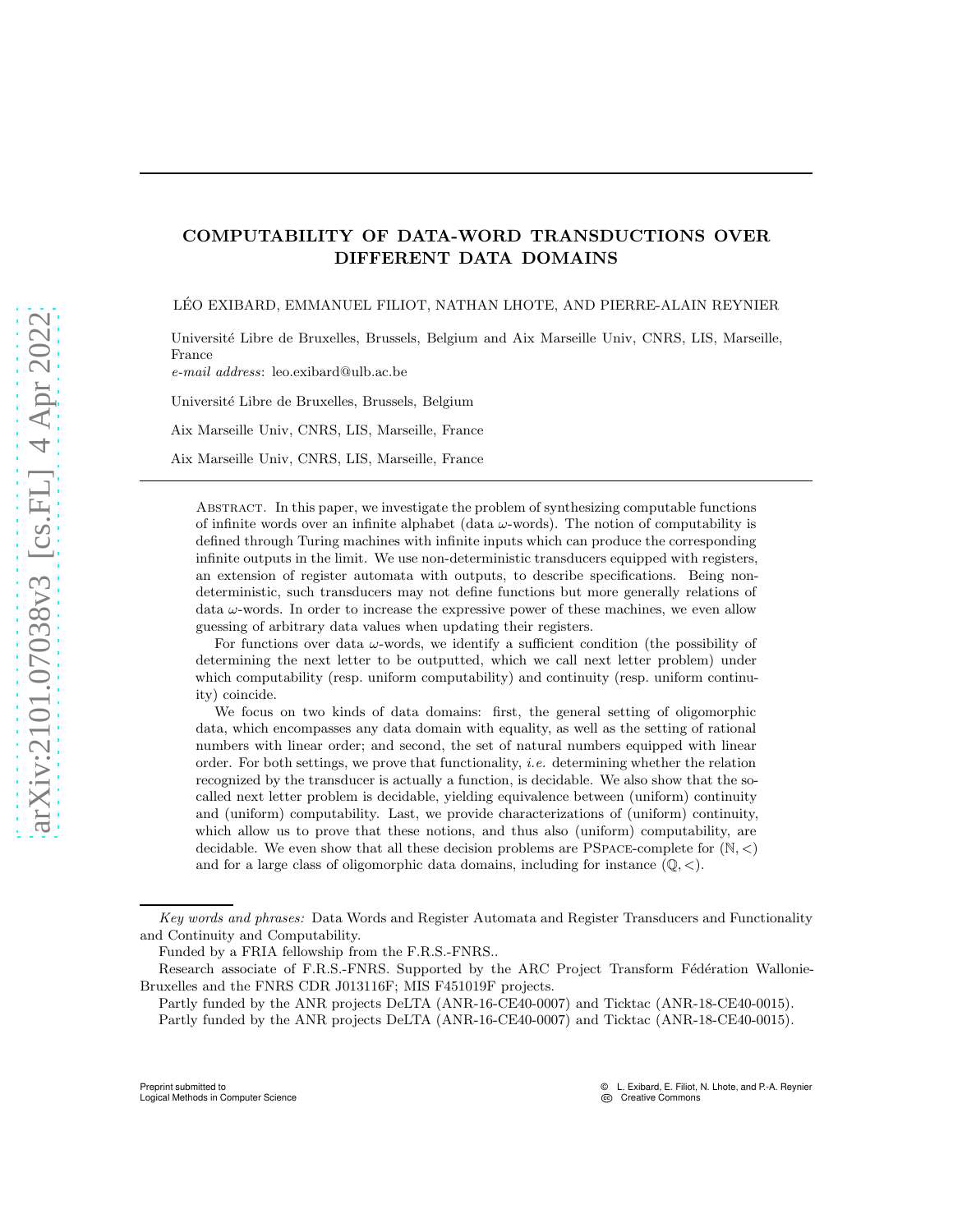# COMPUTABILITY OF DATA-WORD TRANSDUCTIONS OVER DIFFERENT DATA DOMAINS

LÉO EXIBARD, EMMANUEL FILIOT, NATHAN LHOTE, AND PIERRE-ALAIN REYNIER

Université Libre de Bruxelles, Brussels, Belgium and Aix Marseille Univ, CNRS, LIS, Marseille, France
*e-mail address*: leo.exibard@ulb.ac.be

Université Libre de Bruxelles, Brussels, Belgium

Aix Marseille Univ, CNRS, LIS, Marseille, France

Aix Marseille Univ, CNRS, LIS, Marseille, France

Abstract. In this paper, we investigate the problem of synthesizing computable functions of infinite words over an infinite alphabet (data $\omega$-words). The notion of computability is defined through Turing machines with infinite inputs which can produce the corresponding infinite outputs in the limit. We use non-deterministic transducers equipped with registers, an extension of register automata with outputs, to describe specifications. Being non-deterministic, such transducers may not define functions but more generally relations of data $\omega$-words. In order to increase the expressive power of these machines, we even allow guessing of arbitrary data values when updating their registers.

For functions over data $\omega$-words, we identify a sufficient condition (the possibility of determining the next letter to be outputted, which we call next letter problem) under which computability (resp. uniform computability) and continuity (resp. uniform continuity) coincide.

We focus on two kinds of data domains: first, the general setting of oligomorphic data, which encompasses any data domain with equality, as well as the setting of rational numbers with linear order; and second, the set of natural numbers equipped with linear order. For both settings, we prove that functionality, *i.e.* determining whether the relation recognized by the transducer is actually a function, is decidable. We also show that the so-called next letter problem is decidable, yielding equivalence between (uniform) continuity and (uniform) computability. Last, we provide characterizations of (uniform) continuity, which allow us to prove that these notions, and thus also (uniform) computability, are decidable. We even show that all these decision problems are PSpace-complete for $(\mathbb{N}, <)$ and for a large class of oligomorphic data domains, including for instance $(\mathbb{Q}, <)$.

*Key words and phrases:* Data Words and Register Automata and Register Transducers and Functionality and Continuity and Computability.

Funded by a FRIA fellowship from the F.R.S.-FNRS..

Research associate of F.R.S.-FNRS. Supported by the ARC Project Transform Fédération Wallonie-Bruxelles and the FNRS CDR J013116F; MIS F451019F projects.

Partly funded by the ANR projects DeLTA (ANR-16-CE40-0007) and Ticktac (ANR-18-CE40-0015).

Partly funded by the ANR projects DeLTA (ANR-16-CE40-0007) and Ticktac (ANR-18-CE40-0015).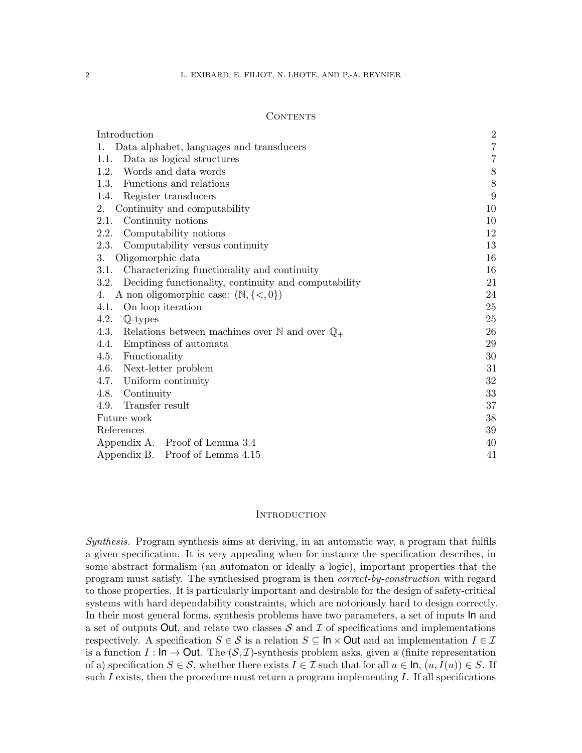## Contents

| | |
|---|---|
| Introduction | 2 |
| 1. Data alphabet, languages and transducers | 7 |
| 1.1. Data as logical structures | 7 |
| 1.2. Words and data words | 8 |
| 1.3. Functions and relations | 8 |
| 1.4. Register transducers | 9 |
| 2. Continuity and computability | 10 |
| 2.1. Continuity notions | 10 |
| 2.2. Computability notions | 12 |
| 2.3. Computability versus continuity | 13 |
| 3. Oligomorphic data | 16 |
| 3.1. Characterizing functionality and continuity | 16 |
| 3.2. Deciding functionality, continuity and computability | 21 |
| 4. A non oligomorphic case: $(\mathbb{N}, \{<, 0\})$ | 24 |
| 4.1. On loop iteration | 25 |
| 4.2. $\mathbb{Q}$-types | 25 |
| 4.3. Relations between machines over $\mathbb{N}$ and over $\mathbb{Q}_+$ | 26 |
| 4.4. Emptiness of automata | 29 |
| 4.5. Functionality | 30 |
| 4.6. Next-letter problem | 31 |
| 4.7. Uniform continuity | 32 |
| 4.8. Continuity | 33 |
| 4.9. Transfer result | 37 |
| Future work | 38 |
| References | 39 |
| Appendix A. Proof of Lemma 3.4 | 40 |
| Appendix B. Proof of Lemma 4.15 | 41 |

## Introduction

*Synthesis.* Program synthesis aims at deriving, in an automatic way, a program that fulfils a given specification. It is very appealing when for instance the specification describes, in some abstract formalism (an automaton or ideally a logic), important properties that the program must satisfy. The synthesised program is then *correct-by-construction* with regard to those properties. It is particularly important and desirable for the design of safety-critical systems with hard dependability constraints, which are notoriously hard to design correctly. In their most general forms, synthesis problems have two parameters, a set of inputs $\mathsf{In}$ and a set of outputs $\mathsf{Out}$, and relate two classes $\mathcal{S}$ and $\mathcal{I}$ of specifications and implementations respectively. A specification $S \in \mathcal{S}$ is a relation $S \subseteq \mathsf{In} \times \mathsf{Out}$ and an implementation $I \in \mathcal{I}$ is a function $I : \mathsf{In} \to \mathsf{Out}$. The $(\mathcal{S}, \mathcal{I})$-synthesis problem asks, given a (finite representation of a) specification $S \in \mathcal{S}$, whether there exists $I \in \mathcal{I}$ such that for all $u \in \mathsf{In}$, $(u, I(u)) \in S$. If such $I$ exists, then the procedure must return a program implementing $I$. If all specifications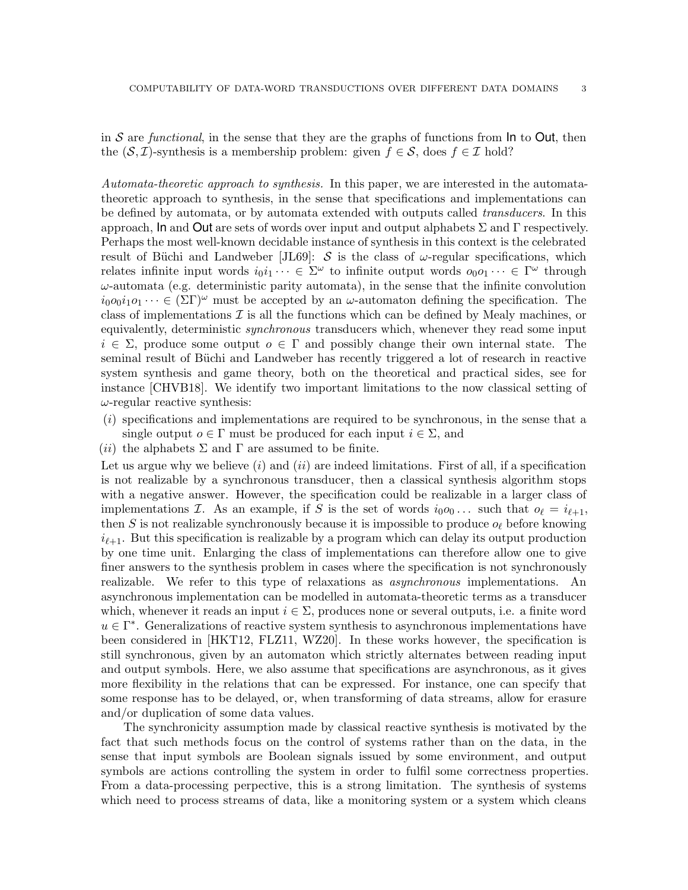in $\mathcal{S}$ are *functional*, in the sense that they are the graphs of functions from $\mathsf{In}$ to $\mathsf{Out}$, then the $(\mathcal{S}, \mathcal{I})$-synthesis is a membership problem: given $f \in \mathcal{S}$, does $f \in \mathcal{I}$ hold?

*Automata-theoretic approach to synthesis.* In this paper, we are interested in the automata-theoretic approach to synthesis, in the sense that specifications and implementations can be defined by automata, or by automata extended with outputs called *transducers*. In this approach, $\mathsf{In}$ and $\mathsf{Out}$ are sets of words over input and output alphabets $\Sigma$ and $\Gamma$ respectively. Perhaps the most well-known decidable instance of synthesis in this context is the celebrated result of Büchi and Landweber [JL69]: $\mathcal{S}$ is the class of $\omega$-regular specifications, which relates infinite input words $i_0 i_1 \cdots \in \Sigma^\omega$ to infinite output words $o_0 o_1 \cdots \in \Gamma^\omega$ through $\omega$-automata (e.g. deterministic parity automata), in the sense that the infinite convolution $i_0 o_0 i_1 o_1 \cdots \in (\Sigma\Gamma)^\omega$ must be accepted by an $\omega$-automaton defining the specification. The class of implementations $\mathcal{I}$ is all the functions which can be defined by Mealy machines, or equivalently, deterministic *synchronous* transducers which, whenever they read some input $i \in \Sigma$, produce some output $o \in \Gamma$ and possibly change their own internal state. The seminal result of Büchi and Landweber has recently triggered a lot of research in reactive system synthesis and game theory, both on the theoretical and practical sides, see for instance [CHVB18]. We identify two important limitations to the now classical setting of $\omega$-regular reactive synthesis:

($i$) specifications and implementations are required to be synchronous, in the sense that a single output $o \in \Gamma$ must be produced for each input $i \in \Sigma$, and

($ii$) the alphabets $\Sigma$ and $\Gamma$ are assumed to be finite.

Let us argue why we believe ($i$) and ($ii$) are indeed limitations. First of all, if a specification is not realizable by a synchronous transducer, then a classical synthesis algorithm stops with a negative answer. However, the specification could be realizable in a larger class of implementations $\mathcal{I}$. As an example, if $S$ is the set of words $i_0 o_0 \ldots$ such that $o_\ell = i_{\ell+1}$, then $S$ is not realizable synchronously because it is impossible to produce $o_\ell$ before knowing $i_{\ell+1}$. But this specification is realizable by a program which can delay its output production by one time unit. Enlarging the class of implementations can therefore allow one to give finer answers to the synthesis problem in cases where the specification is not synchronously realizable. We refer to this type of relaxations as *asynchronous* implementations. An asynchronous implementation can be modelled in automata-theoretic terms as a transducer which, whenever it reads an input $i \in \Sigma$, produces none or several outputs, i.e. a finite word $u \in \Gamma^*$. Generalizations of reactive system synthesis to asynchronous implementations have been considered in [HKT12, FLZ11, WZ20]. In these works however, the specification is still synchronous, given by an automaton which strictly alternates between reading input and output symbols. Here, we also assume that specifications are asynchronous, as it gives more flexibility in the relations that can be expressed. For instance, one can specify that some response has to be delayed, or, when transforming of data streams, allow for erasure and/or duplication of some data values.

The synchronicity assumption made by classical reactive synthesis is motivated by the fact that such methods focus on the control of systems rather than on the data, in the sense that input symbols are Boolean signals issued by some environment, and output symbols are actions controlling the system in order to fulfil some correctness properties. From a data-processing perpective, this is a strong limitation. The synthesis of systems which need to process streams of data, like a monitoring system or a system which cleans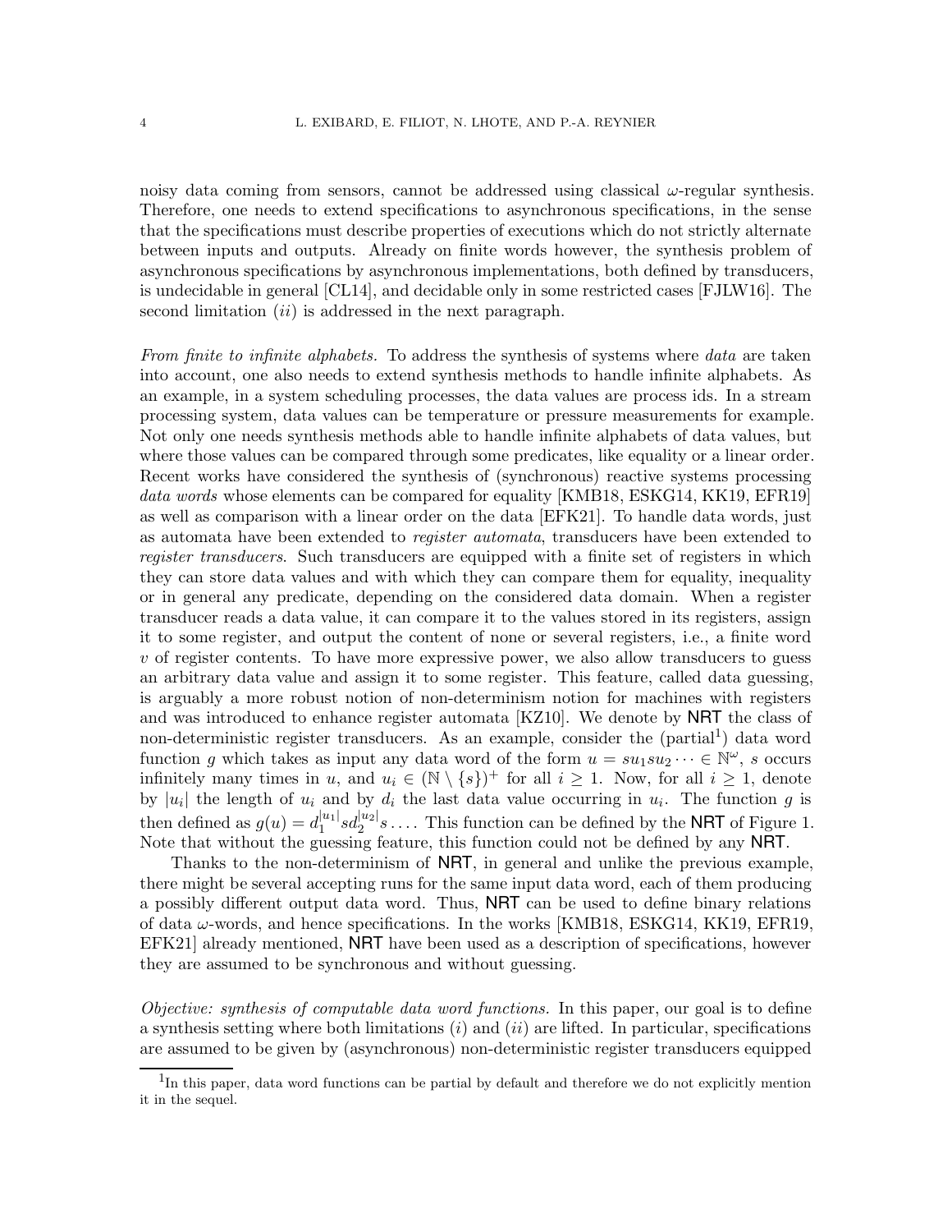noisy data coming from sensors, cannot be addressed using classical $\omega$-regular synthesis. Therefore, one needs to extend specifications to asynchronous specifications, in the sense that the specifications must describe properties of executions which do not strictly alternate between inputs and outputs. Already on finite words however, the synthesis problem of asynchronous specifications by asynchronous implementations, both defined by transducers, is undecidable in general [CL14], and decidable only in some restricted cases [FJLW16]. The second limitation $(ii)$ is addressed in the next paragraph.

*From finite to infinite alphabets.* To address the synthesis of systems where *data* are taken into account, one also needs to extend synthesis methods to handle infinite alphabets. As an example, in a system scheduling processes, the data values are process ids. In a stream processing system, data values can be temperature or pressure measurements for example. Not only one needs synthesis methods able to handle infinite alphabets of data values, but where those values can be compared through some predicates, like equality or a linear order. Recent works have considered the synthesis of (synchronous) reactive systems processing *data words* whose elements can be compared for equality [KMB18, ESKG14, KK19, EFR19] as well as comparison with a linear order on the data [EFK21]. To handle data words, just as automata have been extended to *register automata*, transducers have been extended to *register transducers*. Such transducers are equipped with a finite set of registers in which they can store data values and with which they can compare them for equality, inequality or in general any predicate, depending on the considered data domain. When a register transducer reads a data value, it can compare it to the values stored in its registers, assign it to some register, and output the content of none or several registers, i.e., a finite word $v$ of register contents. To have more expressive power, we also allow transducers to guess an arbitrary data value and assign it to some register. This feature, called data guessing, is arguably a more robust notion of non-determinism notion for machines with registers and was introduced to enhance register automata [KZ10]. We denote by **NRT** the class of non-deterministic register transducers. As an example, consider the (partial[1]) data word function $g$ which takes as input any data word of the form $u = su_1su_2 \cdots \in \mathbb{N}^\omega$, $s$ occurs infinitely many times in $u$, and $u_i \in (\mathbb{N} \setminus \{s\})^+$ for all $i \geq 1$. Now, for all $i \geq 1$, denote by $|u_i|$ the length of $u_i$ and by $d_i$ the last data value occurring in $u_i$. The function $g$ is then defined as $g(u) = d_1^{|u_1|} s d_2^{|u_2|} s \ldots$. This function can be defined by the **NRT** of Figure 1. Note that without the guessing feature, this function could not be defined by any **NRT**.

Thanks to the non-determinism of **NRT**, in general and unlike the previous example, there might be several accepting runs for the same input data word, each of them producing a possibly different output data word. Thus, **NRT** can be used to define binary relations of data $\omega$-words, and hence specifications. In the works [KMB18, ESKG14, KK19, EFR19, EFK21] already mentioned, **NRT** have been used as a description of specifications, however they are assumed to be synchronous and without guessing.

*Objective: synthesis of computable data word functions.* In this paper, our goal is to define a synthesis setting where both limitations $(i)$ and $(ii)$ are lifted. In particular, specifications are assumed to be given by (asynchronous) non-deterministic register transducers equipped

[1] In this paper, data word functions can be partial by default and therefore we do not explicitly mention it in the sequel.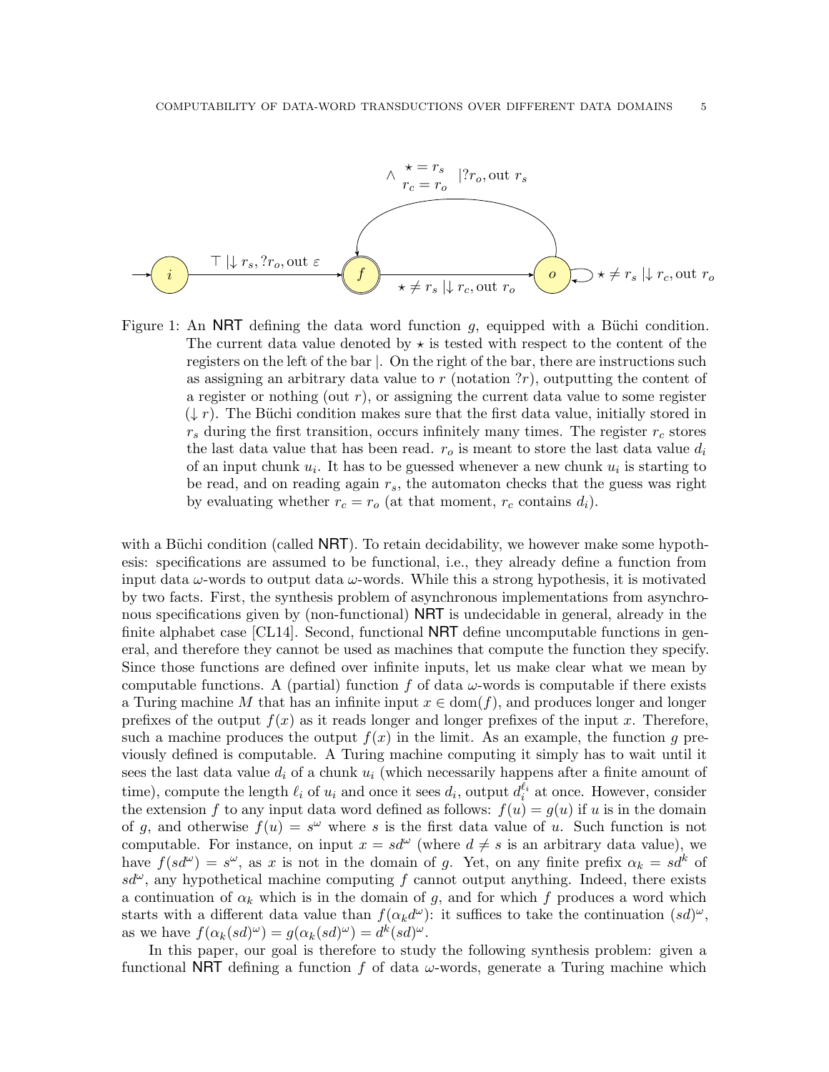Figure 1: An NRT defining the data word function $g$, equipped with a Büchi condition. The current data value denoted by $\star$ is tested with respect to the content of the registers on the left of the bar $|$. On the right of the bar, there are instructions such as assigning an arbitrary data value to $r$ (notation $?r$), outputting the content of a register or nothing (out $r$), or assigning the current data value to some register ($\downarrow r$). The Büchi condition makes sure that the first data value, initially stored in $r_s$ during the first transition, occurs infinitely many times. The register $r_c$ stores the last data value that has been read. $r_o$ is meant to store the last data value $d_i$ of an input chunk $u_i$. It has to be guessed whenever a new chunk $u_i$ is starting to be read, and on reading again $r_s$, the automaton checks that the guess was right by evaluating whether $r_c = r_o$ (at that moment, $r_c$ contains $d_i$).

with a Büchi condition (called NRT). To retain decidability, we however make some hypothesis: specifications are assumed to be functional, i.e., they already define a function from input data $\omega$-words to output data $\omega$-words. While this a strong hypothesis, it is motivated by two facts. First, the synthesis problem of asynchronous implementations from asynchronous specifications given by (non-functional) NRT is undecidable in general, already in the finite alphabet case [CL14]. Second, functional NRT define uncomputable functions in general, and therefore they cannot be used as machines that compute the function they specify. Since those functions are defined over infinite inputs, let us make clear what we mean by computable functions. A (partial) function $f$ of data $\omega$-words is computable if there exists a Turing machine $M$ that has an infinite input $x \in \mathrm{dom}(f)$, and produces longer and longer prefixes of the output $f(x)$ as it reads longer and longer prefixes of the input $x$. Therefore, such a machine produces the output $f(x)$ in the limit. As an example, the function $g$ previously defined is computable. A Turing machine computing it simply has to wait until it sees the last data value $d_i$ of a chunk $u_i$ (which necessarily happens after a finite amount of time), compute the length $\ell_i$ of $u_i$ and once it sees $d_i$, output $d_i^{\ell_i}$ at once. However, consider the extension $f$ to any input data word defined as follows: $f(u) = g(u)$ if $u$ is in the domain of $g$, and otherwise $f(u) = s^\omega$ where $s$ is the first data value of $u$. Such function is not computable. For instance, on input $x = sd^\omega$ (where $d \neq s$ is an arbitrary data value), we have $f(sd^\omega) = s^\omega$, as $x$ is not in the domain of $g$. Yet, on any finite prefix $\alpha_k = sd^k$ of $sd^\omega$, any hypothetical machine computing $f$ cannot output anything. Indeed, there exists a continuation of $\alpha_k$ which is in the domain of $g$, and for which $f$ produces a word which starts with a different data value than $f(\alpha_k d^\omega)$: it suffices to take the continuation $(sd)^\omega$, as we have $f(\alpha_k (sd)^\omega) = g(\alpha_k (sd)^\omega) = d^k (sd)^\omega$.

In this paper, our goal is therefore to study the following synthesis problem: given a functional NRT defining a function $f$ of data $\omega$-words, generate a Turing machine which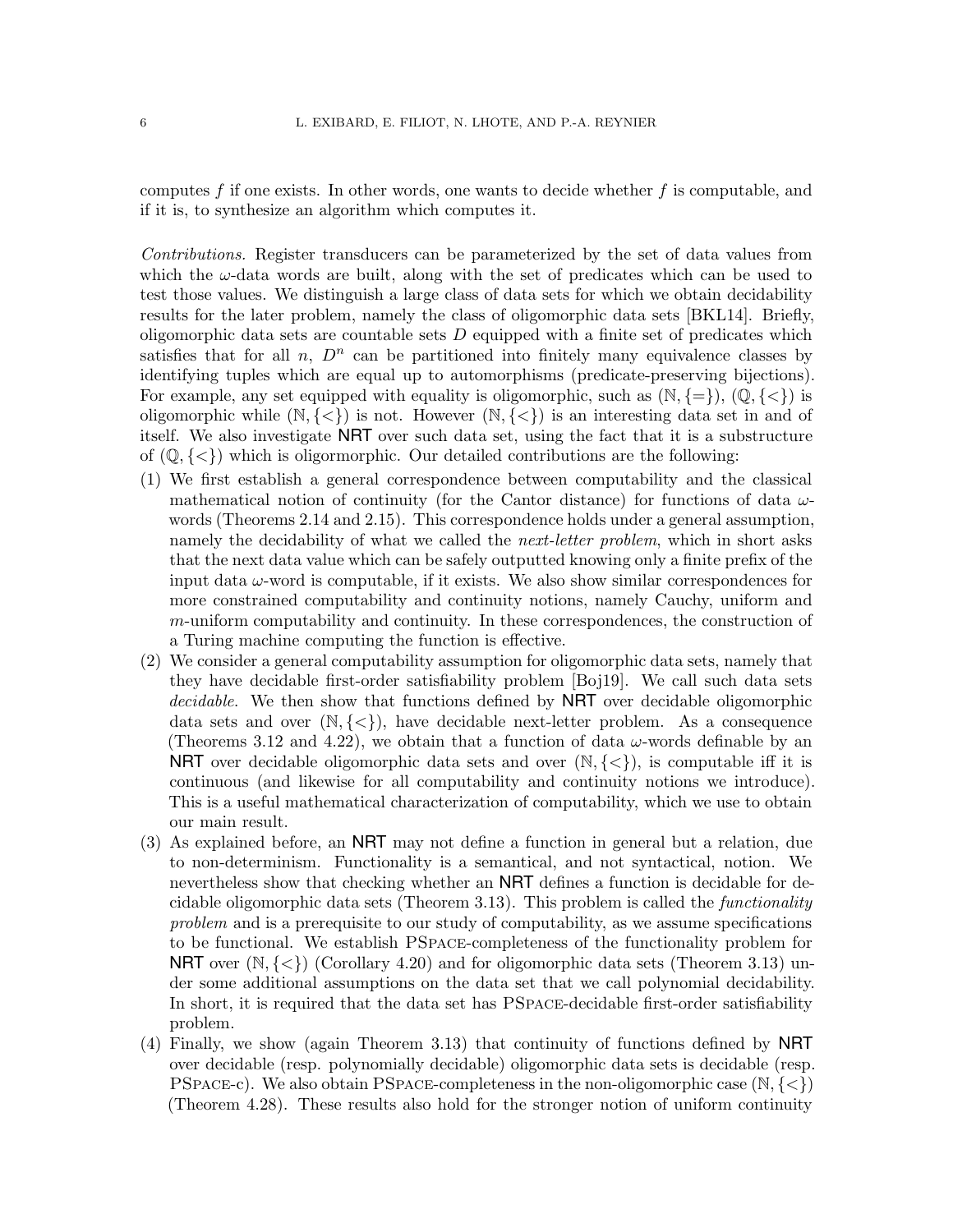computes $f$ if one exists. In other words, one wants to decide whether $f$ is computable, and if it is, to synthesize an algorithm which computes it.

*Contributions.* Register transducers can be parameterized by the set of data values from which the $\omega$-data words are built, along with the set of predicates which can be used to test those values. We distinguish a large class of data sets for which we obtain decidability results for the later problem, namely the class of oligomorphic data sets [BKL14]. Briefly, oligomorphic data sets are countable sets $D$ equipped with a finite set of predicates which satisfies that for all $n$, $D^n$ can be partitioned into finitely many equivalence classes by identifying tuples which are equal up to automorphisms (predicate-preserving bijections). For example, any set equipped with equality is oligomorphic, such as $(\mathbb{N}, \{=\})$, $(\mathbb{Q}, \{<\})$ is oligomorphic while $(\mathbb{N}, \{<\})$ is not. However $(\mathbb{N}, \{<\})$ is an interesting data set in and of itself. We also investigate NRT over such data set, using the fact that it is a substructure of $(\mathbb{Q}, \{<\})$ which is oligormorphic. Our detailed contributions are the following:

1. We first establish a general correspondence between computability and the classical mathematical notion of continuity (for the Cantor distance) for functions of data $\omega$-words (Theorems 2.14 and 2.15). This correspondence holds under a general assumption, namely the decidability of what we called the *next-letter problem*, which in short asks that the next data value which can be safely outputted knowing only a finite prefix of the input data $\omega$-word is computable, if it exists. We also show similar correspondences for more constrained computability and continuity notions, namely Cauchy, uniform and $m$-uniform computability and continuity. In these correspondences, the construction of a Turing machine computing the function is effective.
2. We consider a general computability assumption for oligomorphic data sets, namely that they have decidable first-order satisfiability problem [Boj19]. We call such data sets *decidable*. We then show that functions defined by NRT over decidable oligomorphic data sets and over $(\mathbb{N}, \{<\})$, have decidable next-letter problem. As a consequence (Theorems 3.12 and 4.22), we obtain that a function of data $\omega$-words definable by an NRT over decidable oligomorphic data sets and over $(\mathbb{N}, \{<\})$, is computable iff it is continuous (and likewise for all computability and continuity notions we introduce). This is a useful mathematical characterization of computability, which we use to obtain our main result.
3. As explained before, an NRT may not define a function in general but a relation, due to non-determinism. Functionality is a semantical, and not syntactical, notion. We nevertheless show that checking whether an NRT defines a function is decidable for decidable oligomorphic data sets (Theorem 3.13). This problem is called the *functionality problem* and is a prerequisite to our study of computability, as we assume specifications to be functional. We establish PSpace-completeness of the functionality problem for NRT over $(\mathbb{N}, \{<\})$ (Corollary 4.20) and for oligomorphic data sets (Theorem 3.13) under some additional assumptions on the data set that we call polynomial decidability. In short, it is required that the data set has PSpace-decidable first-order satisfiability problem.
4. Finally, we show (again Theorem 3.13) that continuity of functions defined by NRT over decidable (resp. polynomially decidable) oligomorphic data sets is decidable (resp. PSpace-c). We also obtain PSpace-completeness in the non-oligomorphic case $(\mathbb{N}, \{<\})$ (Theorem 4.28). These results also hold for the stronger notion of uniform continuity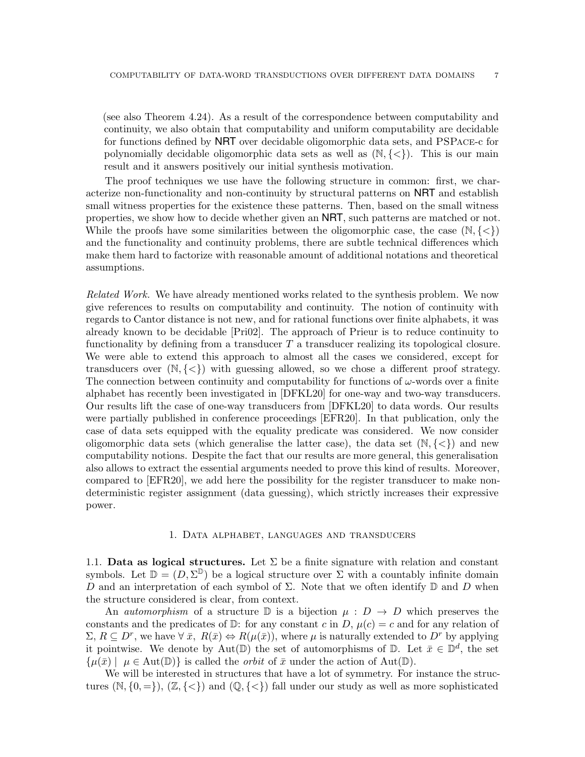(see also Theorem 4.24). As a result of the correspondence between computability and continuity, we also obtain that computability and uniform computability are decidable for functions defined by NRT over decidable oligomorphic data sets, and PSPACE-c for polynomially decidable oligomorphic data sets as well as $(\mathbb{N}, \{<\})$. This is our main result and it answers positively our initial synthesis motivation.

The proof techniques we use have the following structure in common: first, we characterize non-functionality and non-continuity by structural patterns on NRT and establish small witness properties for the existence these patterns. Then, based on the small witness properties, we show how to decide whether given an NRT, such patterns are matched or not. While the proofs have some similarities between the oligomorphic case, the case $(\mathbb{N}, \{<\})$ and the functionality and continuity problems, there are subtle technical differences which make them hard to factorize with reasonable amount of additional notations and theoretical assumptions.

*Related Work.* We have already mentioned works related to the synthesis problem. We now give references to results on computability and continuity. The notion of continuity with regards to Cantor distance is not new, and for rational functions over finite alphabets, it was already known to be decidable [Pri02]. The approach of Prieur is to reduce continuity to functionality by defining from a transducer $T$ a transducer realizing its topological closure. We were able to extend this approach to almost all the cases we considered, except for transducers over $(\mathbb{N}, \{<\})$ with guessing allowed, so we chose a different proof strategy. The connection between continuity and computability for functions of $\omega$-words over a finite alphabet has recently been investigated in [DFKL20] for one-way and two-way transducers. Our results lift the case of one-way transducers from [DFKL20] to data words. Our results were partially published in conference proceedings [EFR20]. In that publication, only the case of data sets equipped with the equality predicate was considered. We now consider oligomorphic data sets (which generalise the latter case), the data set $(\mathbb{N}, \{<\})$ and new computability notions. Despite the fact that our results are more general, this generalisation also allows to extract the essential arguments needed to prove this kind of results. Moreover, compared to [EFR20], we add here the possibility for the register transducer to make non-deterministic register assignment (data guessing), which strictly increases their expressive power.

## 1. Data alphabet, languages and transducers

### 1.1. Data as logical structures.

Let $\Sigma$ be a finite signature with relation and constant symbols. Let $\mathbb{D} = (D, \Sigma^{\mathbb{D}})$ be a logical structure over $\Sigma$ with a countably infinite domain $D$ and an interpretation of each symbol of $\Sigma$. Note that we often identify $\mathbb{D}$ and $D$ when the structure considered is clear, from context.

An *automorphism* of a structure $\mathbb{D}$ is a bijection $\mu : D \to D$ which preserves the constants and the predicates of $\mathbb{D}$: for any constant $c$ in $D$, $\mu(c) = c$ and for any relation of $\Sigma$, $R \subseteq D^r$, we have $\forall\, \bar{x},\ R(\bar{x}) \Leftrightarrow R(\mu(\bar{x}))$, where $\mu$ is naturally extended to $D^r$ by applying it pointwise. We denote by $\mathrm{Aut}(\mathbb{D})$ the set of automorphisms of $\mathbb{D}$. Let $\bar{x} \in \mathbb{D}^d$, the set $\{\mu(\bar{x}) \mid \mu \in \mathrm{Aut}(\mathbb{D})\}$ is called the *orbit* of $\bar{x}$ under the action of $\mathrm{Aut}(\mathbb{D})$.

We will be interested in structures that have a lot of symmetry. For instance the structures $(\mathbb{N}, \{0, =\})$, $(\mathbb{Z}, \{<\})$ and $(\mathbb{Q}, \{<\})$ fall under our study as well as more sophisticated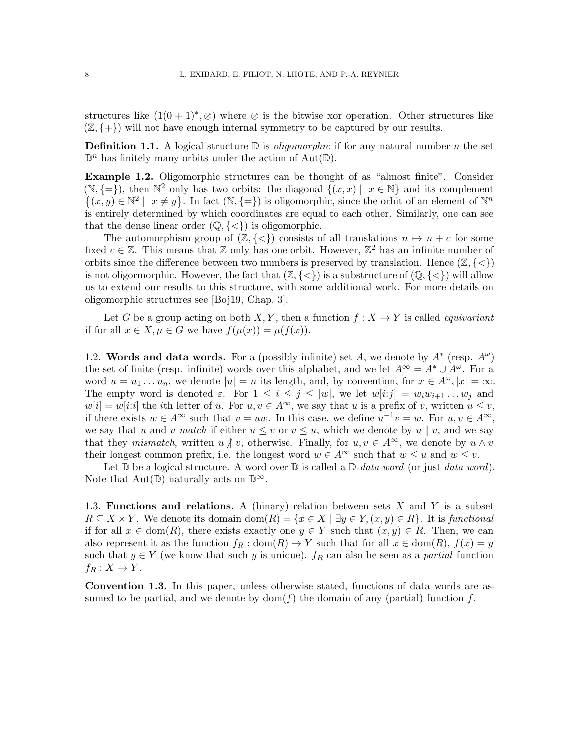structures like $(1(0+1)^*, \otimes)$ where $\otimes$ is the bitwise xor operation. Other structures like $(\mathbb{Z}, \{+\})$ will not have enough internal symmetry to be captured by our results.

**Definition 1.1.** A logical structure $\mathbb{D}$ is *oligomorphic* if for any natural number $n$ the set $\mathbb{D}^n$ has finitely many orbits under the action of $\mathrm{Aut}(\mathbb{D})$.

**Example 1.2.** Oligomorphic structures can be thought of as "almost finite". Consider $(\mathbb{N}, \{=\})$, then $\mathbb{N}^2$ only has two orbits: the diagonal $\{(x,x) \mid x \in \mathbb{N}\}$ and its complement $\{(x,y) \in \mathbb{N}^2 \mid x \neq y\}$. In fact $(\mathbb{N}, \{=\})$ is oligomorphic, since the orbit of an element of $\mathbb{N}^n$ is entirely determined by which coordinates are equal to each other. Similarly, one can see that the dense linear order $(\mathbb{Q}, \{<\})$ is oligomorphic.

The automorphism group of $(\mathbb{Z}, \{<\})$ consists of all translations $n \mapsto n + c$ for some fixed $c \in \mathbb{Z}$. This means that $\mathbb{Z}$ only has one orbit. However, $\mathbb{Z}^2$ has an infinite number of orbits since the difference between two numbers is preserved by translation. Hence $(\mathbb{Z}, \{<\})$ is not oligormorphic. However, the fact that $(\mathbb{Z}, \{<\})$ is a substructure of $(\mathbb{Q}, \{<\})$ will allow us to extend our results to this structure, with some additional work. For more details on oligomorphic structures see [Boj19, Chap. 3].

Let $G$ be a group acting on both $X, Y$, then a function $f : X \to Y$ is called *equivariant* if for all $x \in X, \mu \in G$ we have $f(\mu(x)) = \mu(f(x))$.

## 1.2. Words and data words.

For a (possibly infinite) set $A$, we denote by $A^*$ (resp. $A^\omega$) the set of finite (resp. infinite) words over this alphabet, and we let $A^\infty = A^* \cup A^\omega$. For a word $u = u_1 \dots u_n$, we denote $|u| = n$ its length, and, by convention, for $x \in A^\omega, |x| = \infty$. The empty word is denoted $\varepsilon$. For $1 \leq i \leq j \leq |w|$, we let $w[i{:}j] = w_i w_{i+1} \dots w_j$ and $w[i] = w[i{:}i]$ the $i$th letter of $u$. For $u, v \in A^\infty$, we say that $u$ is a prefix of $v$, written $u \leq v$, if there exists $w \in A^\infty$ such that $v = uw$. In this case, we define $u^{-1}v = w$. For $u, v \in A^\infty$, we say that $u$ and $v$ *match* if either $u \leq v$ or $v \leq u$, which we denote by $u \parallel v$, and we say that they *mismatch*, written $u \nparallel v$, otherwise. Finally, for $u, v \in A^\infty$, we denote by $u \wedge v$ their longest common prefix, i.e. the longest word $w \in A^\infty$ such that $w \leq u$ and $w \leq v$.

Let $\mathbb{D}$ be a logical structure. A word over $\mathbb{D}$ is called a $\mathbb{D}$-*data word* (or just *data word*). Note that $\mathrm{Aut}(\mathbb{D})$ naturally acts on $\mathbb{D}^\infty$.

## 1.3. Functions and relations.

A (binary) relation between sets $X$ and $Y$ is a subset $R \subseteq X \times Y$. We denote its domain $\mathrm{dom}(R) = \{x \in X \mid \exists y \in Y, (x,y) \in R\}$. It is *functional* if for all $x \in \mathrm{dom}(R)$, there exists exactly one $y \in Y$ such that $(x,y) \in R$. Then, we can also represent it as the function $f_R : \mathrm{dom}(R) \to Y$ such that for all $x \in \mathrm{dom}(R)$, $f(x) = y$ such that $y \in Y$ (we know that such $y$ is unique). $f_R$ can also be seen as a *partial* function $f_R : X \to Y$.

**Convention 1.3.** In this paper, unless otherwise stated, functions of data words are assumed to be partial, and we denote by $\mathrm{dom}(f)$ the domain of any (partial) function $f$.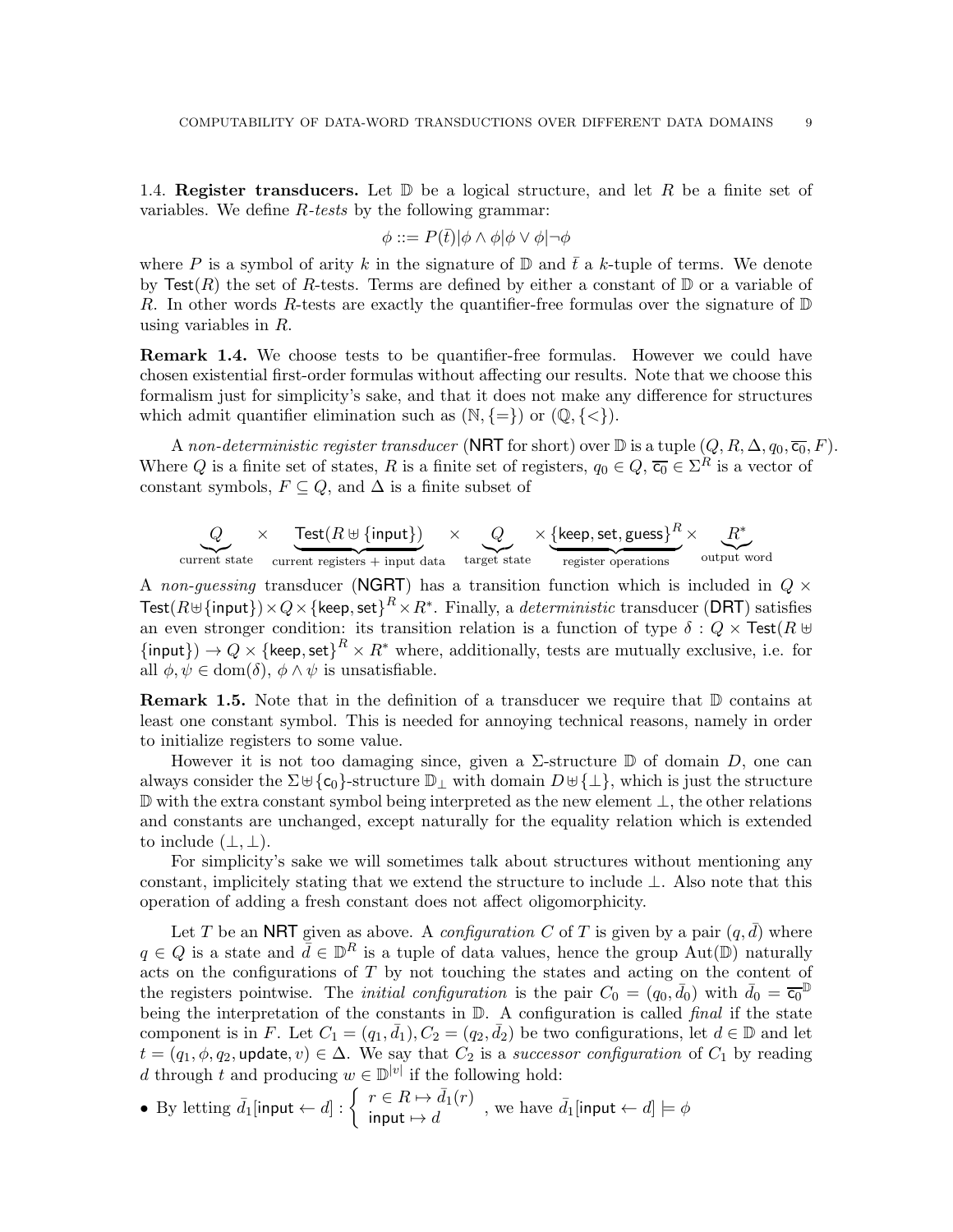1.4. **Register transducers.** Let $\mathbb{D}$ be a logical structure, and let $R$ be a finite set of variables. We define *R-tests* by the following grammar:

$$\phi ::= P(\bar{t}) | \phi \wedge \phi | \phi \vee \phi | \neg \phi$$

where $P$ is a symbol of arity $k$ in the signature of $\mathbb{D}$ and $\bar{t}$ a $k$-tuple of terms. We denote by $\mathsf{Test}(R)$ the set of $R$-tests. Terms are defined by either a constant of $\mathbb{D}$ or a variable of $R$. In other words $R$-tests are exactly the quantifier-free formulas over the signature of $\mathbb{D}$ using variables in $R$.

**Remark 1.4.** We choose tests to be quantifier-free formulas. However we could have chosen existential first-order formulas without affecting our results. Note that we choose this formalism just for simplicity's sake, and that it does not make any difference for structures which admit quantifier elimination such as $(\mathbb{N}, \{=\})$ or $(\mathbb{Q}, \{<\})$.

A *non-deterministic register transducer* ($\mathsf{NRT}$ for short) over $\mathbb{D}$ is a tuple $(Q, R, \Delta, q_0, \overline{\mathsf{c}_0}, F)$. Where $Q$ is a finite set of states, $R$ is a finite set of registers, $q_0 \in Q$, $\overline{\mathsf{c}_0} \in \Sigma^R$ is a vector of constant symbols, $F \subseteq Q$, and $\Delta$ is a finite subset of

$$\underbrace{Q}_{\text{current state}} \times \underbrace{\mathsf{Test}(R \uplus \{\mathsf{input}\})}_{\text{current registers + input data}} \times \underbrace{Q}_{\text{target state}} \times \underbrace{\{\mathsf{keep}, \mathsf{set}, \mathsf{guess}\}^R}_{\text{register operations}} \times \underbrace{R^*}_{\text{output word}}$$

A *non-guessing* transducer ($\mathsf{NGRT}$) has a transition function which is included in $Q \times \mathsf{Test}(R \uplus \{\mathsf{input}\}) \times Q \times \{\mathsf{keep}, \mathsf{set}\}^R \times R^*$. Finally, a *deterministic* transducer ($\mathsf{DRT}$) satisfies an even stronger condition: its transition relation is a function of type $\delta : Q \times \mathsf{Test}(R \uplus \{\mathsf{input}\}) \to Q \times \{\mathsf{keep}, \mathsf{set}\}^R \times R^*$ where, additionally, tests are mutually exclusive, i.e. for all $\phi, \psi \in \mathrm{dom}(\delta)$, $\phi \wedge \psi$ is unsatisfiable.

**Remark 1.5.** Note that in the definition of a transducer we require that $\mathbb{D}$ contains at least one constant symbol. This is needed for annoying technical reasons, namely in order to initialize registers to some value.

However it is not too damaging since, given a $\Sigma$-structure $\mathbb{D}$ of domain $D$, one can always consider the $\Sigma \uplus \{\mathsf{c}_0\}$-structure $\mathbb{D}_\perp$ with domain $D \uplus \{\perp\}$, which is just the structure $\mathbb{D}$ with the extra constant symbol being interpreted as the new element $\perp$, the other relations and constants are unchanged, except naturally for the equality relation which is extended to include $(\perp, \perp)$.

For simplicity's sake we will sometimes talk about structures without mentioning any constant, implicitely stating that we extend the structure to include $\perp$. Also note that this operation of adding a fresh constant does not affect oligomorphicity.

Let $T$ be an $\mathsf{NRT}$ given as above. A *configuration* $C$ of $T$ is given by a pair $(q, \bar{d})$ where $q \in Q$ is a state and $\bar{d} \in \mathbb{D}^R$ is a tuple of data values, hence the group $\mathrm{Aut}(\mathbb{D})$ naturally acts on the configurations of $T$ by not touching the states and acting on the content of the registers pointwise. The *initial configuration* is the pair $C_0 = (q_0, \bar{d}_0)$ with $\bar{d}_0 = \overline{\mathsf{c}_0}^{\mathbb{D}}$ being the interpretation of the constants in $\mathbb{D}$. A configuration is called *final* if the state component is in $F$. Let $C_1 = (q_1, \bar{d}_1), C_2 = (q_2, \bar{d}_2)$ be two configurations, let $d \in \mathbb{D}$ and let $t = (q_1, \phi, q_2, \mathsf{update}, v) \in \Delta$. We say that $C_2$ is a *successor configuration* of $C_1$ by reading $d$ through $t$ and producing $w \in \mathbb{D}^{|v|}$ if the following hold:

- By letting $\bar{d}_1[\mathsf{input} \leftarrow d] : \begin{cases} r \in R \mapsto \bar{d}_1(r) \\ \mathsf{input} \mapsto d \end{cases}$, we have $\bar{d}_1[\mathsf{input} \leftarrow d] \models \phi$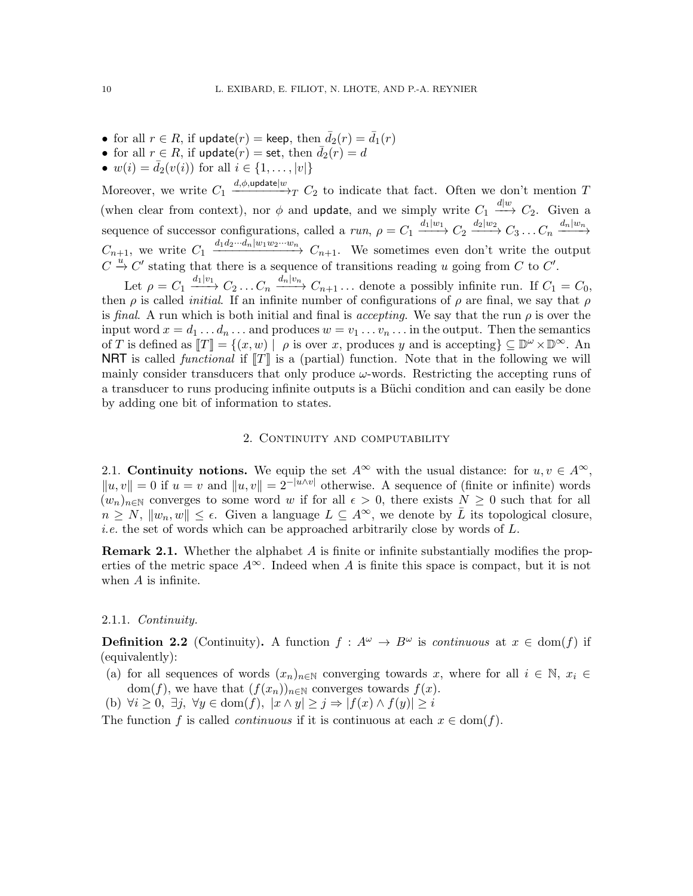- for all $r \in R$, if $\mathsf{update}(r) = \mathsf{keep}$, then $\bar{d}_2(r) = \bar{d}_1(r)$
- for all $r \in R$, if $\mathsf{update}(r) = \mathsf{set}$, then $\bar{d}_2(r) = d$
- $w(i) = \bar{d}_2(v(i))$ for all $i \in \{1, \dots, |v|\}$

Moreover, we write $C_1 \xrightarrow{d,\phi,\mathsf{update}|w}_T C_2$ to indicate that fact. Often we don't mention $T$ (when clear from context), nor $\phi$ and $\mathsf{update}$, and we simply write $C_1 \xrightarrow{d|w} C_2$. Given a sequence of successor configurations, called a *run*, $\rho = C_1 \xrightarrow{d_1|w_1} C_2 \xrightarrow{d_2|w_2} C_3 \dots C_n \xrightarrow{d_n|w_n} C_{n+1}$, we write $C_1 \xrightarrow{d_1 d_2 \cdots d_n | w_1 w_2 \cdots w_n} C_{n+1}$. We sometimes even don't write the output $C \xrightarrow{u} C'$ stating that there is a sequence of transitions reading $u$ going from $C$ to $C'$.

Let $\rho = C_1 \xrightarrow{d_1|v_1} C_2 \dots C_n \xrightarrow{d_n|v_n} C_{n+1} \dots$ denote a possibly infinite run. If $C_1 = C_0$, then $\rho$ is called *initial*. If an infinite number of configurations of $\rho$ are final, we say that $\rho$ is *final*. A run which is both initial and final is *accepting*. We say that the run $\rho$ is over the input word $x = d_1 \dots d_n \dots$ and produces $w = v_1 \dots v_n \dots$ in the output. Then the semantics of $T$ is defined as $[\![T]\!] = \{(x, w) \mid \rho \text{ is over } x, \text{ produces } y \text{ and is accepting}\} \subseteq \mathbb{D}^\omega \times \mathbb{D}^\infty$. An $\mathsf{NRT}$ is called *functional* if $[\![T]\!]$ is a (partial) function. Note that in the following we will mainly consider transducers that only produce $\omega$-words. Restricting the accepting runs of a transducer to runs producing infinite outputs is a Büchi condition and can easily be done by adding one bit of information to states.

## 2. Continuity and computability

### 2.1. Continuity notions.

We equip the set $A^\infty$ with the usual distance: for $u, v \in A^\infty$, $\|u, v\| = 0$ if $u = v$ and $\|u, v\| = 2^{-|u \wedge v|}$ otherwise. A sequence of (finite or infinite) words $(w_n)_{n \in \mathbb{N}}$ converges to some word $w$ if for all $\epsilon > 0$, there exists $N \geq 0$ such that for all $n \geq N$, $\|w_n, w\| \leq \epsilon$. Given a language $L \subseteq A^\infty$, we denote by $\bar{L}$ its topological closure, *i.e.* the set of words which can be approached arbitrarily close by words of $L$.

**Remark 2.1.** Whether the alphabet $A$ is finite or infinite substantially modifies the properties of the metric space $A^\infty$. Indeed when $A$ is finite this space is compact, but it is not when $A$ is infinite.

#### 2.1.1. *Continuity.*

**Definition 2.2** (Continuity)**.** A function $f : A^\omega \to B^\omega$ is *continuous* at $x \in \mathrm{dom}(f)$ if (equivalently):

(a) for all sequences of words $(x_n)_{n \in \mathbb{N}}$ converging towards $x$, where for all $i \in \mathbb{N}$, $x_i \in \mathrm{dom}(f)$, we have that $(f(x_n))_{n \in \mathbb{N}}$ converges towards $f(x)$.

(b) $\forall i \geq 0,\ \exists j,\ \forall y \in \mathrm{dom}(f),\ |x \wedge y| \geq j \Rightarrow |f(x) \wedge f(y)| \geq i$

The function $f$ is called *continuous* if it is continuous at each $x \in \mathrm{dom}(f)$.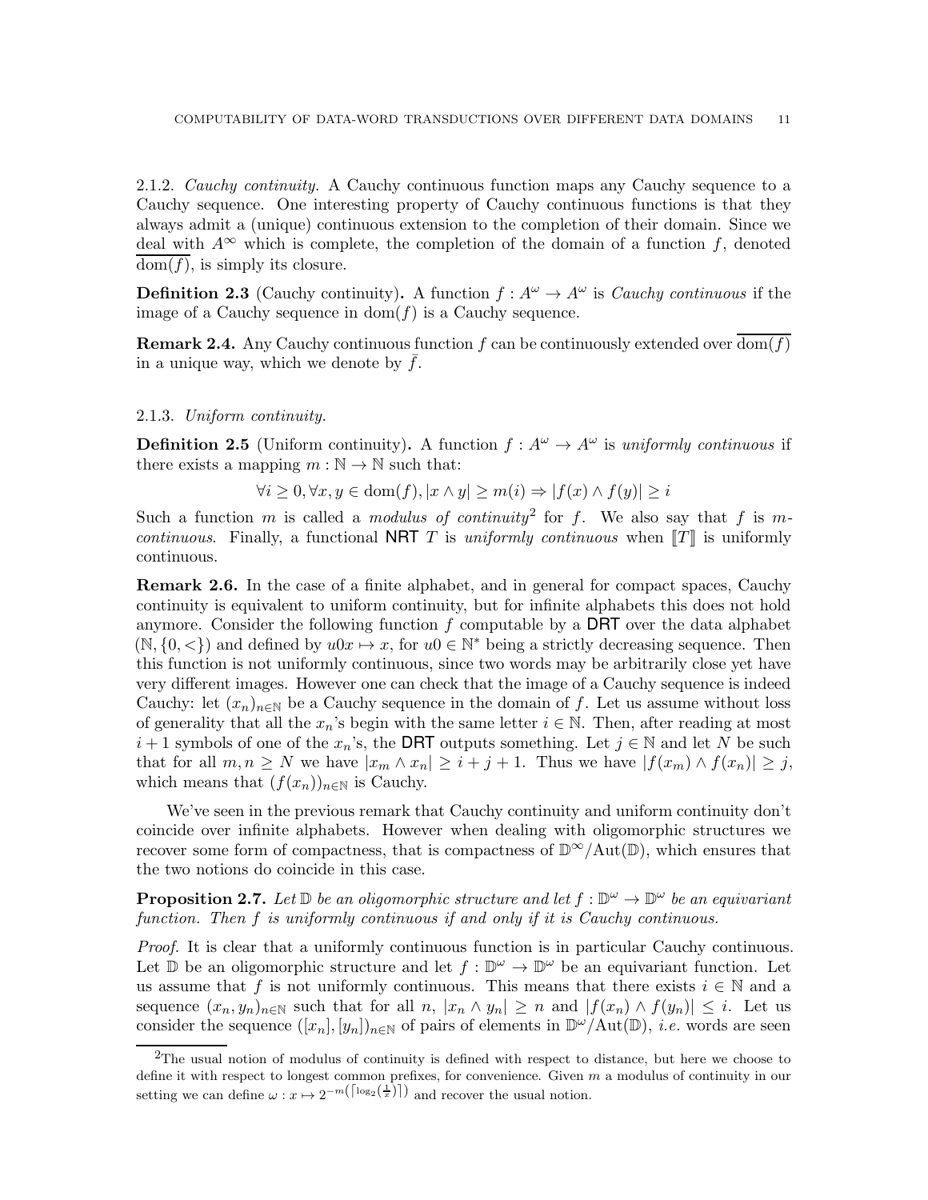2.1.2. *Cauchy continuity.* A Cauchy continuous function maps any Cauchy sequence to a Cauchy sequence. One interesting property of Cauchy continuous functions is that they always admit a (unique) continuous extension to the completion of their domain. Since we deal with $A^\infty$ which is complete, the completion of the domain of a function $f$, denoted $\overline{\mathrm{dom}(f)}$, is simply its closure.

**Definition 2.3** (Cauchy continuity)**.** A function $f : A^\omega \to A^\omega$ is *Cauchy continuous* if the image of a Cauchy sequence in $\mathrm{dom}(f)$ is a Cauchy sequence.

**Remark 2.4.** Any Cauchy continuous function $f$ can be continuously extended over $\overline{\mathrm{dom}(f)}$ in a unique way, which we denote by $\bar{f}$.

2.1.3. *Uniform continuity.*

**Definition 2.5** (Uniform continuity)**.** A function $f : A^\omega \to A^\omega$ is *uniformly continuous* if there exists a mapping $m : \mathbb{N} \to \mathbb{N}$ such that:

$$\forall i \geq 0, \forall x, y \in \mathrm{dom}(f), |x \wedge y| \geq m(i) \Rightarrow |f(x) \wedge f(y)| \geq i$$

Such a function $m$ is called a *modulus of continuity*[2] for $f$. We also say that $f$ is *$m$-continuous*. Finally, a functional NRT $T$ is *uniformly continuous* when $[\![T]\!]$ is uniformly continuous.

**Remark 2.6.** In the case of a finite alphabet, and in general for compact spaces, Cauchy continuity is equivalent to uniform continuity, but for infinite alphabets this does not hold anymore. Consider the following function $f$ computable by a DRT over the data alphabet $(\mathbb{N}, \{0, <\})$ and defined by $u0x \mapsto x$, for $u0 \in \mathbb{N}^*$ being a strictly decreasing sequence. Then this function is not uniformly continuous, since two words may be arbitrarily close yet have very different images. However one can check that the image of a Cauchy sequence is indeed Cauchy: let $(x_n)_{n \in \mathbb{N}}$ be a Cauchy sequence in the domain of $f$. Let us assume without loss of generality that all the $x_n$'s begin with the same letter $i \in \mathbb{N}$. Then, after reading at most $i+1$ symbols of one of the $x_n$'s, the DRT outputs something. Let $j \in \mathbb{N}$ and let $N$ be such that for all $m, n \geq N$ we have $|x_m \wedge x_n| \geq i + j + 1$. Thus we have $|f(x_m) \wedge f(x_n)| \geq j$, which means that $(f(x_n))_{n \in \mathbb{N}}$ is Cauchy.

We've seen in the previous remark that Cauchy continuity and uniform continuity don't coincide over infinite alphabets. However when dealing with oligomorphic structures we recover some form of compactness, that is compactness of $\mathbb{D}^\infty/\mathrm{Aut}(\mathbb{D})$, which ensures that the two notions do coincide in this case.

**Proposition 2.7.** *Let $\mathbb{D}$ be an oligomorphic structure and let $f : \mathbb{D}^\omega \to \mathbb{D}^\omega$ be an equivariant function. Then $f$ is uniformly continuous if and only if it is Cauchy continuous.*

*Proof.* It is clear that a uniformly continuous function is in particular Cauchy continuous. Let $\mathbb{D}$ be an oligomorphic structure and let $f : \mathbb{D}^\omega \to \mathbb{D}^\omega$ be an equivariant function. Let us assume that $f$ is not uniformly continuous. This means that there exists $i \in \mathbb{N}$ and a sequence $(x_n, y_n)_{n \in \mathbb{N}}$ such that for all $n$, $|x_n \wedge y_n| \geq n$ and $|f(x_n) \wedge f(y_n)| \leq i$. Let us consider the sequence $([x_n], [y_n])_{n \in \mathbb{N}}$ of pairs of elements in $\mathbb{D}^\omega/\mathrm{Aut}(\mathbb{D})$, *i.e.* words are seen

[2] The usual notion of modulus of continuity is defined with respect to distance, but here we choose to define it with respect to longest common prefixes, for convenience. Given $m$ a modulus of continuity in our setting we can define $\omega : x \mapsto 2^{-m(\lceil \log_2(\frac{1}{x}) \rceil)}$ and recover the usual notion.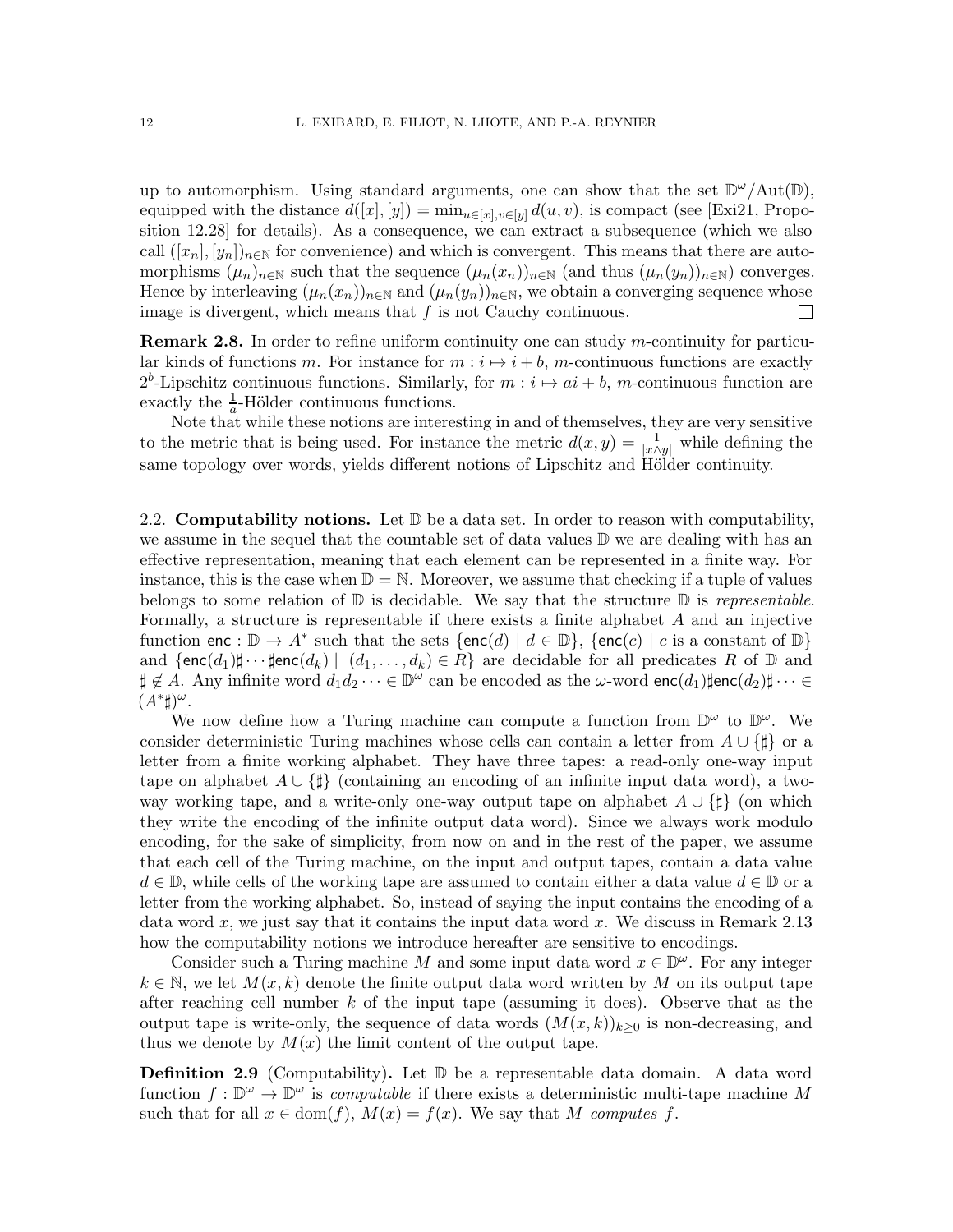up to automorphism. Using standard arguments, one can show that the set $\mathbb{D}^\omega/\mathrm{Aut}(\mathbb{D})$, equipped with the distance $d([x],[y]) = \min_{u\in[x],v\in[y]} d(u,v)$, is compact (see [Exi21, Proposition 12.28] for details). As a consequence, we can extract a subsequence (which we also call $([x_n],[y_n])_{n\in\mathbb{N}}$ for convenience) and which is convergent. This means that there are automorphisms $(\mu_n)_{n\in\mathbb{N}}$ such that the sequence $(\mu_n(x_n))_{n\in\mathbb{N}}$ (and thus $(\mu_n(y_n))_{n\in\mathbb{N}}$) converges. Hence by interleaving $(\mu_n(x_n))_{n\in\mathbb{N}}$ and $(\mu_n(y_n))_{n\in\mathbb{N}}$, we obtain a converging sequence whose image is divergent, which means that $f$ is not Cauchy continuous. □

**Remark 2.8.** In order to refine uniform continuity one can study $m$-continuity for particular kinds of functions $m$. For instance for $m : i \mapsto i + b$, $m$-continuous functions are exactly $2^b$-Lipschitz continuous functions. Similarly, for $m : i \mapsto ai + b$, $m$-continuous function are exactly the $\frac{1}{a}$-Hölder continuous functions.

Note that while these notions are interesting in and of themselves, they are very sensitive to the metric that is being used. For instance the metric $d(x,y) = \frac{1}{|x\wedge y|}$ while defining the same topology over words, yields different notions of Lipschitz and Hölder continuity.

### 2.2. Computability notions.

Let $\mathbb{D}$ be a data set. In order to reason with computability, we assume in the sequel that the countable set of data values $\mathbb{D}$ we are dealing with has an effective representation, meaning that each element can be represented in a finite way. For instance, this is the case when $\mathbb{D} = \mathbb{N}$. Moreover, we assume that checking if a tuple of values belongs to some relation of $\mathbb{D}$ is decidable. We say that the structure $\mathbb{D}$ is *representable*. Formally, a structure is representable if there exists a finite alphabet $A$ and an injective function $\mathsf{enc} : \mathbb{D} \to A^*$ such that the sets $\{\mathsf{enc}(d) \mid d \in \mathbb{D}\}$, $\{\mathsf{enc}(c) \mid c \text{ is a constant of } \mathbb{D}\}$ and $\{\mathsf{enc}(d_1)\sharp\cdots\sharp\mathsf{enc}(d_k) \mid (d_1,\dots,d_k) \in R\}$ are decidable for all predicates $R$ of $\mathbb{D}$ and $\sharp \notin A$. Any infinite word $d_1d_2\cdots \in \mathbb{D}^\omega$ can be encoded as the $\omega$-word $\mathsf{enc}(d_1)\sharp\mathsf{enc}(d_2)\sharp\cdots \in (A^*\sharp)^\omega$.

We now define how a Turing machine can compute a function from $\mathbb{D}^\omega$ to $\mathbb{D}^\omega$. We consider deterministic Turing machines whose cells can contain a letter from $A \cup \{\sharp\}$ or a letter from a finite working alphabet. They have three tapes: a read-only one-way input tape on alphabet $A \cup \{\sharp\}$ (containing an encoding of an infinite input data word), a two-way working tape, and a write-only one-way output tape on alphabet $A \cup \{\sharp\}$ (on which they write the encoding of the infinite output data word). Since we always work modulo encoding, for the sake of simplicity, from now on and in the rest of the paper, we assume that each cell of the Turing machine, on the input and output tapes, contain a data value $d \in \mathbb{D}$, while cells of the working tape are assumed to contain either a data value $d \in \mathbb{D}$ or a letter from the working alphabet. So, instead of saying the input contains the encoding of a data word $x$, we just say that it contains the input data word $x$. We discuss in Remark 2.13 how the computability notions we introduce hereafter are sensitive to encodings.

Consider such a Turing machine $M$ and some input data word $x \in \mathbb{D}^\omega$. For any integer $k \in \mathbb{N}$, we let $M(x,k)$ denote the finite output data word written by $M$ on its output tape after reaching cell number $k$ of the input tape (assuming it does). Observe that as the output tape is write-only, the sequence of data words $(M(x,k))_{k\geq 0}$ is non-decreasing, and thus we denote by $M(x)$ the limit content of the output tape.

**Definition 2.9** (Computability)**.** Let $\mathbb{D}$ be a representable data domain. A data word function $f : \mathbb{D}^\omega \to \mathbb{D}^\omega$ is *computable* if there exists a deterministic multi-tape machine $M$ such that for all $x \in \mathrm{dom}(f)$, $M(x) = f(x)$. We say that $M$ *computes* $f$.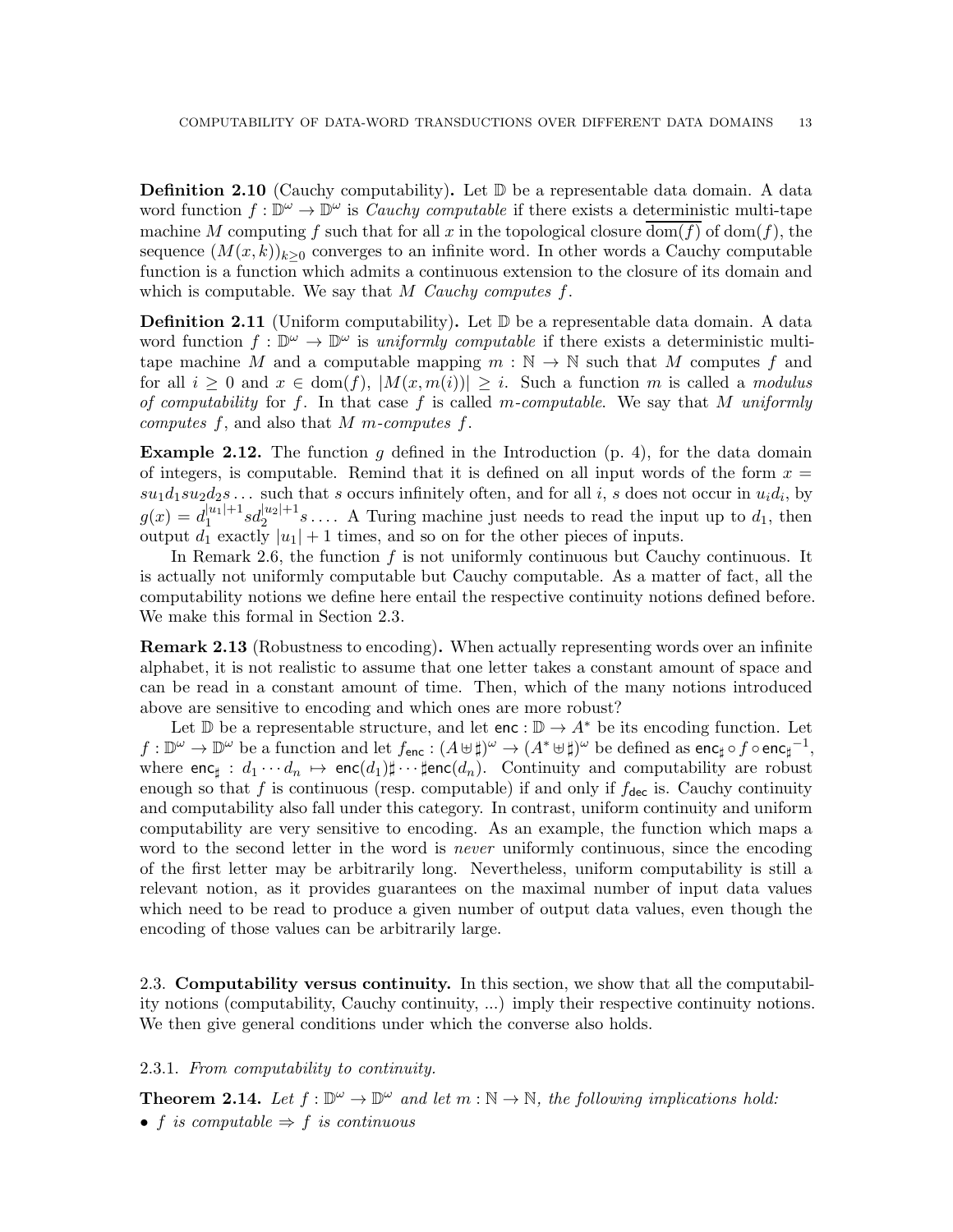**Definition 2.10** (Cauchy computability)**.** Let $\mathbb{D}$ be a representable data domain. A data word function $f : \mathbb{D}^\omega \to \mathbb{D}^\omega$ is *Cauchy computable* if there exists a deterministic multi-tape machine $M$ computing $f$ such that for all $x$ in the topological closure $\overline{\mathrm{dom}(f)}$ of $\mathrm{dom}(f)$, the sequence $(M(x,k))_{k\geq 0}$ converges to an infinite word. In other words a Cauchy computable function is a function which admits a continuous extension to the closure of its domain and which is computable. We say that $M$ *Cauchy computes* $f$.

**Definition 2.11** (Uniform computability)**.** Let $\mathbb{D}$ be a representable data domain. A data word function $f : \mathbb{D}^\omega \to \mathbb{D}^\omega$ is *uniformly computable* if there exists a deterministic multi-tape machine $M$ and a computable mapping $m : \mathbb{N} \to \mathbb{N}$ such that $M$ computes $f$ and for all $i \geq 0$ and $x \in \mathrm{dom}(f)$, $|M(x, m(i))| \geq i$. Such a function $m$ is called a *modulus of computability* for $f$. In that case $f$ is called $m$*-computable*. We say that $M$ *uniformly computes* $f$, and also that $M$ $m$*-computes* $f$.

**Example 2.12.** The function $g$ defined in the Introduction (p. 4), for the data domain of integers, is computable. Remind that it is defined on all input words of the form $x = su_1d_1su_2d_2s\dots$ such that $s$ occurs infinitely often, and for all $i$, $s$ does not occur in $u_id_i$, by $g(x) = d_1^{|u_1|+1}sd_2^{|u_2|+1}s\dots$. A Turing machine just needs to read the input up to $d_1$, then output $d_1$ exactly $|u_1|+1$ times, and so on for the other pieces of inputs.

In Remark 2.6, the function $f$ is not uniformly continuous but Cauchy continuous. It is actually not uniformly computable but Cauchy computable. As a matter of fact, all the computability notions we define here entail the respective continuity notions defined before. We make this formal in Section 2.3.

**Remark 2.13** (Robustness to encoding)**.** When actually representing words over an infinite alphabet, it is not realistic to assume that one letter takes a constant amount of space and can be read in a constant amount of time. Then, which of the many notions introduced above are sensitive to encoding and which ones are more robust?

Let $\mathbb{D}$ be a representable structure, and let $\mathsf{enc} : \mathbb{D} \to A^*$ be its encoding function. Let $f : \mathbb{D}^\omega \to \mathbb{D}^\omega$ be a function and let $f_{\mathsf{enc}} : (A \uplus \sharp)^\omega \to (A^* \uplus \sharp)^\omega$ be defined as $\mathsf{enc}_\sharp \circ f \circ {\mathsf{enc}_\sharp}^{-1}$, where $\mathsf{enc}_\sharp : d_1 \cdots d_n \mapsto \mathsf{enc}(d_1)\sharp \cdots \sharp\mathsf{enc}(d_n)$. Continuity and computability are robust enough so that $f$ is continuous (resp. computable) if and only if $f_{\mathsf{dec}}$ is. Cauchy continuity and computability also fall under this category. In contrast, uniform continuity and uniform computability are very sensitive to encoding. As an example, the function which maps a word to the second letter in the word is *never* uniformly continuous, since the encoding of the first letter may be arbitrarily long. Nevertheless, uniform computability is still a relevant notion, as it provides guarantees on the maximal number of input data values which need to be read to produce a given number of output data values, even though the encoding of those values can be arbitrarily large.

## 2.3. Computability versus continuity.

In this section, we show that all the computability notions (computability, Cauchy continuity, ...) imply their respective continuity notions. We then give general conditions under which the converse also holds.

### 2.3.1. *From computability to continuity.*

**Theorem 2.14.** *Let $f : \mathbb{D}^\omega \to \mathbb{D}^\omega$ and let $m : \mathbb{N} \to \mathbb{N}$, the following implications hold:*

- *$f$ is computable $\Rightarrow$ $f$ is continuous*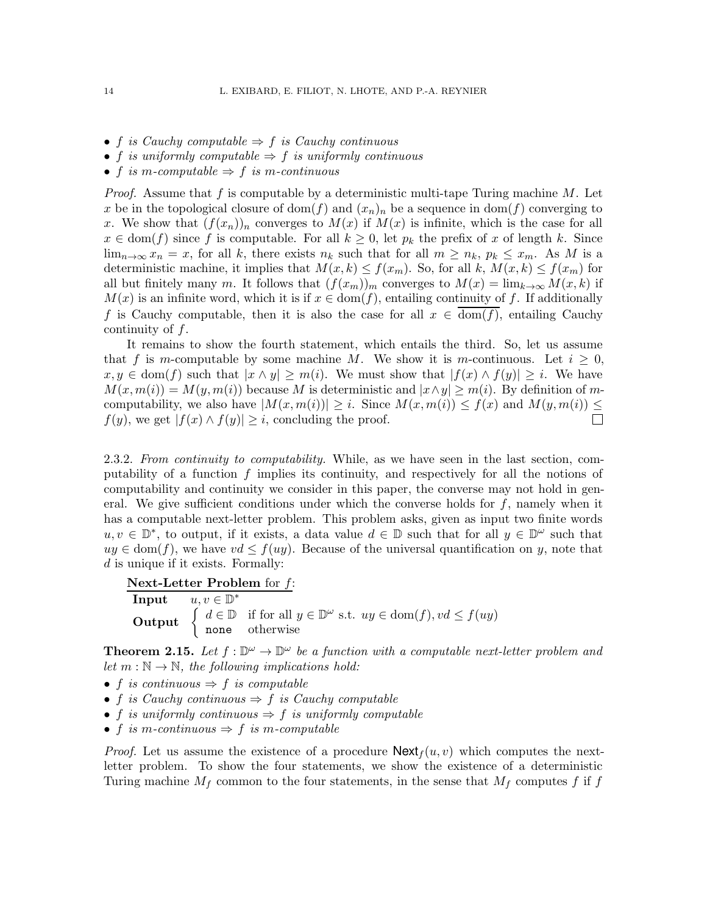- *f is Cauchy computable ⇒ f is Cauchy continuous*
- *f is uniformly computable ⇒ f is uniformly continuous*
- *f is m-computable ⇒ f is m-continuous*

*Proof.* Assume that $f$ is computable by a deterministic multi-tape Turing machine $M$. Let $x$ be in the topological closure of $\mathrm{dom}(f)$ and $(x_n)_n$ be a sequence in $\mathrm{dom}(f)$ converging to $x$. We show that $(f(x_n))_n$ converges to $M(x)$ if $M(x)$ is infinite, which is the case for all $x \in \mathrm{dom}(f)$ since $f$ is computable. For all $k \geq 0$, let $p_k$ the prefix of $x$ of length $k$. Since $\lim_{n\to\infty} x_n = x$, for all $k$, there exists $n_k$ such that for all $m \geq n_k$, $p_k \leq x_m$. As $M$ is a deterministic machine, it implies that $M(x,k) \leq f(x_m)$. So, for all $k$, $M(x,k) \leq f(x_m)$ for all but finitely many $m$. It follows that $(f(x_m))_m$ converges to $M(x) = \lim_{k\to\infty} M(x,k)$ if $M(x)$ is an infinite word, which it is if $x \in \mathrm{dom}(f)$, entailing continuity of $f$. If additionally $f$ is Cauchy computable, then it is also the case for all $x \in \overline{\mathrm{dom}(f)}$, entailing Cauchy continuity of $f$.

It remains to show the fourth statement, which entails the third. So, let us assume that $f$ is $m$-computable by some machine $M$. We show it is $m$-continuous. Let $i \geq 0$, $x, y \in \mathrm{dom}(f)$ such that $|x \wedge y| \geq m(i)$. We must show that $|f(x) \wedge f(y)| \geq i$. We have $M(x, m(i)) = M(y, m(i))$ because $M$ is deterministic and $|x \wedge y| \geq m(i)$. By definition of $m$-computability, we also have $|M(x, m(i))| \geq i$. Since $M(x, m(i)) \leq f(x)$ and $M(y, m(i)) \leq f(y)$, we get $|f(x) \wedge f(y)| \geq i$, concluding the proof. □

2.3.2. *From continuity to computability.* While, as we have seen in the last section, computability of a function $f$ implies its continuity, and respectively for all the notions of computability and continuity we consider in this paper, the converse may not hold in general. We give sufficient conditions under which the converse holds for $f$, namely when it has a computable next-letter problem. This problem asks, given as input two finite words $u, v \in \mathbb{D}^*$, to output, if it exists, a data value $d \in \mathbb{D}$ such that for all $y \in \mathbb{D}^\omega$ such that $uy \in \mathrm{dom}(f)$, we have $vd \leq f(uy)$. Because of the universal quantification on $y$, note that $d$ is unique if it exists. Formally:

**Next-Letter Problem** for $f$:

**Input** $\quad u, v \in \mathbb{D}^*$

**Output** $\quad \begin{cases} d \in \mathbb{D} & \text{if for all } y \in \mathbb{D}^\omega \text{ s.t. } uy \in \mathrm{dom}(f), vd \leq f(uy) \\ \texttt{none} & \text{otherwise} \end{cases}$

**Theorem 2.15.** *Let $f : \mathbb{D}^\omega \to \mathbb{D}^\omega$ be a function with a computable next-letter problem and let $m : \mathbb{N} \to \mathbb{N}$, the following implications hold:*

- *f is continuous ⇒ f is computable*
- *f is Cauchy continuous ⇒ f is Cauchy computable*
- *f is uniformly continuous ⇒ f is uniformly computable*
- *f is m-continuous ⇒ f is m-computable*

*Proof.* Let us assume the existence of a procedure $\mathsf{Next}_f(u, v)$ which computes the next-letter problem. To show the four statements, we show the existence of a deterministic Turing machine $M_f$ common to the four statements, in the sense that $M_f$ computes $f$ if $f$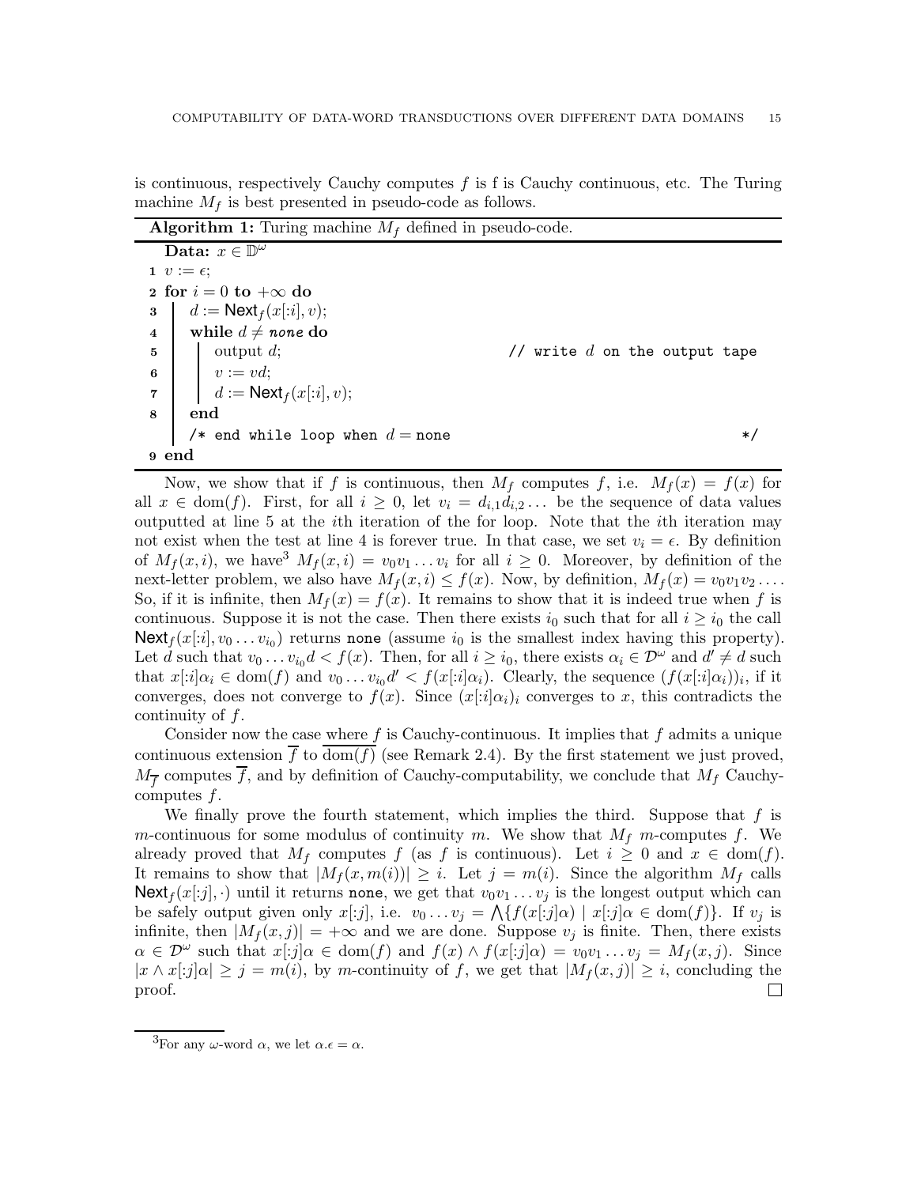is continuous, respectively Cauchy computes $f$ is f is Cauchy continuous, etc. The Turing machine $M_f$ is best presented in pseudo-code as follows.

**Algorithm 1:** Turing machine $M_f$ defined in pseudo-code.

```
  Data: x ∈ 𝔻^ω
1 v := ε;
2 for i = 0 to +∞ do
3   d := Next_f(x[:i], v);
4   while d ≠ none do
5     output d;                          // write d on the output tape
6     v := vd;
7     d := Next_f(x[:i], v);
8   end
    /* end while loop when d = none                                     */
9 end
```

Now, we show that if $f$ is continuous, then $M_f$ computes $f$, i.e. $M_f(x) = f(x)$ for all $x \in \mathrm{dom}(f)$. First, for all $i \geq 0$, let $v_i = d_{i,1}d_{i,2}\dots$ be the sequence of data values outputted at line 5 at the $i$th iteration of the for loop. Note that the $i$th iteration may not exist when the test at line 4 is forever true. In that case, we set $v_i = \epsilon$. By definition of $M_f(x, i)$, we have[3] $M_f(x, i) = v_0 v_1 \dots v_i$ for all $i \geq 0$. Moreover, by definition of the next-letter problem, we also have $M_f(x, i) \leq f(x)$. Now, by definition, $M_f(x) = v_0 v_1 v_2 \dots$. So, if it is infinite, then $M_f(x) = f(x)$. It remains to show that it is indeed true when $f$ is continuous. Suppose it is not the case. Then there exists $i_0$ such that for all $i \geq i_0$ the call $\mathsf{Next}_f(x[:i], v_0 \dots v_{i_0})$ returns none (assume $i_0$ is the smallest index having this property). Let $d$ such that $v_0 \dots v_{i_0} d < f(x)$. Then, for all $i \geq i_0$, there exists $\alpha_i \in \mathcal{D}^\omega$ and $d' \neq d$ such that $x[:i]\alpha_i \in \mathrm{dom}(f)$ and $v_0 \dots v_{i_0} d' < f(x[:i]\alpha_i)$. Clearly, the sequence $(f(x[:i]\alpha_i))_i$, if it converges, does not converge to $f(x)$. Since $(x[:i]\alpha_i)_i$ converges to $x$, this contradicts the continuity of $f$.

Consider now the case where $f$ is Cauchy-continuous. It implies that $f$ admits a unique continuous extension $\overline{f}$ to $\overline{\mathrm{dom}(f)}$ (see Remark 2.4). By the first statement we just proved, $M_{\overline{f}}$ computes $\overline{f}$, and by definition of Cauchy-computability, we conclude that $M_f$ Cauchy-computes $f$.

We finally prove the fourth statement, which implies the third. Suppose that $f$ is $m$-continuous for some modulus of continuity $m$. We show that $M_f$ $m$-computes $f$. We already proved that $M_f$ computes $f$ (as $f$ is continuous). Let $i \geq 0$ and $x \in \mathrm{dom}(f)$. It remains to show that $|M_f(x, m(i))| \geq i$. Let $j = m(i)$. Since the algorithm $M_f$ calls $\mathsf{Next}_f(x[:j], \cdot)$ until it returns none, we get that $v_0 v_1 \dots v_j$ is the longest output which can be safely output given only $x[:j]$, i.e. $v_0 \dots v_j = \bigwedge\{f(x[:j]\alpha) \mid x[:j]\alpha \in \mathrm{dom}(f)\}$. If $v_j$ is infinite, then $|M_f(x, j)| = +\infty$ and we are done. Suppose $v_j$ is finite. Then, there exists $\alpha \in \mathcal{D}^\omega$ such that $x[:j]\alpha \in \mathrm{dom}(f)$ and $f(x) \wedge f(x[:j]\alpha) = v_0 v_1 \dots v_j = M_f(x, j)$. Since $|x \wedge x[:j]\alpha| \geq j = m(i)$, by $m$-continuity of $f$, we get that $|M_f(x, j)| \geq i$, concluding the proof. □

[3] For any $\omega$-word $\alpha$, we let $\alpha.\epsilon = \alpha$.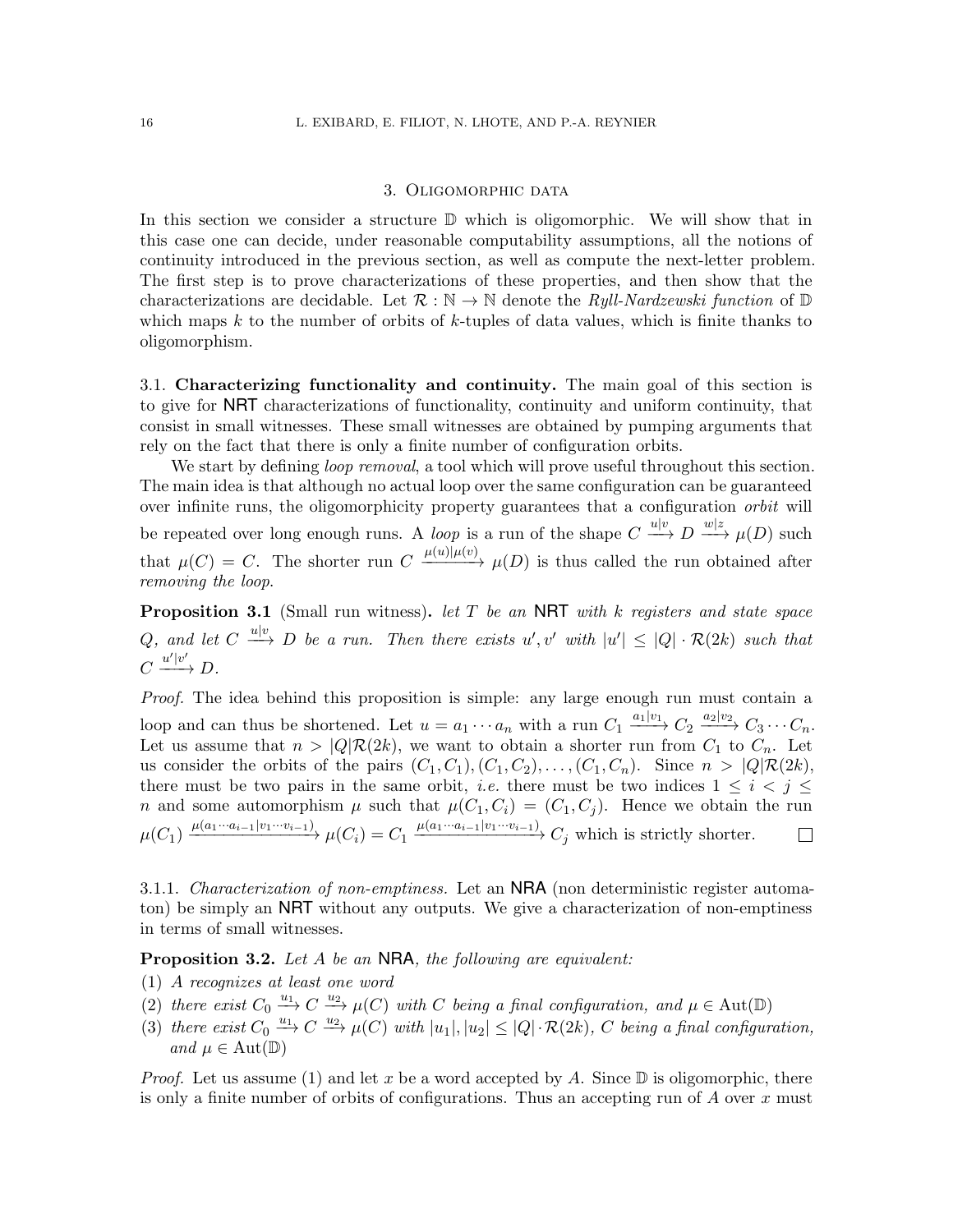## 3. Oligomorphic data

In this section we consider a structure $\mathbb{D}$ which is oligomorphic. We will show that in this case one can decide, under reasonable computability assumptions, all the notions of continuity introduced in the previous section, as well as compute the next-letter problem. The first step is to prove characterizations of these properties, and then show that the characterizations are decidable. Let $\mathcal{R} : \mathbb{N} \to \mathbb{N}$ denote the *Ryll-Nardzewski function* of $\mathbb{D}$ which maps $k$ to the number of orbits of $k$-tuples of data values, which is finite thanks to oligomorphism.

### 3.1. Characterizing functionality and continuity.

The main goal of this section is to give for NRT characterizations of functionality, continuity and uniform continuity, that consist in small witnesses. These small witnesses are obtained by pumping arguments that rely on the fact that there is only a finite number of configuration orbits.

We start by defining *loop removal*, a tool which will prove useful throughout this section. The main idea is that although no actual loop over the same configuration can be guaranteed over infinite runs, the oligomorphicity property guarantees that a configuration *orbit* will be repeated over long enough runs. A *loop* is a run of the shape $C \xrightarrow{u|v} D \xrightarrow{w|z} \mu(D)$ such that $\mu(C) = C$. The shorter run $C \xrightarrow{\mu(u)|\mu(v)} \mu(D)$ is thus called the run obtained after *removing the loop*.

**Proposition 3.1** (Small run witness)**.** *let $T$ be an NRT with $k$ registers and state space $Q$, and let $C \xrightarrow{u|v} D$ be a run. Then there exists $u', v'$ with $|u'| \leq |Q| \cdot \mathcal{R}(2k)$ such that $C \xrightarrow{u'|v'} D$.*

*Proof.* The idea behind this proposition is simple: any large enough run must contain a loop and can thus be shortened. Let $u = a_1 \cdots a_n$ with a run $C_1 \xrightarrow{a_1|v_1} C_2 \xrightarrow{a_2|v_2} C_3 \cdots C_n$. Let us assume that $n > |Q|\mathcal{R}(2k)$, we want to obtain a shorter run from $C_1$ to $C_n$. Let us consider the orbits of the pairs $(C_1, C_1), (C_1, C_2), \ldots, (C_1, C_n)$. Since $n > |Q|\mathcal{R}(2k)$, there must be two pairs in the same orbit, *i.e.* there must be two indices $1 \leq i < j \leq n$ and some automorphism $\mu$ such that $\mu(C_1, C_i) = (C_1, C_j)$. Hence we obtain the run $\mu(C_1) \xrightarrow{\mu(a_1 \cdots a_{i-1}|v_1 \cdots v_{i-1})} \mu(C_i) = C_1 \xrightarrow{\mu(a_1 \cdots a_{i-1}|v_1 \cdots v_{i-1})} C_j$ which is strictly shorter. ☐

#### 3.1.1. *Characterization of non-emptiness.*

Let an NRA (non deterministic register automaton) be simply an NRT without any outputs. We give a characterization of non-emptiness in terms of small witnesses.

**Proposition 3.2.** *Let $A$ be an NRA, the following are equivalent:*

1. *$A$ recognizes at least one word*
2. *there exist $C_0 \xrightarrow{u_1} C \xrightarrow{u_2} \mu(C)$ with $C$ being a final configuration, and $\mu \in \mathrm{Aut}(\mathbb{D})$*
3. *there exist $C_0 \xrightarrow{u_1} C \xrightarrow{u_2} \mu(C)$ with $|u_1|, |u_2| \leq |Q| \cdot \mathcal{R}(2k)$, $C$ being a final configuration, and $\mu \in \mathrm{Aut}(\mathbb{D})$*

*Proof.* Let us assume (1) and let $x$ be a word accepted by $A$. Since $\mathbb{D}$ is oligomorphic, there is only a finite number of orbits of configurations. Thus an accepting run of $A$ over $x$ must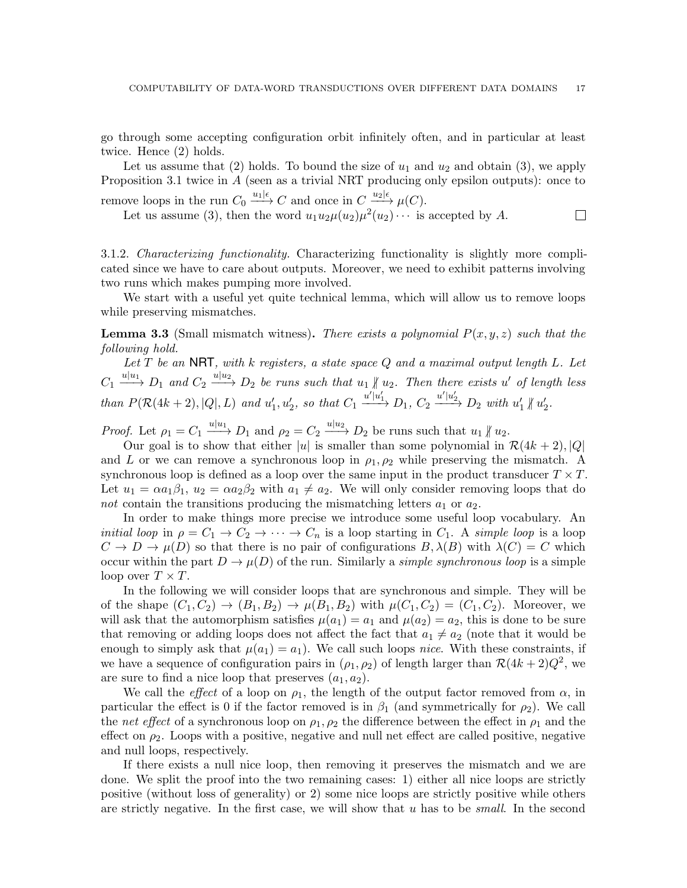go through some accepting configuration orbit infinitely often, and in particular at least twice. Hence (2) holds.

Let us assume that (2) holds. To bound the size of $u_1$ and $u_2$ and obtain (3), we apply Proposition 3.1 twice in $A$ (seen as a trivial NRT producing only epsilon outputs): once to remove loops in the run $C_0 \xrightarrow{u_1|\epsilon} C$ and once in $C \xrightarrow{u_2|\epsilon} \mu(C)$.

Let us assume (3), then the word $u_1 u_2 \mu(u_2) \mu^2(u_2) \cdots$ is accepted by $A$. □

3.1.2. *Characterizing functionality.* Characterizing functionality is slightly more complicated since we have to care about outputs. Moreover, we need to exhibit patterns involving two runs which makes pumping more involved.

We start with a useful yet quite technical lemma, which will allow us to remove loops while preserving mismatches.

**Lemma 3.3** (Small mismatch witness). *There exists a polynomial $P(x, y, z)$ such that the following hold.*

*Let $T$ be an* NRT*, with $k$ registers, a state space $Q$ and a maximal output length $L$. Let $C_1 \xrightarrow{u|u_1} D_1$ and $C_2 \xrightarrow{u|u_2} D_2$ be runs such that $u_1 \not\parallel u_2$. Then there exists $u'$ of length less than $P(\mathcal{R}(4k+2), |Q|, L)$ and $u'_1, u'_2$, so that $C_1 \xrightarrow{u'|u'_1} D_1$, $C_2 \xrightarrow{u'|u'_2} D_2$ with $u'_1 \not\parallel u'_2$.*

*Proof.* Let $\rho_1 = C_1 \xrightarrow{u|u_1} D_1$ and $\rho_2 = C_2 \xrightarrow{u|u_2} D_2$ be runs such that $u_1 \not\parallel u_2$.

Our goal is to show that either $|u|$ is smaller than some polynomial in $\mathcal{R}(4k+2), |Q|$ and $L$ or we can remove a synchronous loop in $\rho_1, \rho_2$ while preserving the mismatch. A synchronous loop is defined as a loop over the same input in the product transducer $T \times T$. Let $u_1 = \alpha a_1 \beta_1$, $u_2 = \alpha a_2 \beta_2$ with $a_1 \neq a_2$. We will only consider removing loops that do *not* contain the transitions producing the mismatching letters $a_1$ or $a_2$.

In order to make things more precise we introduce some useful loop vocabulary. An *initial loop* in $\rho = C_1 \to C_2 \to \cdots \to C_n$ is a loop starting in $C_1$. A *simple loop* is a loop $C \to D \to \mu(D)$ so that there is no pair of configurations $B, \lambda(B)$ with $\lambda(C) = C$ which occur within the part $D \to \mu(D)$ of the run. Similarly a *simple synchronous loop* is a simple loop over $T \times T$.

In the following we will consider loops that are synchronous and simple. They will be of the shape $(C_1, C_2) \to (B_1, B_2) \to \mu(B_1, B_2)$ with $\mu(C_1, C_2) = (C_1, C_2)$. Moreover, we will ask that the automorphism satisfies $\mu(a_1) = a_1$ and $\mu(a_2) = a_2$, this is done to be sure that removing or adding loops does not affect the fact that $a_1 \neq a_2$ (note that it would be enough to simply ask that $\mu(a_1) = a_1$). We call such loops *nice*. With these constraints, if we have a sequence of configuration pairs in $(\rho_1, \rho_2)$ of length larger than $\mathcal{R}(4k+2)Q^2$, we are sure to find a nice loop that preserves $(a_1, a_2)$.

We call the *effect* of a loop on $\rho_1$, the length of the output factor removed from $\alpha$, in particular the effect is 0 if the factor removed is in $\beta_1$ (and symmetrically for $\rho_2$). We call the *net effect* of a synchronous loop on $\rho_1, \rho_2$ the difference between the effect in $\rho_1$ and the effect on $\rho_2$. Loops with a positive, negative and null net effect are called positive, negative and null loops, respectively.

If there exists a null nice loop, then removing it preserves the mismatch and we are done. We split the proof into the two remaining cases: 1) either all nice loops are strictly positive (without loss of generality) or 2) some nice loops are strictly positive while others are strictly negative. In the first case, we will show that $u$ has to be *small*. In the second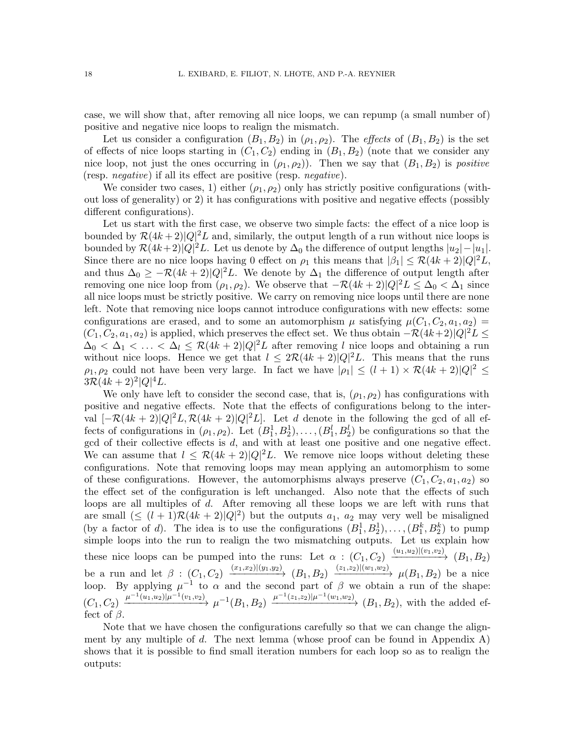case, we will show that, after removing all nice loops, we can repump (a small number of) positive and negative nice loops to realign the mismatch.

Let us consider a configuration $(B_1, B_2)$ in $(\rho_1, \rho_2)$. The *effects* of $(B_1, B_2)$ is the set of effects of nice loops starting in $(C_1, C_2)$ ending in $(B_1, B_2)$ (note that we consider any nice loop, not just the ones occurring in $(\rho_1, \rho_2)$). Then we say that $(B_1, B_2)$ is *positive* (resp. *negative*) if all its effect are positive (resp. *negative*).

We consider two cases, 1) either $(\rho_1, \rho_2)$ only has strictly positive configurations (without loss of generality) or 2) it has configurations with positive and negative effects (possibly different configurations).

Let us start with the first case, we observe two simple facts: the effect of a nice loop is bounded by $\mathcal{R}(4k+2)|Q|^2 L$ and, similarly, the output length of a run without nice loops is bounded by $\mathcal{R}(4k+2)|Q|^2 L$. Let us denote by $\Delta_0$ the difference of output lengths $|u_2| - |u_1|$. Since there are no nice loops having 0 effect on $\rho_1$ this means that $|\beta_1| \leq \mathcal{R}(4k+2)|Q|^2 L$, and thus $\Delta_0 \geq -\mathcal{R}(4k+2)|Q|^2 L$. We denote by $\Delta_1$ the difference of output length after removing one nice loop from $(\rho_1, \rho_2)$. We observe that $-\mathcal{R}(4k+2)|Q|^2 L \leq \Delta_0 < \Delta_1$ since all nice loops must be strictly positive. We carry on removing nice loops until there are none left. Note that removing nice loops cannot introduce configurations with new effects: some configurations are erased, and to some an automorphism $\mu$ satisfying $\mu(C_1, C_2, a_1, a_2) = (C_1, C_2, a_1, a_2)$ is applied, which preserves the effect set. We thus obtain $-\mathcal{R}(4k+2)|Q|^2 L \leq \Delta_0 < \Delta_1 < \ldots < \Delta_l \leq \mathcal{R}(4k+2)|Q|^2 L$ after removing $l$ nice loops and obtaining a run without nice loops. Hence we get that $l \leq 2\mathcal{R}(4k+2)|Q|^2 L$. This means that the runs $\rho_1, \rho_2$ could not have been very large. In fact we have $|\rho_1| \leq (l+1) \times \mathcal{R}(4k+2)|Q|^2 \leq 3\mathcal{R}(4k+2)^2 |Q|^4 L$.

We only have left to consider the second case, that is, $(\rho_1, \rho_2)$ has configurations with positive and negative effects. Note that the effects of configurations belong to the interval $[-\mathcal{R}(4k+2)|Q|^2 L, \mathcal{R}(4k+2)|Q|^2 L]$. Let $d$ denote in the following the gcd of all effects of configurations in $(\rho_1, \rho_2)$. Let $(B_1^1, B_2^1), \ldots, (B_1^l, B_2^l)$ be configurations so that the gcd of their collective effects is $d$, and with at least one positive and one negative effect. We can assume that $l \leq \mathcal{R}(4k+2)|Q|^2 L$. We remove nice loops without deleting these configurations. Note that removing loops may mean applying an automorphism to some of these configurations. However, the automorphisms always preserve $(C_1, C_2, a_1, a_2)$ so the effect set of the configuration is left unchanged. Also note that the effects of such loops are all multiples of $d$. After removing all these loops we are left with runs that are small ($\leq (l+1)\mathcal{R}(4k+2)|Q|^2$) but the outputs $a_1$, $a_2$ may very well be misaligned (by a factor of $d$). The idea is to use the configurations $(B_1^1, B_2^1), \ldots, (B_1^k, B_2^k)$ to pump simple loops into the run to realign the two mismatching outputs. Let us explain how these nice loops can be pumped into the runs: Let $\alpha : (C_1, C_2) \xrightarrow{(u_1,u_2)|(v_1,v_2)} (B_1, B_2)$ be a run and let $\beta : (C_1, C_2) \xrightarrow{(x_1,x_2)|(y_1,y_2)} (B_1, B_2) \xrightarrow{(z_1,z_2)|(w_1,w_2)} \mu(B_1, B_2)$ be a nice loop. By applying $\mu^{-1}$ to $\alpha$ and the second part of $\beta$ we obtain a run of the shape: $(C_1, C_2) \xrightarrow{\mu^{-1}(u_1,u_2)|\mu^{-1}(v_1,v_2)} \mu^{-1}(B_1, B_2) \xrightarrow{\mu^{-1}(z_1,z_2)|\mu^{-1}(w_1,w_2)} (B_1, B_2)$, with the added effect of $\beta$.

Note that we have chosen the configurations carefully so that we can change the alignment by any multiple of $d$. The next lemma (whose proof can be found in Appendix A) shows that it is possible to find small iteration numbers for each loop so as to realign the outputs: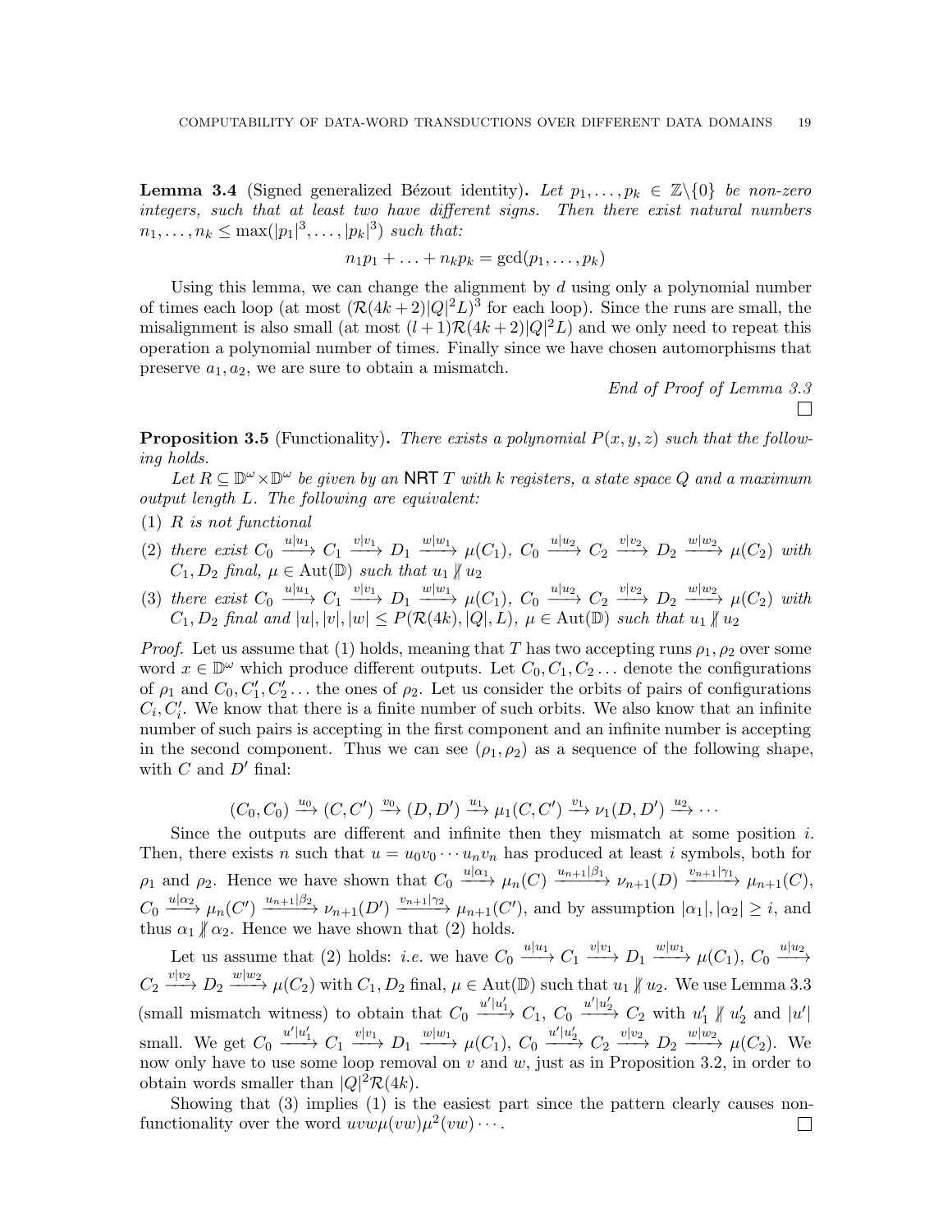**Lemma 3.4** (Signed generalized Bézout identity)**.** *Let $p_1, \ldots, p_k \in \mathbb{Z}\backslash\{0\}$ be non-zero integers, such that at least two have different signs. Then there exist natural numbers $n_1, \ldots, n_k \leq \max(|p_1|^3, \ldots, |p_k|^3)$ such that:*

$$n_1 p_1 + \ldots + n_k p_k = \gcd(p_1, \ldots, p_k)$$

Using this lemma, we can change the alignment by $d$ using only a polynomial number of times each loop (at most $(\mathcal{R}(4k+2)|Q|^2L)^3$ for each loop). Since the runs are small, the misalignment is also small (at most $(l+1)\mathcal{R}(4k+2)|Q|^2L$) and we only need to repeat this operation a polynomial number of times. Finally since we have chosen automorphisms that preserve $a_1, a_2$, we are sure to obtain a mismatch.

*End of Proof of Lemma 3.3*

□

**Proposition 3.5** (Functionality)**.** *There exists a polynomial $P(x, y, z)$ such that the following holds.*

*Let $R \subseteq \mathbb{D}^\omega \times \mathbb{D}^\omega$ be given by an NRT $T$ with $k$ registers, a state space $Q$ and a maximum output length $L$. The following are equivalent:*

1. *$R$ is not functional*
2. *there exist $C_0 \xrightarrow{u|u_1} C_1 \xrightarrow{v|v_1} D_1 \xrightarrow{w|w_1} \mu(C_1)$, $C_0 \xrightarrow{u|u_2} C_2 \xrightarrow{v|v_2} D_2 \xrightarrow{w|w_2} \mu(C_2)$ with $C_1, D_2$ final, $\mu \in \mathrm{Aut}(\mathbb{D})$ such that $u_1 \not\parallel u_2$*
3. *there exist $C_0 \xrightarrow{u|u_1} C_1 \xrightarrow{v|v_1} D_1 \xrightarrow{w|w_1} \mu(C_1)$, $C_0 \xrightarrow{u|u_2} C_2 \xrightarrow{v|v_2} D_2 \xrightarrow{w|w_2} \mu(C_2)$ with $C_1, D_2$ final and $|u|, |v|, |w| \leq P(\mathcal{R}(4k), |Q|, L)$, $\mu \in \mathrm{Aut}(\mathbb{D})$ such that $u_1 \not\parallel u_2$*

*Proof.* Let us assume that (1) holds, meaning that $T$ has two accepting runs $\rho_1, \rho_2$ over some word $x \in \mathbb{D}^\omega$ which produce different outputs. Let $C_0, C_1, C_2 \ldots$ denote the configurations of $\rho_1$ and $C_0, C'_1, C'_2 \ldots$ the ones of $\rho_2$. Let us consider the orbits of pairs of configurations $C_i, C'_i$. We know that there is a finite number of such orbits. We also know that an infinite number of such pairs is accepting in the first component and an infinite number is accepting in the second component. Thus we can see $(\rho_1, \rho_2)$ as a sequence of the following shape, with $C$ and $D'$ final:

$$(C_0, C_0) \xrightarrow{u_0} (C, C') \xrightarrow{v_0} (D, D') \xrightarrow{u_1} \mu_1(C, C') \xrightarrow{v_1} \nu_1(D, D') \xrightarrow{u_2} \cdots$$

Since the outputs are different and infinite then they mismatch at some position $i$. Then, there exists $n$ such that $u = u_0 v_0 \cdots u_n v_n$ has produced at least $i$ symbols, both for $\rho_1$ and $\rho_2$. Hence we have shown that $C_0 \xrightarrow{u|\alpha_1} \mu_n(C) \xrightarrow{u_{n+1}|\beta_1} \nu_{n+1}(D) \xrightarrow{v_{n+1}|\gamma_1} \mu_{n+1}(C)$, $C_0 \xrightarrow{u|\alpha_2} \mu_n(C') \xrightarrow{u_{n+1}|\beta_2} \nu_{n+1}(D') \xrightarrow{v_{n+1}|\gamma_2} \mu_{n+1}(C')$, and by assumption $|\alpha_1|, |\alpha_2| \geq i$, and thus $\alpha_1 \not\parallel \alpha_2$. Hence we have shown that (2) holds.

Let us assume that (2) holds: *i.e.* we have $C_0 \xrightarrow{u|u_1} C_1 \xrightarrow{v|v_1} D_1 \xrightarrow{w|w_1} \mu(C_1)$, $C_0 \xrightarrow{u|u_2} C_2 \xrightarrow{v|v_2} D_2 \xrightarrow{w|w_2} \mu(C_2)$ with $C_1, D_2$ final, $\mu \in \mathrm{Aut}(\mathbb{D})$ such that $u_1 \not\parallel u_2$. We use Lemma 3.3 (small mismatch witness) to obtain that $C_0 \xrightarrow{u'|u'_1} C_1$, $C_0 \xrightarrow{u'|u'_2} C_2$ with $u'_1 \not\parallel u'_2$ and $|u'|$ small. We get $C_0 \xrightarrow{u'|u'_1} C_1 \xrightarrow{v|v_1} D_1 \xrightarrow{w|w_1} \mu(C_1)$, $C_0 \xrightarrow{u'|u'_2} C_2 \xrightarrow{v|v_2} D_2 \xrightarrow{w|w_2} \mu(C_2)$. We now only have to use some loop removal on $v$ and $w$, just as in Proposition 3.2, in order to obtain words smaller than $|Q|^2\mathcal{R}(4k)$.

Showing that (3) implies (1) is the easiest part since the pattern clearly causes non-functionality over the word $uvw\mu(vw)\mu^2(vw)\cdots$. □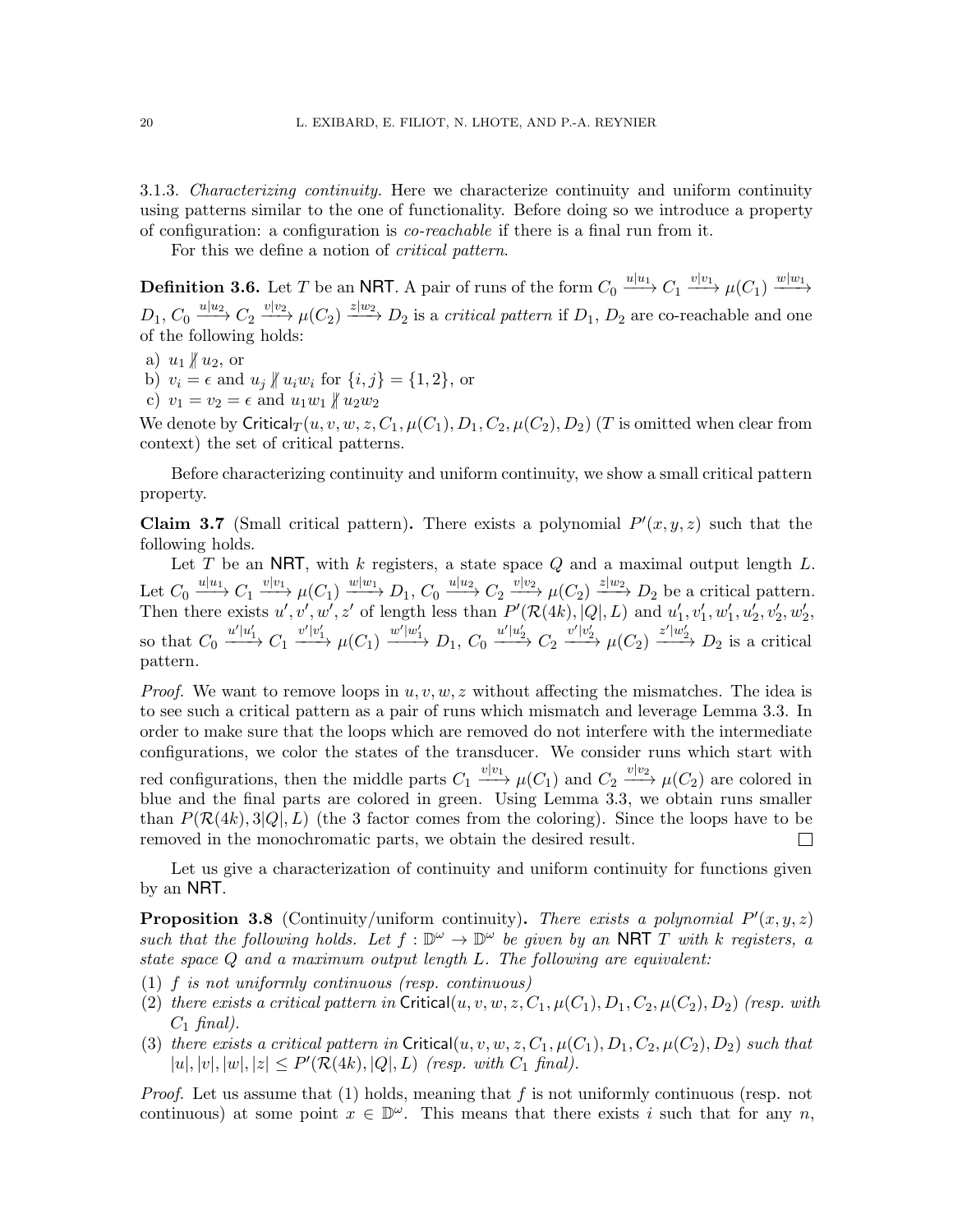3.1.3. *Characterizing continuity.* Here we characterize continuity and uniform continuity using patterns similar to the one of functionality. Before doing so we introduce a property of configuration: a configuration is *co-reachable* if there is a final run from it.

For this we define a notion of *critical pattern*.

**Definition 3.6.** Let $T$ be an NRT. A pair of runs of the form $C_0 \xrightarrow{u|u_1} C_1 \xrightarrow{v|v_1} \mu(C_1) \xrightarrow{w|w_1} D_1$, $C_0 \xrightarrow{u|u_2} C_2 \xrightarrow{v|v_2} \mu(C_2) \xrightarrow{z|w_2} D_2$ is a *critical pattern* if $D_1$, $D_2$ are co-reachable and one of the following holds:

a) $u_1 \not\parallel u_2$, or
b) $v_i = \epsilon$ and $u_j \not\parallel u_i w_i$ for $\{i, j\} = \{1, 2\}$, or
c) $v_1 = v_2 = \epsilon$ and $u_1 w_1 \not\parallel u_2 w_2$

We denote by $\mathsf{Critical}_T(u, v, w, z, C_1, \mu(C_1), D_1, C_2, \mu(C_2), D_2)$ ($T$ is omitted when clear from context) the set of critical patterns.

Before characterizing continuity and uniform continuity, we show a small critical pattern property.

**Claim 3.7** (Small critical pattern)**.** There exists a polynomial $P'(x, y, z)$ such that the following holds.

Let $T$ be an NRT, with $k$ registers, a state space $Q$ and a maximal output length $L$. Let $C_0 \xrightarrow{u|u_1} C_1 \xrightarrow{v|v_1} \mu(C_1) \xrightarrow{w|w_1} D_1$, $C_0 \xrightarrow{u|u_2} C_2 \xrightarrow{v|v_2} \mu(C_2) \xrightarrow{z|w_2} D_2$ be a critical pattern. Then there exists $u', v', w', z'$ of length less than $P'(\mathcal{R}(4k), |Q|, L)$ and $u'_1, v'_1, w'_1, u'_2, v'_2, w'_2$, so that $C_0 \xrightarrow{u'|u'_1} C_1 \xrightarrow{v'|v'_1} \mu(C_1) \xrightarrow{w'|w'_1} D_1$, $C_0 \xrightarrow{u'|u'_2} C_2 \xrightarrow{v'|v'_2} \mu(C_2) \xrightarrow{z'|w'_2} D_2$ is a critical pattern.

*Proof.* We want to remove loops in $u, v, w, z$ without affecting the mismatches. The idea is to see such a critical pattern as a pair of runs which mismatch and leverage Lemma 3.3. In order to make sure that the loops which are removed do not interfere with the intermediate configurations, we color the states of the transducer. We consider runs which start with red configurations, then the middle parts $C_1 \xrightarrow{v|v_1} \mu(C_1)$ and $C_2 \xrightarrow{v|v_2} \mu(C_2)$ are colored in blue and the final parts are colored in green. Using Lemma 3.3, we obtain runs smaller than $P(\mathcal{R}(4k), 3|Q|, L)$ (the 3 factor comes from the coloring). Since the loops have to be removed in the monochromatic parts, we obtain the desired result. ☐

Let us give a characterization of continuity and uniform continuity for functions given by an NRT.

**Proposition 3.8** (Continuity/uniform continuity)**.** *There exists a polynomial $P'(x, y, z)$ such that the following holds. Let $f : \mathbb{D}^\omega \to \mathbb{D}^\omega$ be given by an NRT $T$ with $k$ registers, a state space $Q$ and a maximum output length $L$. The following are equivalent:*

(1) *$f$ is not uniformly continuous (resp. continuous)*
(2) *there exists a critical pattern in $\mathsf{Critical}(u, v, w, z, C_1, \mu(C_1), D_1, C_2, \mu(C_2), D_2)$ (resp. with $C_1$ final).*
(3) *there exists a critical pattern in $\mathsf{Critical}(u, v, w, z, C_1, \mu(C_1), D_1, C_2, \mu(C_2), D_2)$ such that $|u|, |v|, |w|, |z| \leq P'(\mathcal{R}(4k), |Q|, L)$ (resp. with $C_1$ final).*

*Proof.* Let us assume that (1) holds, meaning that $f$ is not uniformly continuous (resp. not continuous) at some point $x \in \mathbb{D}^\omega$. This means that there exists $i$ such that for any $n$,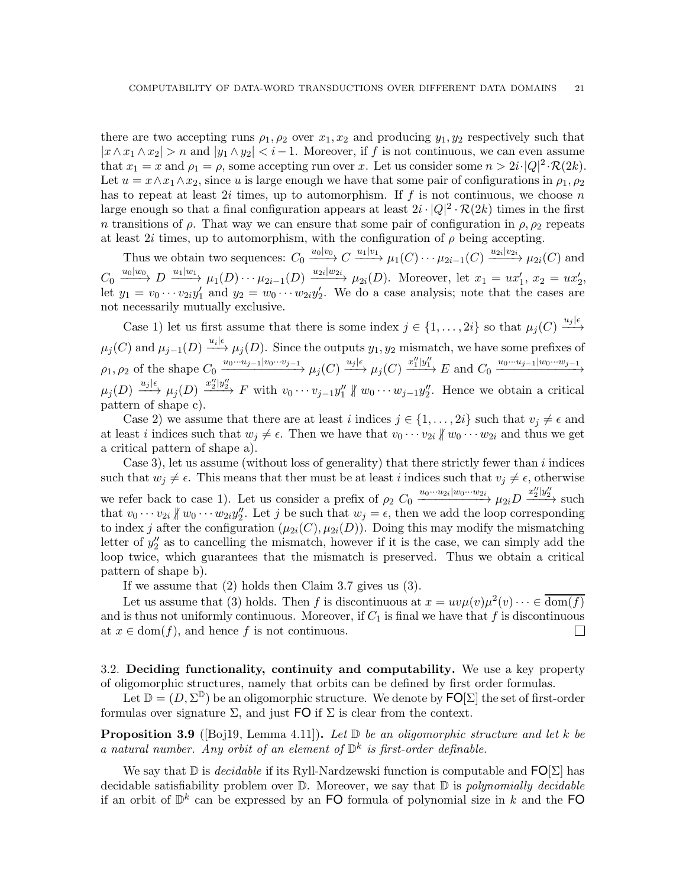there are two accepting runs $\rho_1, \rho_2$ over $x_1, x_2$ and producing $y_1, y_2$ respectively such that $|x \wedge x_1 \wedge x_2| > n$ and $|y_1 \wedge y_2| < i-1$. Moreover, if $f$ is not continuous, we can even assume that $x_1 = x$ and $\rho_1 = \rho$, some accepting run over $x$. Let us consider some $n > 2i \cdot |Q|^2 \cdot \mathcal{R}(2k)$. Let $u = x \wedge x_1 \wedge x_2$, since $u$ is large enough we have that some pair of configurations in $\rho_1, \rho_2$ has to repeat at least $2i$ times, up to automorphism. If $f$ is not continuous, we choose $n$ large enough so that a final configuration appears at least $2i \cdot |Q|^2 \cdot \mathcal{R}(2k)$ times in the first $n$ transitions of $\rho$. That way we can ensure that some pair of configuration in $\rho, \rho_2$ repeats at least $2i$ times, up to automorphism, with the configuration of $\rho$ being accepting.

Thus we obtain two sequences: $C_0 \xrightarrow{u_0|v_0} C \xrightarrow{u_1|v_1} \mu_1(C) \cdots \mu_{2i-1}(C) \xrightarrow{u_{2i}|v_{2i}} \mu_{2i}(C)$ and $C_0 \xrightarrow{u_0|w_0} D \xrightarrow{u_1|w_1} \mu_1(D) \cdots \mu_{2i-1}(D) \xrightarrow{u_{2i}|w_{2i}} \mu_{2i}(D)$. Moreover, let $x_1 = ux_1'$, $x_2 = ux_2'$, let $y_1 = v_0 \cdots v_{2i} y_1'$ and $y_2 = w_0 \cdots w_{2i} y_2'$. We do a case analysis; note that the cases are not necessarily mutually exclusive.

Case 1) let us first assume that there is some index $j \in \{1, \dots, 2i\}$ so that $\mu_j(C) \xrightarrow{u_j|\epsilon} \mu_j(C)$ and $\mu_{j-1}(D) \xrightarrow{u_i|\epsilon} \mu_j(D)$. Since the outputs $y_1, y_2$ mismatch, we have some prefixes of $\rho_1, \rho_2$ of the shape $C_0 \xrightarrow{u_0 \cdots u_{j-1}|v_0 \cdots v_{j-1}} \mu_j(C) \xrightarrow{u_j|\epsilon} \mu_j(C) \xrightarrow{x_1''|y_1''} E$ and $C_0 \xrightarrow{u_0 \cdots u_{j-1}|w_0 \cdots w_{j-1}} \mu_j(D) \xrightarrow{u_j|\epsilon} \mu_j(D) \xrightarrow{x_2''|y_2''} F$ with $v_0 \cdots v_{j-1} y_1'' \not\parallel w_0 \cdots w_{j-1} y_2''$. Hence we obtain a critical pattern of shape c).

Case 2) we assume that there are at least $i$ indices $j \in \{1, \dots, 2i\}$ such that $v_j \neq \epsilon$ and at least $i$ indices such that $w_j \neq \epsilon$. Then we have that $v_0 \cdots v_{2i} \not\parallel w_0 \cdots w_{2i}$ and thus we get a critical pattern of shape a).

Case 3), let us assume (without loss of generality) that there strictly fewer than $i$ indices such that $w_j \neq \epsilon$. This means that ther must be at least $i$ indices such that $v_j \neq \epsilon$, otherwise we refer back to case 1). Let us consider a prefix of $\rho_2$ $C_0 \xrightarrow{u_0 \cdots u_{2i}|w_0 \cdots w_{2i}} \mu_{2i} D \xrightarrow{x_2''|y_2''}$ such that $v_0 \cdots v_{2i} \not\parallel w_0 \cdots w_{2i} y_2''$. Let $j$ be such that $w_j = \epsilon$, then we add the loop corresponding to index $j$ after the configuration $(\mu_{2i}(C), \mu_{2i}(D))$. Doing this may modify the mismatching letter of $y_2''$ as to cancelling the mismatch, however if it is the case, we can simply add the loop twice, which guarantees that the mismatch is preserved. Thus we obtain a critical pattern of shape b).

If we assume that (2) holds then Claim 3.7 gives us (3).

Let us assume that (3) holds. Then $f$ is discontinuous at $x = uv\mu(v)\mu^2(v) \cdots \in \overline{\mathrm{dom}(f)}$ and is thus not uniformly continuous. Moreover, if $C_1$ is final we have that $f$ is discontinuous at $x \in \mathrm{dom}(f)$, and hence $f$ is not continuous. ☐

### 3.2. Deciding functionality, continuity and computability.

We use a key property of oligomorphic structures, namely that orbits can be defined by first order formulas.

Let $\mathbb{D} = (D, \Sigma^{\mathbb{D}})$ be an oligomorphic structure. We denote by $\mathsf{FO}[\Sigma]$ the set of first-order formulas over signature $\Sigma$, and just $\mathsf{FO}$ if $\Sigma$ is clear from the context.

**Proposition 3.9** ([Boj19, Lemma 4.11])**.** *Let $\mathbb{D}$ be an oligomorphic structure and let $k$ be a natural number. Any orbit of an element of $\mathbb{D}^k$ is first-order definable.*

We say that $\mathbb{D}$ is *decidable* if its Ryll-Nardzewski function is computable and $\mathsf{FO}[\Sigma]$ has decidable satisfiability problem over $\mathbb{D}$. Moreover, we say that $\mathbb{D}$ is *polynomially decidable* if an orbit of $\mathbb{D}^k$ can be expressed by an $\mathsf{FO}$ formula of polynomial size in $k$ and the $\mathsf{FO}$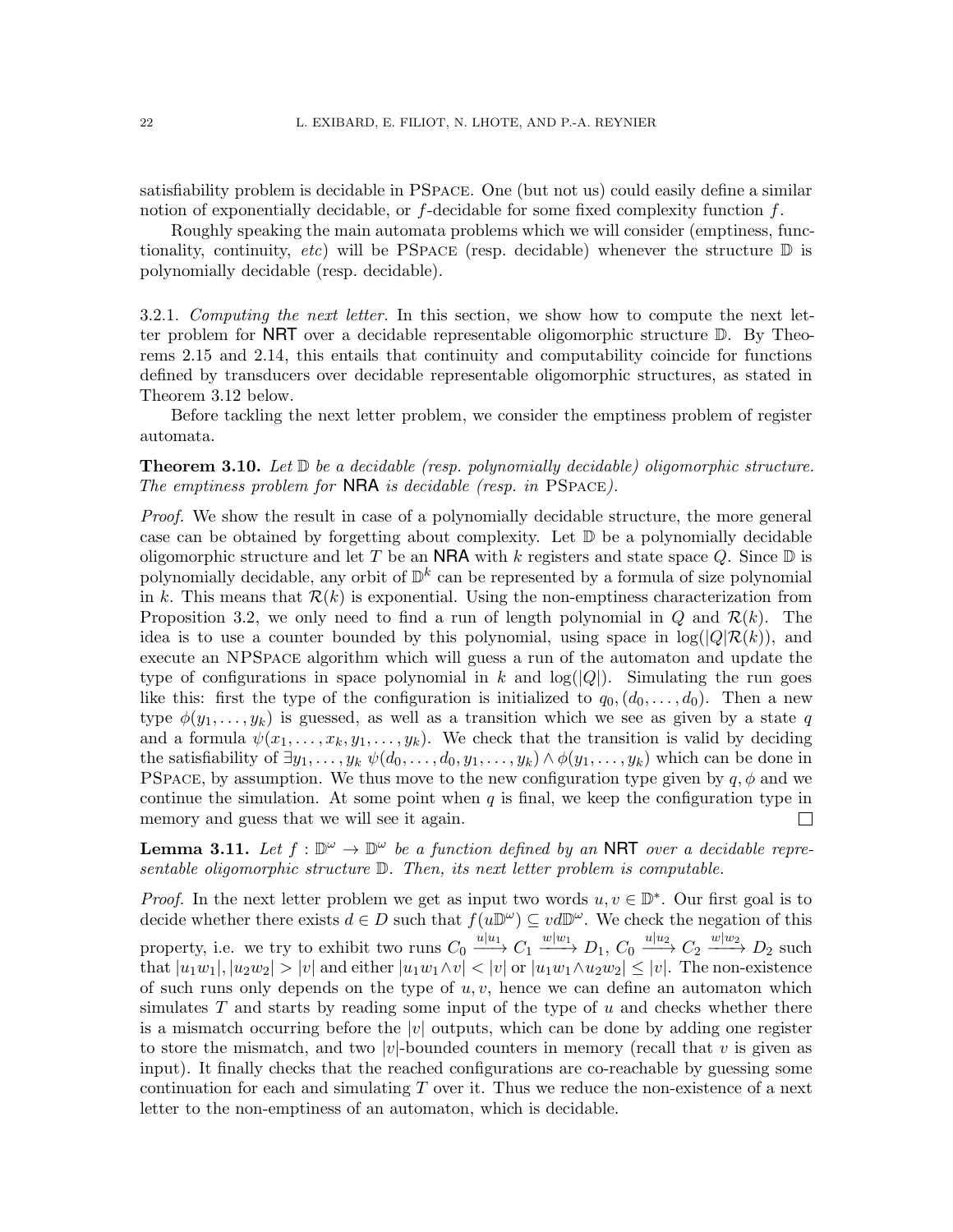satisfiability problem is decidable in PSpace. One (but not us) could easily define a similar notion of exponentially decidable, or $f$-decidable for some fixed complexity function $f$.

Roughly speaking the main automata problems which we will consider (emptiness, functionality, continuity, *etc*) will be PSpace (resp. decidable) whenever the structure $\mathbb{D}$ is polynomially decidable (resp. decidable).

3.2.1. *Computing the next letter.* In this section, we show how to compute the next letter problem for NRT over a decidable representable oligomorphic structure $\mathbb{D}$. By Theorems 2.15 and 2.14, this entails that continuity and computability coincide for functions defined by transducers over decidable representable oligomorphic structures, as stated in Theorem 3.12 below.

Before tackling the next letter problem, we consider the emptiness problem of register automata.

**Theorem 3.10.** *Let $\mathbb{D}$ be a decidable (resp. polynomially decidable) oligomorphic structure. The emptiness problem for* NRA *is decidable (resp. in* PSpace*).*

*Proof.* We show the result in case of a polynomially decidable structure, the more general case can be obtained by forgetting about complexity. Let $\mathbb{D}$ be a polynomially decidable oligomorphic structure and let $T$ be an NRA with $k$ registers and state space $Q$. Since $\mathbb{D}$ is polynomially decidable, any orbit of $\mathbb{D}^k$ can be represented by a formula of size polynomial in $k$. This means that $\mathcal{R}(k)$ is exponential. Using the non-emptiness characterization from Proposition 3.2, we only need to find a run of length polynomial in $Q$ and $\mathcal{R}(k)$. The idea is to use a counter bounded by this polynomial, using space in $\log(|Q|\mathcal{R}(k))$, and execute an NPSpace algorithm which will guess a run of the automaton and update the type of configurations in space polynomial in $k$ and $\log(|Q|)$. Simulating the run goes like this: first the type of the configuration is initialized to $q_0, (d_0, \ldots, d_0)$. Then a new type $\phi(y_1, \ldots, y_k)$ is guessed, as well as a transition which we see as given by a state $q$ and a formula $\psi(x_1, \ldots, x_k, y_1, \ldots, y_k)$. We check that the transition is valid by deciding the satisfiability of $\exists y_1, \ldots, y_k\ \psi(d_0, \ldots, d_0, y_1, \ldots, y_k) \wedge \phi(y_1, \ldots, y_k)$ which can be done in PSpace, by assumption. We thus move to the new configuration type given by $q, \phi$ and we continue the simulation. At some point when $q$ is final, we keep the configuration type in memory and guess that we will see it again. $\square$

**Lemma 3.11.** *Let $f : \mathbb{D}^\omega \to \mathbb{D}^\omega$ be a function defined by an* NRT *over a decidable representable oligomorphic structure $\mathbb{D}$. Then, its next letter problem is computable.*

*Proof.* In the next letter problem we get as input two words $u, v \in \mathbb{D}^*$. Our first goal is to decide whether there exists $d \in D$ such that $f(u\mathbb{D}^\omega) \subseteq vd\mathbb{D}^\omega$. We check the negation of this property, i.e. we try to exhibit two runs $C_0 \xrightarrow{u|u_1} C_1 \xrightarrow{w|w_1} D_1$, $C_0 \xrightarrow{u|u_2} C_2 \xrightarrow{w|w_2} D_2$ such that $|u_1w_1|, |u_2w_2| > |v|$ and either $|u_1w_1 \wedge v| < |v|$ or $|u_1w_1 \wedge u_2w_2| \leq |v|$. The non-existence of such runs only depends on the type of $u, v$, hence we can define an automaton which simulates $T$ and starts by reading some input of the type of $u$ and checks whether there is a mismatch occurring before the $|v|$ outputs, which can be done by adding one register to store the mismatch, and two $|v|$-bounded counters in memory (recall that $v$ is given as input). It finally checks that the reached configurations are co-reachable by guessing some continuation for each and simulating $T$ over it. Thus we reduce the non-existence of a next letter to the non-emptiness of an automaton, which is decidable.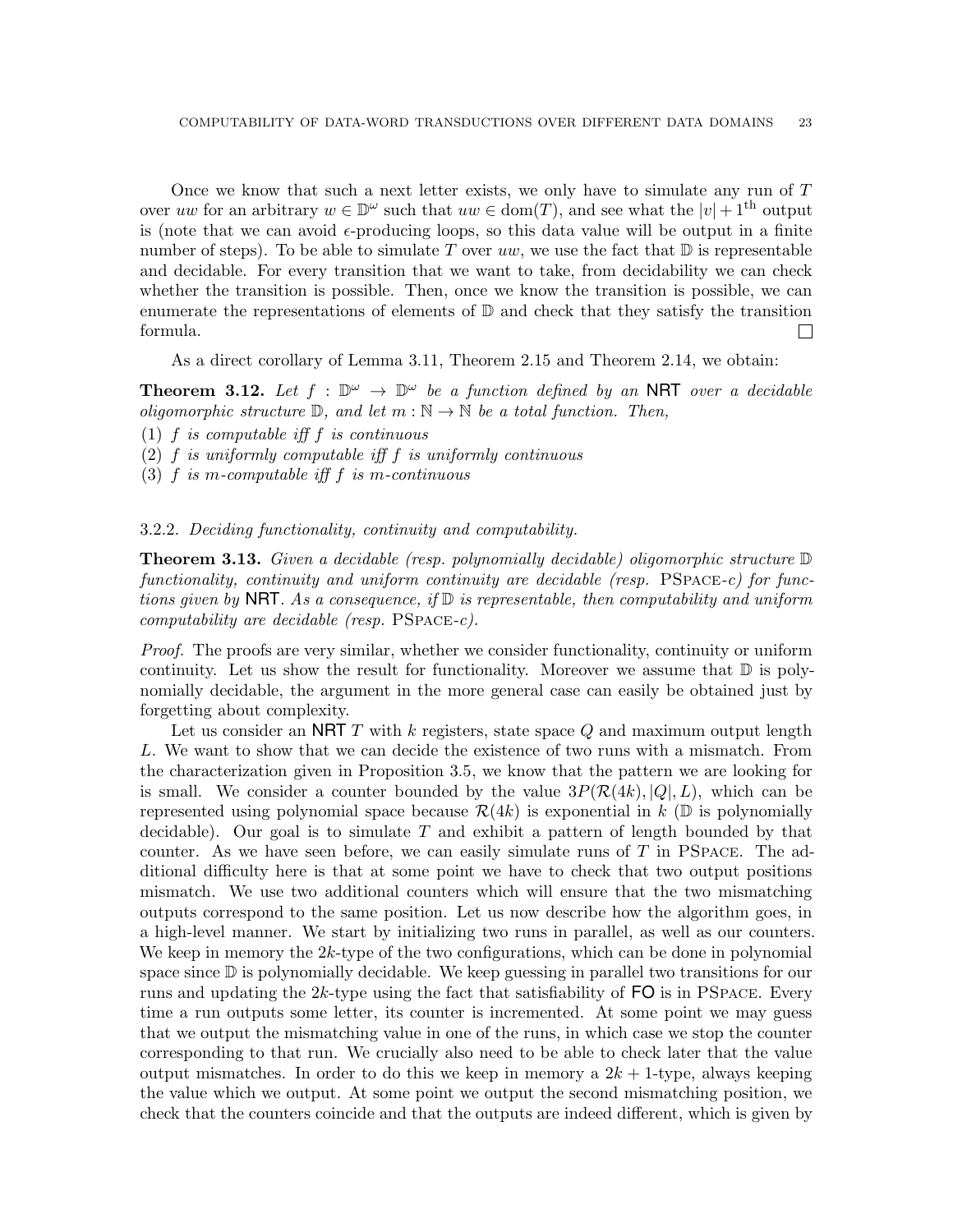Once we know that such a next letter exists, we only have to simulate any run of $T$ over $uw$ for an arbitrary $w \in \mathbb{D}^\omega$ such that $uw \in \mathrm{dom}(T)$, and see what the $|v|+1^{\text{th}}$ output is (note that we can avoid $\epsilon$-producing loops, so this data value will be output in a finite number of steps). To be able to simulate $T$ over $uw$, we use the fact that $\mathbb{D}$ is representable and decidable. For every transition that we want to take, from decidability we can check whether the transition is possible. Then, once we know the transition is possible, we can enumerate the representations of elements of $\mathbb{D}$ and check that they satisfy the transition formula. ☐

As a direct corollary of Lemma 3.11, Theorem 2.15 and Theorem 2.14, we obtain:

**Theorem 3.12.** *Let $f : \mathbb{D}^\omega \to \mathbb{D}^\omega$ be a function defined by an* NRT *over a decidable oligomorphic structure $\mathbb{D}$, and let $m : \mathbb{N} \to \mathbb{N}$ be a total function. Then,*

(1) *$f$ is computable iff $f$ is continuous*
(2) *$f$ is uniformly computable iff $f$ is uniformly continuous*
(3) *$f$ is $m$-computable iff $f$ is $m$-continuous*

3.2.2. *Deciding functionality, continuity and computability.*

**Theorem 3.13.** *Given a decidable (resp. polynomially decidable) oligomorphic structure $\mathbb{D}$ functionality, continuity and uniform continuity are decidable (resp.* PSPACE*-c) for functions given by* NRT*. As a consequence, if $\mathbb{D}$ is representable, then computability and uniform computability are decidable (resp.* PSPACE*-c).*

*Proof.* The proofs are very similar, whether we consider functionality, continuity or uniform continuity. Let us show the result for functionality. Moreover we assume that $\mathbb{D}$ is polynomially decidable, the argument in the more general case can easily be obtained just by forgetting about complexity.

Let us consider an NRT $T$ with $k$ registers, state space $Q$ and maximum output length $L$. We want to show that we can decide the existence of two runs with a mismatch. From the characterization given in Proposition 3.5, we know that the pattern we are looking for is small. We consider a counter bounded by the value $3P(\mathcal{R}(4k), |Q|, L)$, which can be represented using polynomial space because $\mathcal{R}(4k)$ is exponential in $k$ ($\mathbb{D}$ is polynomially decidable). Our goal is to simulate $T$ and exhibit a pattern of length bounded by that counter. As we have seen before, we can easily simulate runs of $T$ in PSPACE. The additional difficulty here is that at some point we have to check that two output positions mismatch. We use two additional counters which will ensure that the two mismatching outputs correspond to the same position. Let us now describe how the algorithm goes, in a high-level manner. We start by initializing two runs in parallel, as well as our counters. We keep in memory the $2k$-type of the two configurations, which can be done in polynomial space since $\mathbb{D}$ is polynomially decidable. We keep guessing in parallel two transitions for our runs and updating the $2k$-type using the fact that satisfiability of FO is in PSPACE. Every time a run outputs some letter, its counter is incremented. At some point we may guess that we output the mismatching value in one of the runs, in which case we stop the counter corresponding to that run. We crucially also need to be able to check later that the value output mismatches. In order to do this we keep in memory a $2k+1$-type, always keeping the value which we output. At some point we output the second mismatching position, we check that the counters coincide and that the outputs are indeed different, which is given by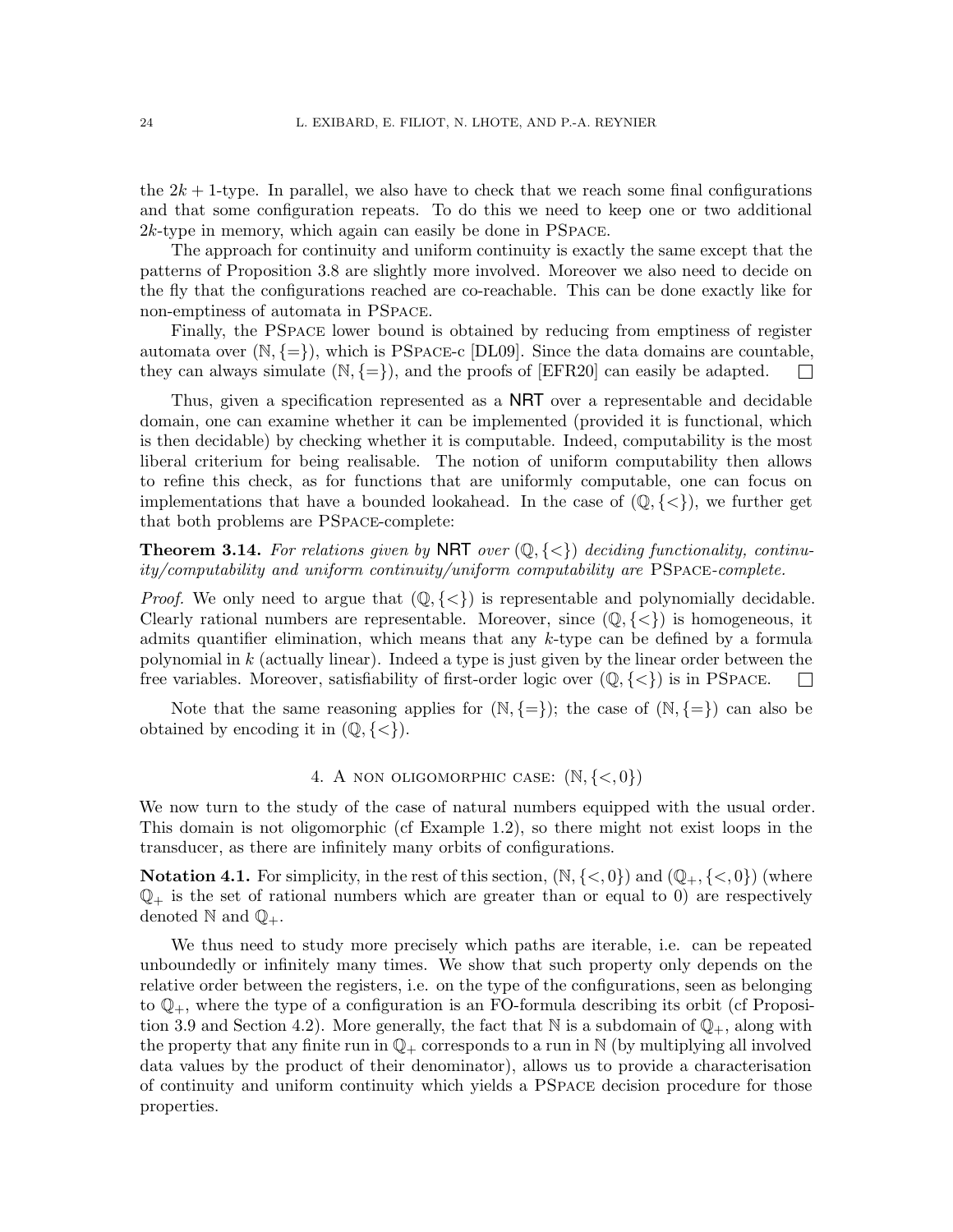the $2k+1$-type. In parallel, we also have to check that we reach some final configurations and that some configuration repeats. To do this we need to keep one or two additional $2k$-type in memory, which again can easily be done in PSpace.

The approach for continuity and uniform continuity is exactly the same except that the patterns of Proposition 3.8 are slightly more involved. Moreover we also need to decide on the fly that the configurations reached are co-reachable. This can be done exactly like for non-emptiness of automata in PSpace.

Finally, the PSpace lower bound is obtained by reducing from emptiness of register automata over $(\mathbb{N}, \{=\})$, which is PSpace-c [DL09]. Since the data domains are countable, they can always simulate $(\mathbb{N}, \{=\})$, and the proofs of [EFR20] can easily be adapted. □

Thus, given a specification represented as a NRT over a representable and decidable domain, one can examine whether it can be implemented (provided it is functional, which is then decidable) by checking whether it is computable. Indeed, computability is the most liberal criterium for being realisable. The notion of uniform computability then allows to refine this check, as for functions that are uniformly computable, one can focus on implementations that have a bounded lookahead. In the case of $(\mathbb{Q}, \{<\})$, we further get that both problems are PSpace-complete:

**Theorem 3.14.** *For relations given by* NRT *over* $(\mathbb{Q}, \{<\})$ *deciding functionality, continuity/computability and uniform continuity/uniform computability are* PSpace*-complete.*

*Proof.* We only need to argue that $(\mathbb{Q}, \{<\})$ is representable and polynomially decidable. Clearly rational numbers are representable. Moreover, since $(\mathbb{Q}, \{<\})$ is homogeneous, it admits quantifier elimination, which means that any $k$-type can be defined by a formula polynomial in $k$ (actually linear). Indeed a type is just given by the linear order between the free variables. Moreover, satisfiability of first-order logic over $(\mathbb{Q}, \{<\})$ is in PSpace. □

Note that the same reasoning applies for $(\mathbb{N}, \{=\})$; the case of $(\mathbb{N}, \{=\})$ can also be obtained by encoding it in $(\mathbb{Q}, \{<\})$.

## 4. A non oligomorphic case: $(\mathbb{N}, \{<, 0\})$

We now turn to the study of the case of natural numbers equipped with the usual order. This domain is not oligomorphic (cf Example 1.2), so there might not exist loops in the transducer, as there are infinitely many orbits of configurations.

**Notation 4.1.** For simplicity, in the rest of this section, $(\mathbb{N}, \{<, 0\})$ and $(\mathbb{Q}_+, \{<, 0\})$ (where $\mathbb{Q}_+$ is the set of rational numbers which are greater than or equal to 0) are respectively denoted $\mathbb{N}$ and $\mathbb{Q}_+$.

We thus need to study more precisely which paths are iterable, i.e. can be repeated unboundedly or infinitely many times. We show that such property only depends on the relative order between the registers, i.e. on the type of the configurations, seen as belonging to $\mathbb{Q}_+$, where the type of a configuration is an FO-formula describing its orbit (cf Proposition 3.9 and Section 4.2). More generally, the fact that $\mathbb{N}$ is a subdomain of $\mathbb{Q}_+$, along with the property that any finite run in $\mathbb{Q}_+$ corresponds to a run in $\mathbb{N}$ (by multiplying all involved data values by the product of their denominator), allows us to provide a characterisation of continuity and uniform continuity which yields a PSpace decision procedure for those properties.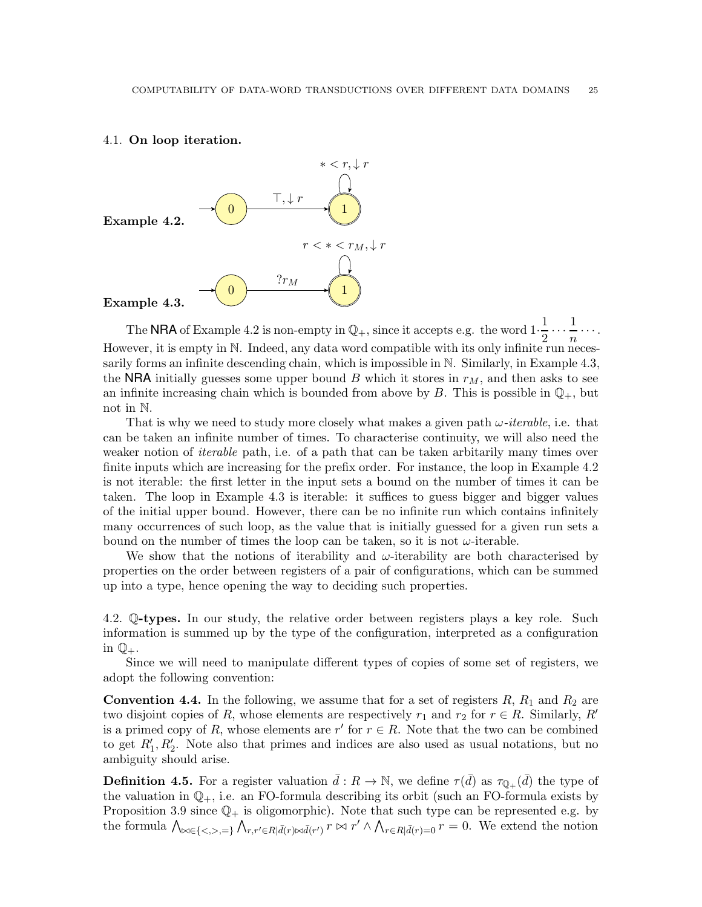### 4.1. **On loop iteration.**

**Example 4.2.**

(Automaton: state 0 → state 1 with transition $\top, \downarrow r$; self-loop on 1: $* < r, \downarrow r$)

**Example 4.3.**

(Automaton: state 0 → state 1 with transition $?r_M$; self-loop on 1: $r < * < r_M, \downarrow r$)

The NRA of Example 4.2 is non-empty in $\mathbb{Q}_+$, since it accepts e.g. the word $1 \cdot \frac{1}{2} \cdots \frac{1}{n} \cdots$. However, it is empty in $\mathbb{N}$. Indeed, any data word compatible with its only infinite run necessarily forms an infinite descending chain, which is impossible in $\mathbb{N}$. Similarly, in Example 4.3, the NRA initially guesses some upper bound $B$ which it stores in $r_M$, and then asks to see an infinite increasing chain which is bounded from above by $B$. This is possible in $\mathbb{Q}_+$, but not in $\mathbb{N}$.

That is why we need to study more closely what makes a given path $\omega$-*iterable*, i.e. that can be taken an infinite number of times. To characterise continuity, we will also need the weaker notion of *iterable* path, i.e. of a path that can be taken arbitarily many times over finite inputs which are increasing for the prefix order. For instance, the loop in Example 4.2 is not iterable: the first letter in the input sets a bound on the number of times it can be taken. The loop in Example 4.3 is iterable: it suffices to guess bigger and bigger values of the initial upper bound. However, there can be no infinite run which contains infinitely many occurrences of such loop, as the value that is initially guessed for a given run sets a bound on the number of times the loop can be taken, so it is not $\omega$-iterable.

We show that the notions of iterability and $\omega$-iterability are both characterised by properties on the order between registers of a pair of configurations, which can be summed up into a type, hence opening the way to deciding such properties.

### 4.2. $\mathbb{Q}$**-types.**

In our study, the relative order between registers plays a key role. Such information is summed up by the type of the configuration, interpreted as a configuration in $\mathbb{Q}_+$.

Since we will need to manipulate different types of copies of some set of registers, we adopt the following convention:

**Convention 4.4.** In the following, we assume that for a set of registers $R$, $R_1$ and $R_2$ are two disjoint copies of $R$, whose elements are respectively $r_1$ and $r_2$ for $r \in R$. Similarly, $R'$ is a primed copy of $R$, whose elements are $r'$ for $r \in R$. Note that the two can be combined to get $R'_1, R'_2$. Note also that primes and indices are also used as usual notations, but no ambiguity should arise.

**Definition 4.5.** For a register valuation $\bar{d} : R \to \mathbb{N}$, we define $\tau(\bar{d})$ as $\tau_{\mathbb{Q}_+}(\bar{d})$ the type of the valuation in $\mathbb{Q}_+$, i.e. an FO-formula describing its orbit (such an FO-formula exists by Proposition 3.9 since $\mathbb{Q}_+$ is oligomorphic). Note that such type can be represented e.g. by the formula $\bigwedge_{\bowtie \in \{<,>,=\}} \bigwedge_{r,r' \in R | \bar{d}(r) \bowtie \bar{d}(r')} r \bowtie r' \wedge \bigwedge_{r \in R | \bar{d}(r) = 0} r = 0$. We extend the notion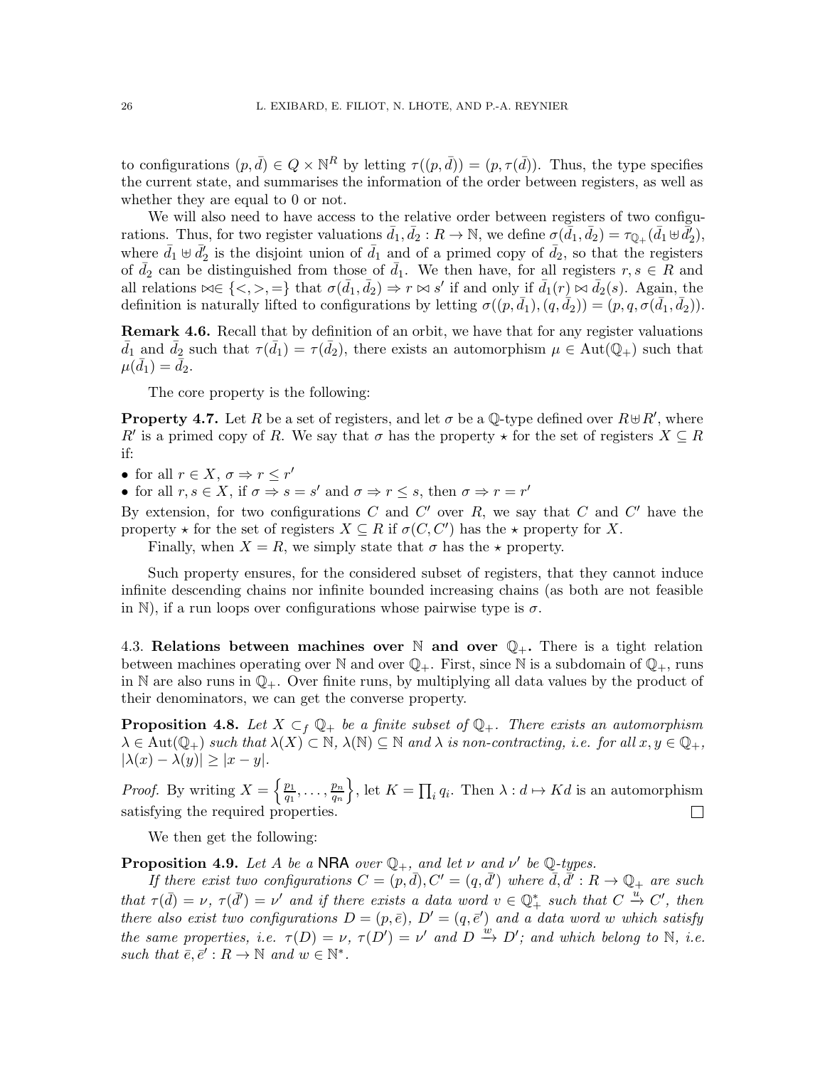to configurations $(p, \bar{d}) \in Q \times \mathbb{N}^R$ by letting $\tau((p, \bar{d})) = (p, \tau(\bar{d}))$. Thus, the type specifies the current state, and summarises the information of the order between registers, as well as whether they are equal to 0 or not.

We will also need to have access to the relative order between registers of two configurations. Thus, for two register valuations $\bar{d}_1, \bar{d}_2 : R \to \mathbb{N}$, we define $\sigma(\bar{d}_1, \bar{d}_2) = \tau_{\mathbb{Q}_+}(\bar{d}_1 \uplus \bar{d}_2')$, where $\bar{d}_1 \uplus \bar{d}_2'$ is the disjoint union of $\bar{d}_1$ and of a primed copy of $\bar{d}_2$, so that the registers of $\bar{d}_2$ can be distinguished from those of $\bar{d}_1$. We then have, for all registers $r, s \in R$ and all relations $\bowtie \in \{<, >, =\}$ that $\sigma(\bar{d}_1, \bar{d}_2) \Rightarrow r \bowtie s'$ if and only if $\bar{d}_1(r) \bowtie \bar{d}_2(s)$. Again, the definition is naturally lifted to configurations by letting $\sigma((p, \bar{d}_1), (q, \bar{d}_2)) = (p, q, \sigma(\bar{d}_1, \bar{d}_2))$.

**Remark 4.6.** Recall that by definition of an orbit, we have that for any register valuations $\bar{d}_1$ and $\bar{d}_2$ such that $\tau(\bar{d}_1) = \tau(\bar{d}_2)$, there exists an automorphism $\mu \in \mathrm{Aut}(\mathbb{Q}_+)$ such that $\mu(\bar{d}_1) = \bar{d}_2$.

The core property is the following:

**Property 4.7.** Let $R$ be a set of registers, and let $\sigma$ be a $\mathbb{Q}$-type defined over $R \uplus R'$, where $R'$ is a primed copy of $R$. We say that $\sigma$ has the property $\star$ for the set of registers $X \subseteq R$ if:

- for all $r \in X$, $\sigma \Rightarrow r \leq r'$
- for all $r, s \in X$, if $\sigma \Rightarrow s = s'$ and $\sigma \Rightarrow r \leq s$, then $\sigma \Rightarrow r = r'$

By extension, for two configurations $C$ and $C'$ over $R$, we say that $C$ and $C'$ have the property $\star$ for the set of registers $X \subseteq R$ if $\sigma(C, C')$ has the $\star$ property for $X$.

Finally, when $X = R$, we simply state that $\sigma$ has the $\star$ property.

Such property ensures, for the considered subset of registers, that they cannot induce infinite descending chains nor infinite bounded increasing chains (as both are not feasible in $\mathbb{N}$), if a run loops over configurations whose pairwise type is $\sigma$.

### 4.3. Relations between machines over $\mathbb{N}$ and over $\mathbb{Q}_+$.

There is a tight relation between machines operating over $\mathbb{N}$ and over $\mathbb{Q}_+$. First, since $\mathbb{N}$ is a subdomain of $\mathbb{Q}_+$, runs in $\mathbb{N}$ are also runs in $\mathbb{Q}_+$. Over finite runs, by multiplying all data values by the product of their denominators, we can get the converse property.

**Proposition 4.8.** *Let $X \subset_f \mathbb{Q}_+$ be a finite subset of $\mathbb{Q}_+$. There exists an automorphism $\lambda \in \mathrm{Aut}(\mathbb{Q}_+)$ such that $\lambda(X) \subset \mathbb{N}$, $\lambda(\mathbb{N}) \subseteq \mathbb{N}$ and $\lambda$ is non-contracting, i.e. for all $x, y \in \mathbb{Q}_+$, $|\lambda(x) - \lambda(y)| \geq |x - y|$.*

*Proof.* By writing $X = \left\{\frac{p_1}{q_1}, \dots, \frac{p_n}{q_n}\right\}$, let $K = \prod_i q_i$. Then $\lambda : d \mapsto Kd$ is an automorphism satisfying the required properties. $\square$

We then get the following:

**Proposition 4.9.** *Let $A$ be a NRA over $\mathbb{Q}_+$, and let $\nu$ and $\nu'$ be $\mathbb{Q}$-types.*

*If there exist two configurations $C = (p, \bar{d}), C' = (q, \bar{d}')$ where $\bar{d}, \bar{d}' : R \to \mathbb{Q}_+$ are such that $\tau(\bar{d}) = \nu$, $\tau(\bar{d}') = \nu'$ and if there exists a data word $v \in \mathbb{Q}_+^*$ such that $C \xrightarrow{u} C'$, then there also exist two configurations $D = (p, \bar{e})$, $D' = (q, \bar{e}')$ and a data word $w$ which satisfy the same properties, i.e. $\tau(D) = \nu$, $\tau(D') = \nu'$ and $D \xrightarrow{w} D'$; and which belong to $\mathbb{N}$, i.e. such that $\bar{e}, \bar{e}' : R \to \mathbb{N}$ and $w \in \mathbb{N}^*$.*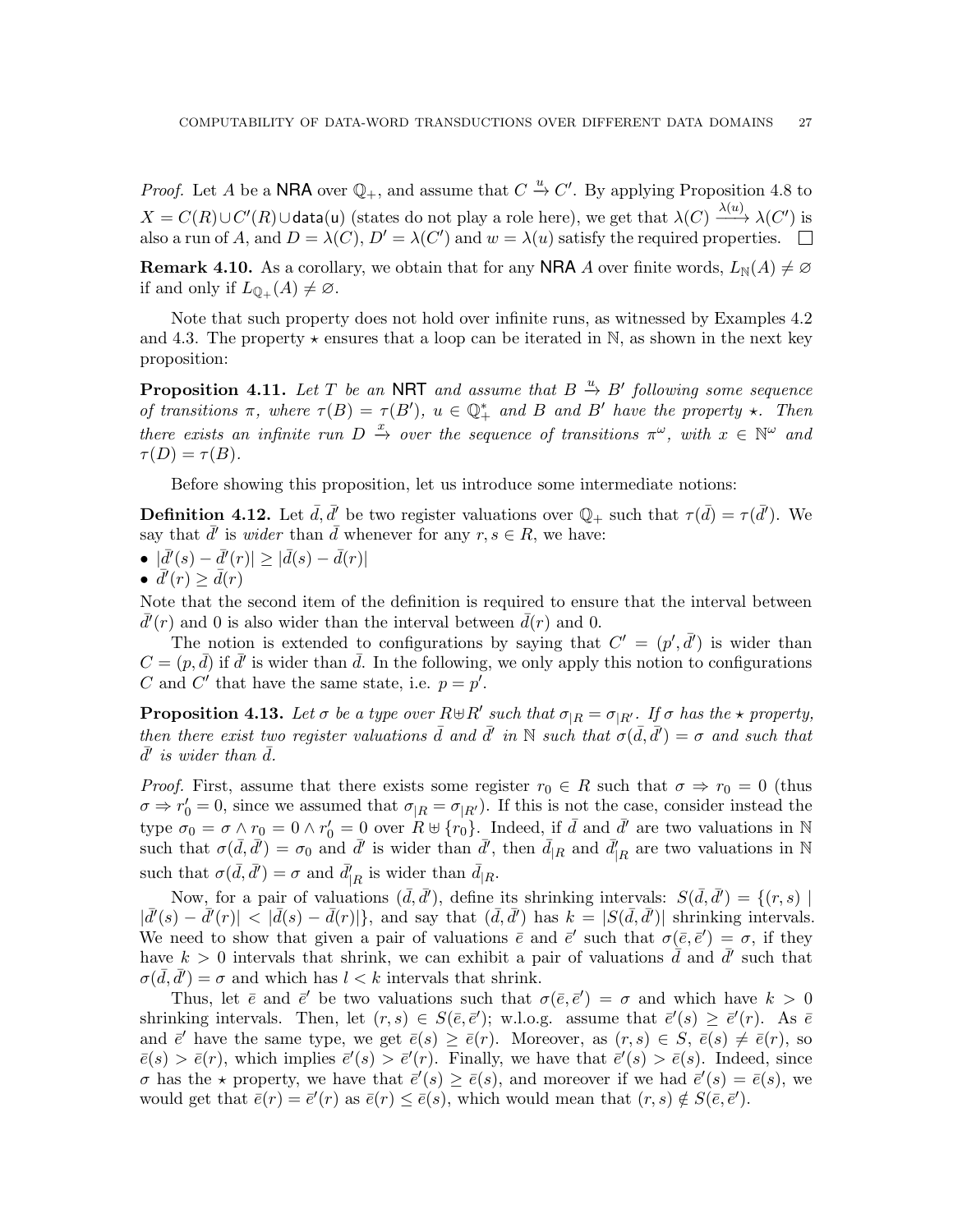*Proof.* Let $A$ be a NRA over $\mathbb{Q}_+$, and assume that $C \xrightarrow{u} C'$. By applying Proposition 4.8 to $X = C(R) \cup C'(R) \cup \mathsf{data}(\mathsf{u})$ (states do not play a role here), we get that $\lambda(C) \xrightarrow{\lambda(u)} \lambda(C')$ is also a run of $A$, and $D = \lambda(C)$, $D' = \lambda(C')$ and $w = \lambda(u)$ satisfy the required properties. $\square$

**Remark 4.10.** As a corollary, we obtain that for any NRA $A$ over finite words, $L_{\mathbb{N}}(A) \neq \varnothing$ if and only if $L_{\mathbb{Q}_+}(A) \neq \varnothing$.

Note that such property does not hold over infinite runs, as witnessed by Examples 4.2 and 4.3. The property $\star$ ensures that a loop can be iterated in $\mathbb{N}$, as shown in the next key proposition:

**Proposition 4.11.** *Let $T$ be an* NRT *and assume that $B \xrightarrow{u} B'$ following some sequence of transitions $\pi$, where $\tau(B) = \tau(B')$, $u \in \mathbb{Q}_+^*$ and $B$ and $B'$ have the property $\star$. Then there exists an infinite run $D \xrightarrow{x}$ over the sequence of transitions $\pi^\omega$, with $x \in \mathbb{N}^\omega$ and $\tau(D) = \tau(B)$.*

Before showing this proposition, let us introduce some intermediate notions:

**Definition 4.12.** Let $\bar{d}, \bar{d}'$ be two register valuations over $\mathbb{Q}_+$ such that $\tau(\bar{d}) = \tau(\bar{d}')$. We say that $\bar{d}'$ is *wider* than $\bar{d}$ whenever for any $r, s \in R$, we have:

- $|\bar{d}'(s) - \bar{d}'(r)| \geq |\bar{d}(s) - \bar{d}(r)|$
- $\bar{d}'(r) \geq \bar{d}(r)$

Note that the second item of the definition is required to ensure that the interval between $\bar{d}'(r)$ and 0 is also wider than the interval between $\bar{d}(r)$ and 0.

The notion is extended to configurations by saying that $C' = (p', \bar{d}')$ is wider than $C = (p, \bar{d})$ if $\bar{d}'$ is wider than $\bar{d}$. In the following, we only apply this notion to configurations $C$ and $C'$ that have the same state, i.e. $p = p'$.

**Proposition 4.13.** *Let $\sigma$ be a type over $R \uplus R'$ such that $\sigma_{|R} = \sigma_{|R'}$. If $\sigma$ has the $\star$ property, then there exist two register valuations $\bar{d}$ and $\bar{d}'$ in $\mathbb{N}$ such that $\sigma(\bar{d}, \bar{d}') = \sigma$ and such that $\bar{d}'$ is wider than $\bar{d}$.*

*Proof.* First, assume that there exists some register $r_0 \in R$ such that $\sigma \Rightarrow r_0 = 0$ (thus $\sigma \Rightarrow r'_0 = 0$, since we assumed that $\sigma_{|R} = \sigma_{|R'}$). If this is not the case, consider instead the type $\sigma_0 = \sigma \wedge r_0 = 0 \wedge r'_0 = 0$ over $R \uplus \{r_0\}$. Indeed, if $\bar{d}$ and $\bar{d}'$ are two valuations in $\mathbb{N}$ such that $\sigma(\bar{d}, \bar{d}') = \sigma_0$ and $\bar{d}'$ is wider than $\bar{d}'$, then $\bar{d}_{|R}$ and $\bar{d}'_{|R}$ are two valuations in $\mathbb{N}$ such that $\sigma(\bar{d}, \bar{d}') = \sigma$ and $\bar{d}'_{|R}$ is wider than $\bar{d}_{|R}$.

Now, for a pair of valuations $(\bar{d}, \bar{d}')$, define its shrinking intervals: $S(\bar{d}, \bar{d}') = \{(r, s) \mid |\bar{d}'(s) - \bar{d}'(r)| < |\bar{d}(s) - \bar{d}(r)|\}$, and say that $(\bar{d}, \bar{d}')$ has $k = |S(\bar{d}, \bar{d}')|$ shrinking intervals. We need to show that given a pair of valuations $\bar{e}$ and $\bar{e}'$ such that $\sigma(\bar{e}, \bar{e}') = \sigma$, if they have $k > 0$ intervals that shrink, we can exhibit a pair of valuations $\bar{d}$ and $\bar{d}'$ such that $\sigma(\bar{d}, \bar{d}') = \sigma$ and which has $l < k$ intervals that shrink.

Thus, let $\bar{e}$ and $\bar{e}'$ be two valuations such that $\sigma(\bar{e}, \bar{e}') = \sigma$ and which have $k > 0$ shrinking intervals. Then, let $(r, s) \in S(\bar{e}, \bar{e}')$; w.l.o.g. assume that $\bar{e}'(s) \geq \bar{e}'(r)$. As $\bar{e}$ and $\bar{e}'$ have the same type, we get $\bar{e}(s) \geq \bar{e}(r)$. Moreover, as $(r, s) \in S$, $\bar{e}(s) \neq \bar{e}(r)$, so $\bar{e}(s) > \bar{e}(r)$, which implies $\bar{e}'(s) > \bar{e}'(r)$. Finally, we have that $\bar{e}'(s) > \bar{e}(s)$. Indeed, since $\sigma$ has the $\star$ property, we have that $\bar{e}'(s) \geq \bar{e}(s)$, and moreover if we had $\bar{e}'(s) = \bar{e}(s)$, we would get that $\bar{e}(r) = \bar{e}'(r)$ as $\bar{e}(r) \leq \bar{e}(s)$, which would mean that $(r, s) \notin S(\bar{e}, \bar{e}')$.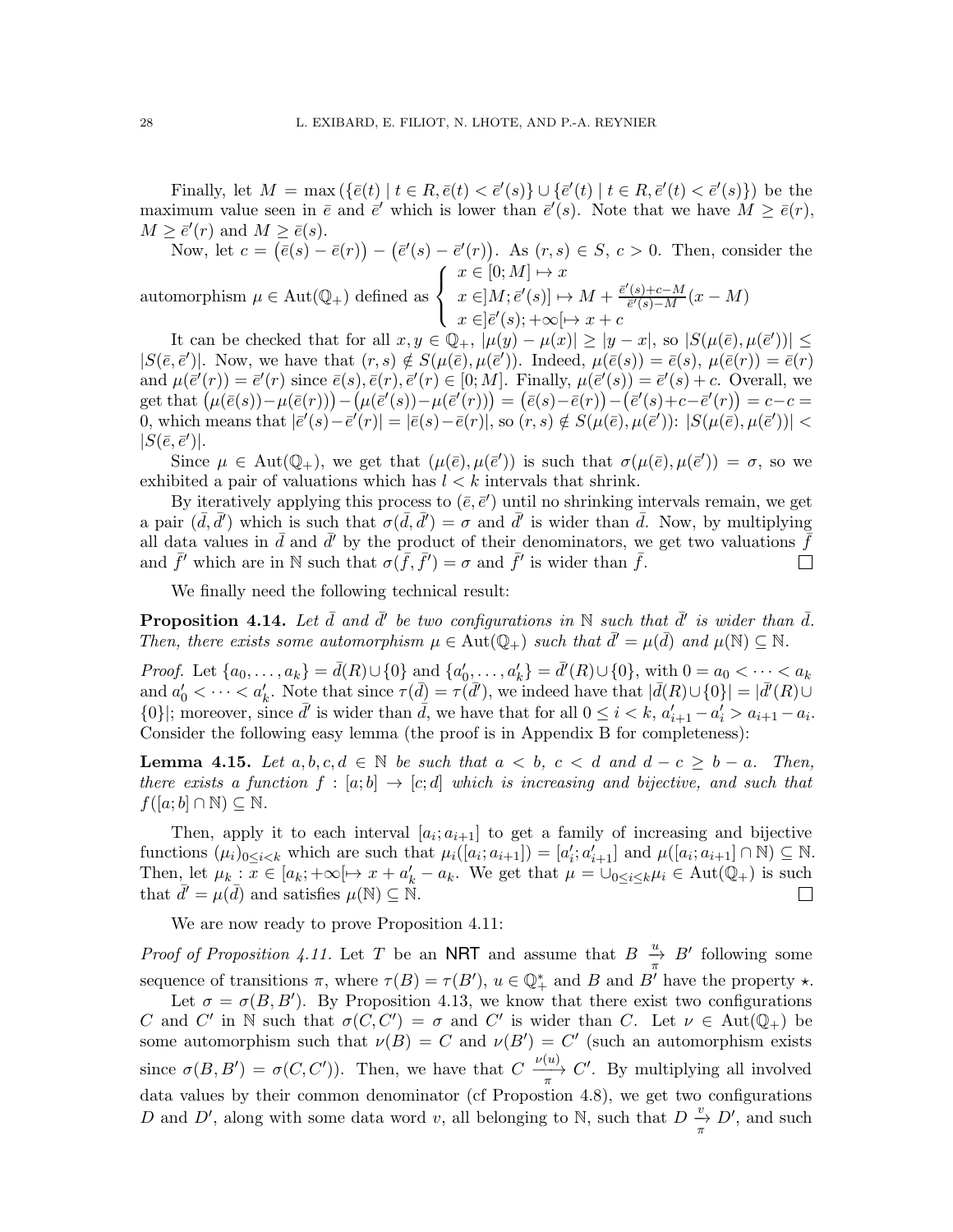Finally, let $M = \max\left(\{\bar{e}(t) \mid t \in R, \bar{e}(t) < \bar{e}'(s)\} \cup \{\bar{e}'(t) \mid t \in R, \bar{e}'(t) < \bar{e}'(s)\}\right)$ be the maximum value seen in $\bar{e}$ and $\bar{e}'$ which is lower than $\bar{e}'(s)$. Note that we have $M \geq \bar{e}(r)$, $M \geq \bar{e}'(r)$ and $M \geq \bar{e}(s)$.

Now, let $c = \left(\bar{e}(s) - \bar{e}(r)\right) - \left(\bar{e}'(s) - \bar{e}'(r)\right)$. As $(r,s) \in S$, $c > 0$. Then, consider the automorphism $\mu \in \mathrm{Aut}(\mathbb{Q}_+)$ defined as $\begin{cases} x \in [0; M] \mapsto x \\ x \in ]M; \bar{e}'(s)] \mapsto M + \frac{\bar{e}'(s)+c-M}{\bar{e}'(s)-M}(x - M) \\ x \in ]\bar{e}'(s); +\infty[ \mapsto x + c \end{cases}$

It can be checked that for all $x, y \in \mathbb{Q}_+$, $|\mu(y) - \mu(x)| \geq |y - x|$, so $|S(\mu(\bar{e}), \mu(\bar{e}'))| \leq |S(\bar{e}, \bar{e}')|$. Now, we have that $(r,s) \notin S(\mu(\bar{e}), \mu(\bar{e}'))$. Indeed, $\mu(\bar{e}(s)) = \bar{e}(s)$, $\mu(\bar{e}(r)) = \bar{e}(r)$ and $\mu(\bar{e}'(r)) = \bar{e}'(r)$ since $\bar{e}(s), \bar{e}(r), \bar{e}'(r) \in [0; M]$. Finally, $\mu(\bar{e}'(s)) = \bar{e}'(s) + c$. Overall, we get that $\left(\mu(\bar{e}(s)) - \mu(\bar{e}(r))\right) - \left(\mu(\bar{e}'(s)) - \mu(\bar{e}'(r))\right) = \left(\bar{e}(s) - \bar{e}(r)\right) - \left(\bar{e}'(s) + c - \bar{e}'(r)\right) = c - c = 0$, which means that $|\bar{e}'(s) - \bar{e}'(r)| = |\bar{e}(s) - \bar{e}(r)|$, so $(r,s) \notin S(\mu(\bar{e}), \mu(\bar{e}'))$: $|S(\mu(\bar{e}), \mu(\bar{e}'))| < |S(\bar{e}, \bar{e}')|$.

Since $\mu \in \mathrm{Aut}(\mathbb{Q}_+)$, we get that $(\mu(\bar{e}), \mu(\bar{e}'))$ is such that $\sigma(\mu(\bar{e}), \mu(\bar{e}')) = \sigma$, so we exhibited a pair of valuations which has $l < k$ intervals that shrink.

By iteratively applying this process to $(\bar{e}, \bar{e}')$ until no shrinking intervals remain, we get a pair $(\bar{d}, \bar{d}')$ which is such that $\sigma(\bar{d}, \bar{d}') = \sigma$ and $\bar{d}'$ is wider than $\bar{d}$. Now, by multiplying all data values in $\bar{d}$ and $\bar{d}'$ by the product of their denominators, we get two valuations $\bar{f}$ and $\bar{f}'$ which are in $\mathbb{N}$ such that $\sigma(\bar{f}, \bar{f}') = \sigma$ and $\bar{f}'$ is wider than $\bar{f}$. ◻

We finally need the following technical result:

**Proposition 4.14.** *Let $\bar{d}$ and $\bar{d}'$ be two configurations in $\mathbb{N}$ such that $\bar{d}'$ is wider than $\bar{d}$. Then, there exists some automorphism $\mu \in \mathrm{Aut}(\mathbb{Q}_+)$ such that $\bar{d}' = \mu(\bar{d})$ and $\mu(\mathbb{N}) \subseteq \mathbb{N}$.*

*Proof.* Let $\{a_0, \dots, a_k\} = \bar{d}(R) \cup \{0\}$ and $\{a'_0, \dots, a'_k\} = \bar{d}'(R) \cup \{0\}$, with $0 = a_0 < \dots < a_k$ and $a'_0 < \dots < a'_k$. Note that since $\tau(\bar{d}) = \tau(\bar{d}')$, we indeed have that $|\bar{d}(R) \cup \{0\}| = |\bar{d}'(R) \cup \{0\}|$; moreover, since $\bar{d}'$ is wider than $\bar{d}$, we have that for all $0 \leq i < k$, $a'_{i+1} - a'_i > a_{i+1} - a_i$. Consider the following easy lemma (the proof is in Appendix B for completeness):

**Lemma 4.15.** *Let $a, b, c, d \in \mathbb{N}$ be such that $a < b$, $c < d$ and $d - c \geq b - a$. Then, there exists a function $f : [a; b] \to [c; d]$ which is increasing and bijective, and such that $f([a; b] \cap \mathbb{N}) \subseteq \mathbb{N}$.*

Then, apply it to each interval $[a_i; a_{i+1}]$ to get a family of increasing and bijective functions $(\mu_i)_{0 \leq i < k}$ which are such that $\mu_i([a_i; a_{i+1}]) = [a'_i; a'_{i+1}]$ and $\mu([a_i; a_{i+1}] \cap \mathbb{N}) \subseteq \mathbb{N}$. Then, let $\mu_k : x \in [a_k; +\infty[ \mapsto x + a'_k - a_k$. We get that $\mu = \cup_{0 \leq i \leq k} \mu_i \in \mathrm{Aut}(\mathbb{Q}_+)$ is such that $\bar{d}' = \mu(\bar{d})$ and satisfies $\mu(\mathbb{N}) \subseteq \mathbb{N}$. ◻

We are now ready to prove Proposition 4.11:

*Proof of Proposition 4.11.* Let $T$ be an NRT and assume that $B \xrightarrow[\pi]{u} B'$ following some sequence of transitions $\pi$, where $\tau(B) = \tau(B')$, $u \in \mathbb{Q}_+^*$ and $B$ and $B'$ have the property $\star$.

Let $\sigma = \sigma(B, B')$. By Proposition 4.13, we know that there exist two configurations $C$ and $C'$ in $\mathbb{N}$ such that $\sigma(C, C') = \sigma$ and $C'$ is wider than $C$. Let $\nu \in \mathrm{Aut}(\mathbb{Q}_+)$ be some automorphism such that $\nu(B) = C$ and $\nu(B') = C'$ (such an automorphism exists since $\sigma(B, B') = \sigma(C, C')$). Then, we have that $C \xrightarrow[\pi]{\nu(u)} C'$. By multiplying all involved data values by their common denominator (cf Propostion 4.8), we get two configurations $D$ and $D'$, along with some data word $v$, all belonging to $\mathbb{N}$, such that $D \xrightarrow[\pi]{v} D'$, and such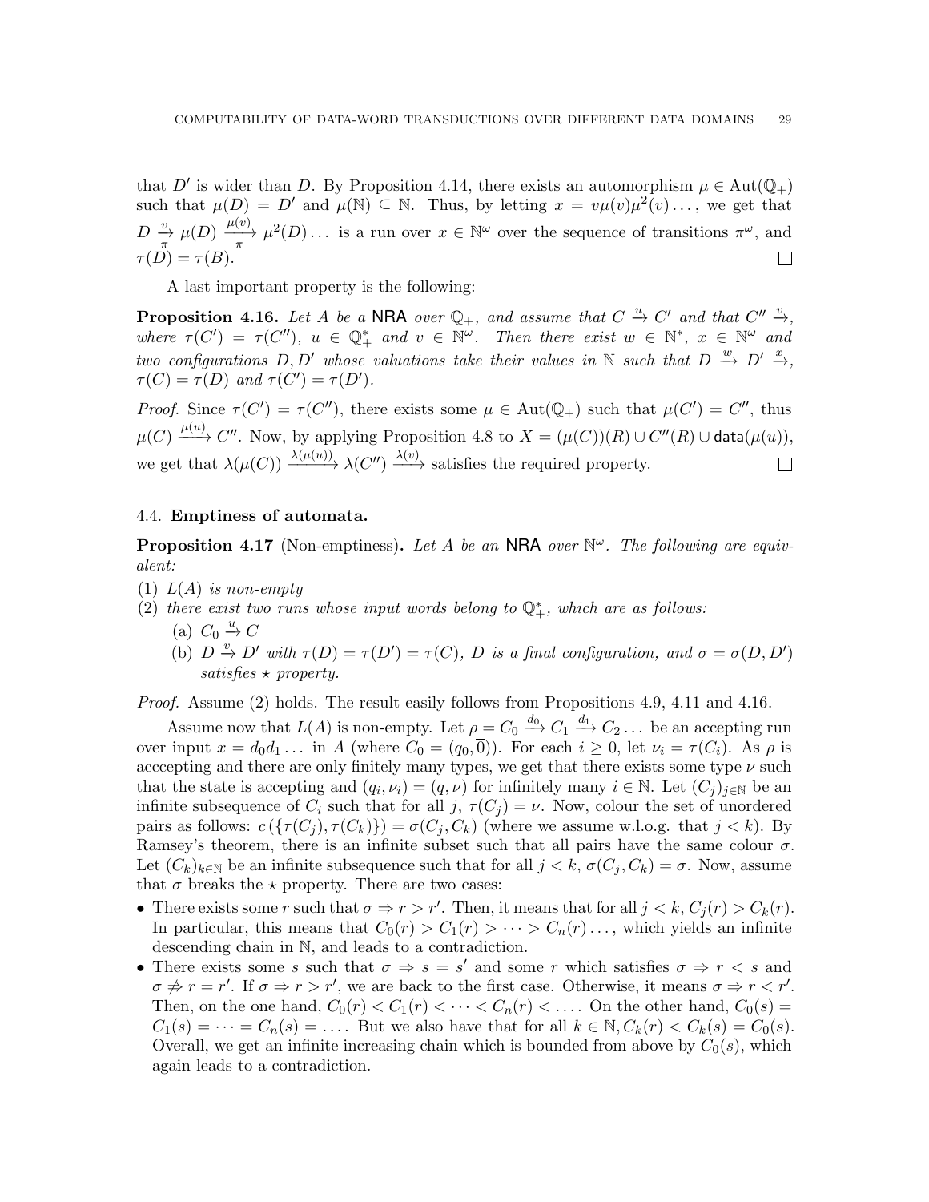that $D'$ is wider than $D$. By Proposition 4.14, there exists an automorphism $\mu \in \mathrm{Aut}(\mathbb{Q}_+)$ such that $\mu(D) = D'$ and $\mu(\mathbb{N}) \subseteq \mathbb{N}$. Thus, by letting $x = v\mu(v)\mu^2(v)\dots$, we get that $D \xrightarrow[\pi]{v} \mu(D) \xrightarrow[\pi]{\mu(v)} \mu^2(D)\dots$ is a run over $x \in \mathbb{N}^\omega$ over the sequence of transitions $\pi^\omega$, and $\tau(D) = \tau(B)$. □

A last important property is the following:

**Proposition 4.16.** *Let $A$ be a* NRA *over $\mathbb{Q}_+$, and assume that $C \xrightarrow{u} C'$ and that $C'' \xrightarrow{v}$, where $\tau(C') = \tau(C'')$, $u \in \mathbb{Q}_+^*$ and $v \in \mathbb{N}^\omega$. Then there exist $w \in \mathbb{N}^*$, $x \in \mathbb{N}^\omega$ and two configurations $D, D'$ whose valuations take their values in $\mathbb{N}$ such that $D \xrightarrow{w} D' \xrightarrow{x}$, $\tau(C) = \tau(D)$ and $\tau(C') = \tau(D')$.*

*Proof.* Since $\tau(C') = \tau(C'')$, there exists some $\mu \in \mathrm{Aut}(\mathbb{Q}_+)$ such that $\mu(C') = C''$, thus $\mu(C) \xrightarrow{\mu(u)} C''$. Now, by applying Proposition 4.8 to $X = (\mu(C))(R) \cup C''(R) \cup \mathsf{data}(\mu(u))$, we get that $\lambda(\mu(C)) \xrightarrow{\lambda(\mu(u))} \lambda(C'') \xrightarrow{\lambda(v)}$ satisfies the required property. □

### 4.4. Emptiness of automata.

**Proposition 4.17** (Non-emptiness)**.** *Let $A$ be an* NRA *over $\mathbb{N}^\omega$. The following are equivalent:*

(1) *$L(A)$ is non-empty*
(2) *there exist two runs whose input words belong to $\mathbb{Q}_+^*$, which are as follows:*
   (a) *$C_0 \xrightarrow{u} C$*
   (b) *$D \xrightarrow{v} D'$ with $\tau(D) = \tau(D') = \tau(C)$, $D$ is a final configuration, and $\sigma = \sigma(D, D')$ satisfies $\star$ property.*

*Proof.* Assume (2) holds. The result easily follows from Propositions 4.9, 4.11 and 4.16.

Assume now that $L(A)$ is non-empty. Let $\rho = C_0 \xrightarrow{d_0} C_1 \xrightarrow{d_1} C_2 \dots$ be an accepting run over input $x = d_0 d_1 \dots$ in $A$ (where $C_0 = (q_0, \overline{0})$). For each $i \geq 0$, let $\nu_i = \tau(C_i)$. As $\rho$ is acccepting and there are only finitely many types, we get that there exists some type $\nu$ such that the state is accepting and $(q_i, \nu_i) = (q, \nu)$ for infinitely many $i \in \mathbb{N}$. Let $(C_j)_{j \in \mathbb{N}}$ be an infinite subsequence of $C_i$ such that for all $j$, $\tau(C_j) = \nu$. Now, colour the set of unordered pairs as follows: $c(\{\tau(C_j), \tau(C_k)\}) = \sigma(C_j, C_k)$ (where we assume w.l.o.g. that $j < k$). By Ramsey's theorem, there is an infinite subset such that all pairs have the same colour $\sigma$. Let $(C_k)_{k \in \mathbb{N}}$ be an infinite subsequence such that for all $j < k$, $\sigma(C_j, C_k) = \sigma$. Now, assume that $\sigma$ breaks the $\star$ property. There are two cases:

- There exists some $r$ such that $\sigma \Rightarrow r > r'$. Then, it means that for all $j < k$, $C_j(r) > C_k(r)$. In particular, this means that $C_0(r) > C_1(r) > \dots > C_n(r) \dots$, which yields an infinite descending chain in $\mathbb{N}$, and leads to a contradiction.
- There exists some $s$ such that $\sigma \Rightarrow s = s'$ and some $r$ which satisfies $\sigma \Rightarrow r < s$ and $\sigma \not\Rightarrow r = r'$. If $\sigma \Rightarrow r > r'$, we are back to the first case. Otherwise, it means $\sigma \Rightarrow r < r'$. Then, on the one hand, $C_0(r) < C_1(r) < \dots < C_n(r) < \dots$. On the other hand, $C_0(s) = C_1(s) = \dots = C_n(s) = \dots$. But we also have that for all $k \in \mathbb{N}, C_k(r) < C_k(s) = C_0(s)$. Overall, we get an infinite increasing chain which is bounded from above by $C_0(s)$, which again leads to a contradiction.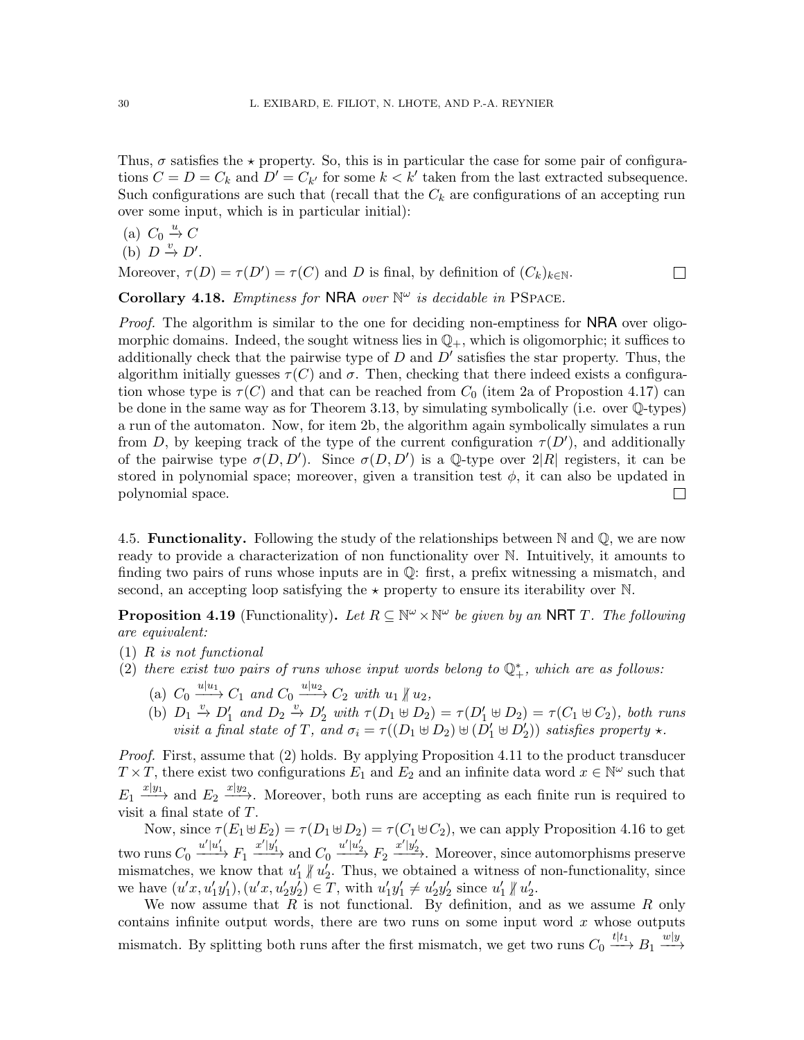Thus, $\sigma$ satisfies the $\star$ property. So, this is in particular the case for some pair of configurations $C = D = C_k$ and $D' = C_{k'}$ for some $k < k'$ taken from the last extracted subsequence. Such configurations are such that (recall that the $C_k$ are configurations of an accepting run over some input, which is in particular initial):

(a) $C_0 \xrightarrow{u} C$

(b) $D \xrightarrow{v} D'$.

Moreover, $\tau(D) = \tau(D') = \tau(C)$ and $D$ is final, by definition of $(C_k)_{k\in\mathbb{N}}$. ☐

**Corollary 4.18.** *Emptiness for* NRA *over* $\mathbb{N}^\omega$ *is decidable in* PSPACE.

*Proof.* The algorithm is similar to the one for deciding non-emptiness for NRA over oligomorphic domains. Indeed, the sought witness lies in $\mathbb{Q}_+$, which is oligomorphic; it suffices to additionally check that the pairwise type of $D$ and $D'$ satisfies the star property. Thus, the algorithm initially guesses $\tau(C)$ and $\sigma$. Then, checking that there indeed exists a configuration whose type is $\tau(C)$ and that can be reached from $C_0$ (item 2a of Propostion 4.17) can be done in the same way as for Theorem 3.13, by simulating symbolically (i.e. over $\mathbb{Q}$-types) a run of the automaton. Now, for item 2b, the algorithm again symbolically simulates a run from $D$, by keeping track of the type of the current configuration $\tau(D')$, and additionally of the pairwise type $\sigma(D, D')$. Since $\sigma(D, D')$ is a $\mathbb{Q}$-type over $2|R|$ registers, it can be stored in polynomial space; moreover, given a transition test $\phi$, it can also be updated in polynomial space. ☐

4.5. **Functionality.** Following the study of the relationships between $\mathbb{N}$ and $\mathbb{Q}$, we are now ready to provide a characterization of non functionality over $\mathbb{N}$. Intuitively, it amounts to finding two pairs of runs whose inputs are in $\mathbb{Q}$: first, a prefix witnessing a mismatch, and second, an accepting loop satisfying the $\star$ property to ensure its iterability over $\mathbb{N}$.

**Proposition 4.19** (Functionality)**.** *Let $R \subseteq \mathbb{N}^\omega \times \mathbb{N}^\omega$ be given by an* NRT $T$*. The following are equivalent:*

(1) *$R$ is not functional*

(2) *there exist two pairs of runs whose input words belong to $\mathbb{Q}_+^*$, which are as follows:*

  (a) $C_0 \xrightarrow{u|u_1} C_1$ *and* $C_0 \xrightarrow{u|u_2} C_2$ *with* $u_1 \not\parallel u_2$,

  (b) $D_1 \xrightarrow{v} D_1'$ *and* $D_2 \xrightarrow{v} D_2'$ *with* $\tau(D_1 \uplus D_2) = \tau(D_1' \uplus D_2) = \tau(C_1 \uplus C_2)$*, both runs visit a final state of $T$, and* $\sigma_i = \tau((D_1 \uplus D_2) \uplus (D_1' \uplus D_2'))$ *satisfies property* $\star$.

*Proof.* First, assume that (2) holds. By applying Proposition 4.11 to the product transducer $T \times T$, there exist two configurations $E_1$ and $E_2$ and an infinite data word $x \in \mathbb{N}^\omega$ such that $E_1 \xrightarrow{x|y_1}$ and $E_2 \xrightarrow{x|y_2}$. Moreover, both runs are accepting as each finite run is required to visit a final state of $T$.

Now, since $\tau(E_1 \uplus E_2) = \tau(D_1 \uplus D_2) = \tau(C_1 \uplus C_2)$, we can apply Proposition 4.16 to get two runs $C_0 \xrightarrow{u'|u_1'} F_1 \xrightarrow{x'|y_1'}$ and $C_0 \xrightarrow{u'|u_2'} F_2 \xrightarrow{x'|y_2'}$. Moreover, since automorphisms preserve mismatches, we know that $u_1' \not\parallel u_2'$. Thus, we obtained a witness of non-functionality, since we have $(u'x, u_1'y_1'), (u'x, u_2'y_2') \in T$, with $u_1'y_1' \neq u_2'y_2'$ since $u_1' \not\parallel u_2'$.

We now assume that $R$ is not functional. By definition, and as we assume $R$ only contains infinite output words, there are two runs on some input word $x$ whose outputs mismatch. By splitting both runs after the first mismatch, we get two runs $C_0 \xrightarrow{t|t_1} B_1 \xrightarrow{w|y}$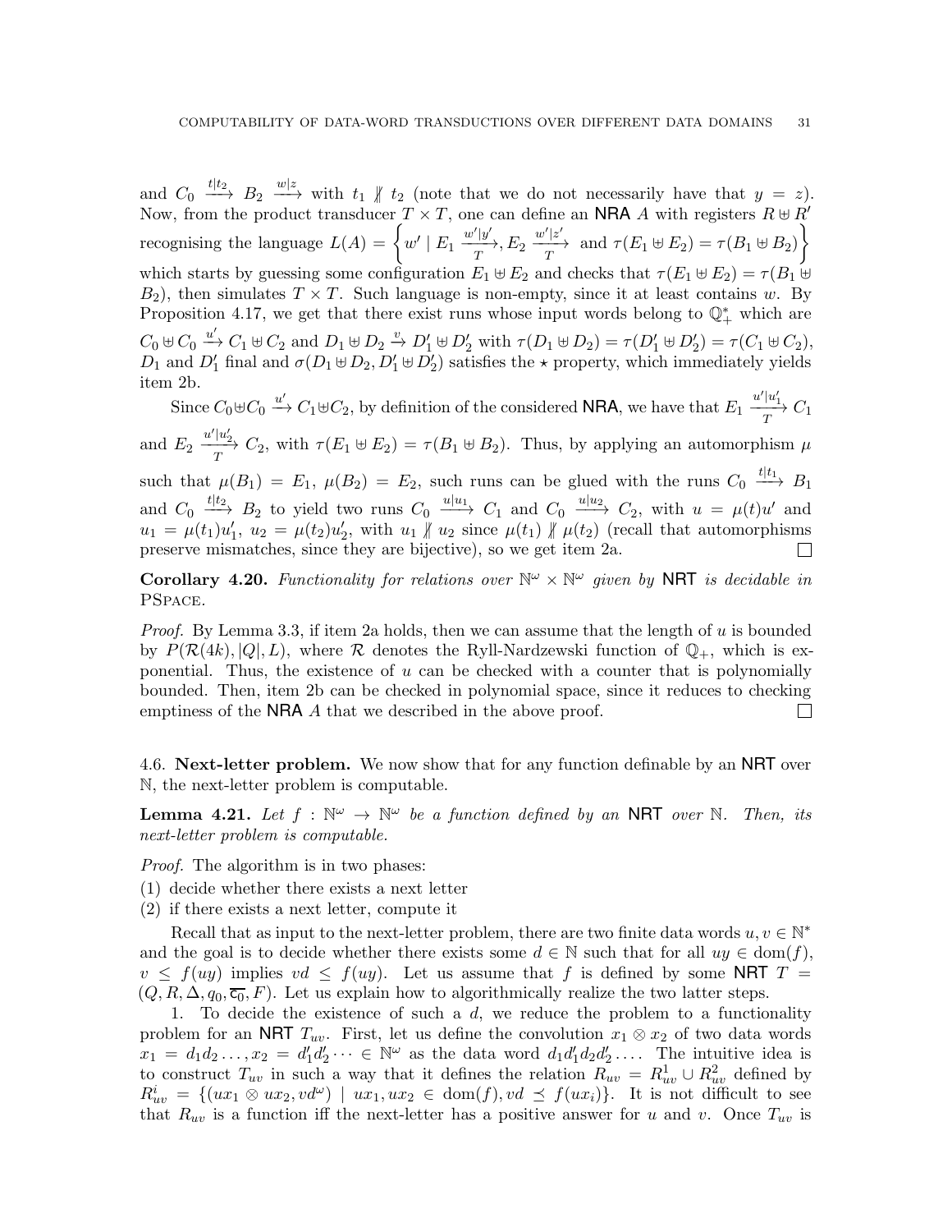and $C_0 \xrightarrow{t|t_2} B_2 \xrightarrow{w|z}$ with $t_1 \not\parallel t_2$ (note that we do not necessarily have that $y = z$). Now, from the product transducer $T \times T$, one can define an NRA $A$ with registers $R \uplus R'$ recognising the language $L(A) = \left\{ w' \mid E_1 \xrightarrow[T]{w'|y'}, E_2 \xrightarrow[T]{w'|z'} \text{ and } \tau(E_1 \uplus E_2) = \tau(B_1 \uplus B_2) \right\}$ which starts by guessing some configuration $E_1 \uplus E_2$ and checks that $\tau(E_1 \uplus E_2) = \tau(B_1 \uplus B_2)$, then simulates $T \times T$. Such language is non-empty, since it at least contains $w$. By Proposition 4.17, we get that there exist runs whose input words belong to $\mathbb{Q}_+^*$ which are $C_0 \uplus C_0 \xrightarrow{u'} C_1 \uplus C_2$ and $D_1 \uplus D_2 \xrightarrow{v} D_1' \uplus D_2'$ with $\tau(D_1 \uplus D_2) = \tau(D_1' \uplus D_2') = \tau(C_1 \uplus C_2)$, $D_1$ and $D_1'$ final and $\sigma(D_1 \uplus D_2, D_1' \uplus D_2')$ satisfies the $\star$ property, which immediately yields item 2b.

Since $C_0 \uplus C_0 \xrightarrow{u'} C_1 \uplus C_2$, by definition of the considered NRA, we have that $E_1 \xrightarrow[T]{u'|u_1'} C_1$ and $E_2 \xrightarrow[T]{u'|u_2'} C_2$, with $\tau(E_1 \uplus E_2) = \tau(B_1 \uplus B_2)$. Thus, by applying an automorphism $\mu$ such that $\mu(B_1) = E_1$, $\mu(B_2) = E_2$, such runs can be glued with the runs $C_0 \xrightarrow{t|t_1} B_1$ and $C_0 \xrightarrow{t|t_2} B_2$ to yield two runs $C_0 \xrightarrow{u|u_1} C_1$ and $C_0 \xrightarrow{u|u_2} C_2$, with $u = \mu(t)u'$ and $u_1 = \mu(t_1)u_1'$, $u_2 = \mu(t_2)u_2'$, with $u_1 \not\parallel u_2$ since $\mu(t_1) \not\parallel \mu(t_2)$ (recall that automorphisms preserve mismatches, since they are bijective), so we get item 2a. □

**Corollary 4.20.** *Functionality for relations over $\mathbb{N}^\omega \times \mathbb{N}^\omega$ given by* NRT *is decidable in* PSpace.

*Proof.* By Lemma 3.3, if item 2a holds, then we can assume that the length of $u$ is bounded by $P(\mathcal{R}(4k), |Q|, L)$, where $\mathcal{R}$ denotes the Ryll-Nardzewski function of $\mathbb{Q}_+$, which is exponential. Thus, the existence of $u$ can be checked with a counter that is polynomially bounded. Then, item 2b can be checked in polynomial space, since it reduces to checking emptiness of the NRA $A$ that we described in the above proof. □

### 4.6. Next-letter problem.

We now show that for any function definable by an NRT over $\mathbb{N}$, the next-letter problem is computable.

**Lemma 4.21.** *Let $f : \mathbb{N}^\omega \to \mathbb{N}^\omega$ be a function defined by an* NRT *over $\mathbb{N}$. Then, its next-letter problem is computable.*

*Proof.* The algorithm is in two phases:

(1) decide whether there exists a next letter
(2) if there exists a next letter, compute it

Recall that as input to the next-letter problem, there are two finite data words $u, v \in \mathbb{N}^*$ and the goal is to decide whether there exists some $d \in \mathbb{N}$ such that for all $uy \in \mathrm{dom}(f)$, $v \leq f(uy)$ implies $vd \leq f(uy)$. Let us assume that $f$ is defined by some NRT $T = (Q, R, \Delta, q_0, \overline{c_0}, F)$. Let us explain how to algorithmically realize the two latter steps.

1. To decide the existence of such a $d$, we reduce the problem to a functionality problem for an NRT $T_{uv}$. First, let us define the convolution $x_1 \otimes x_2$ of two data words $x_1 = d_1 d_2 \ldots, x_2 = d_1' d_2' \cdots \in \mathbb{N}^\omega$ as the data word $d_1 d_1' d_2 d_2' \ldots$. The intuitive idea is to construct $T_{uv}$ in such a way that it defines the relation $R_{uv} = R_{uv}^1 \cup R_{uv}^2$ defined by $R_{uv}^i = \{(ux_1 \otimes ux_2, vd^\omega) \mid ux_1, ux_2 \in \mathrm{dom}(f), vd \preceq f(ux_i)\}$. It is not difficult to see that $R_{uv}$ is a function iff the next-letter has a positive answer for $u$ and $v$. Once $T_{uv}$ is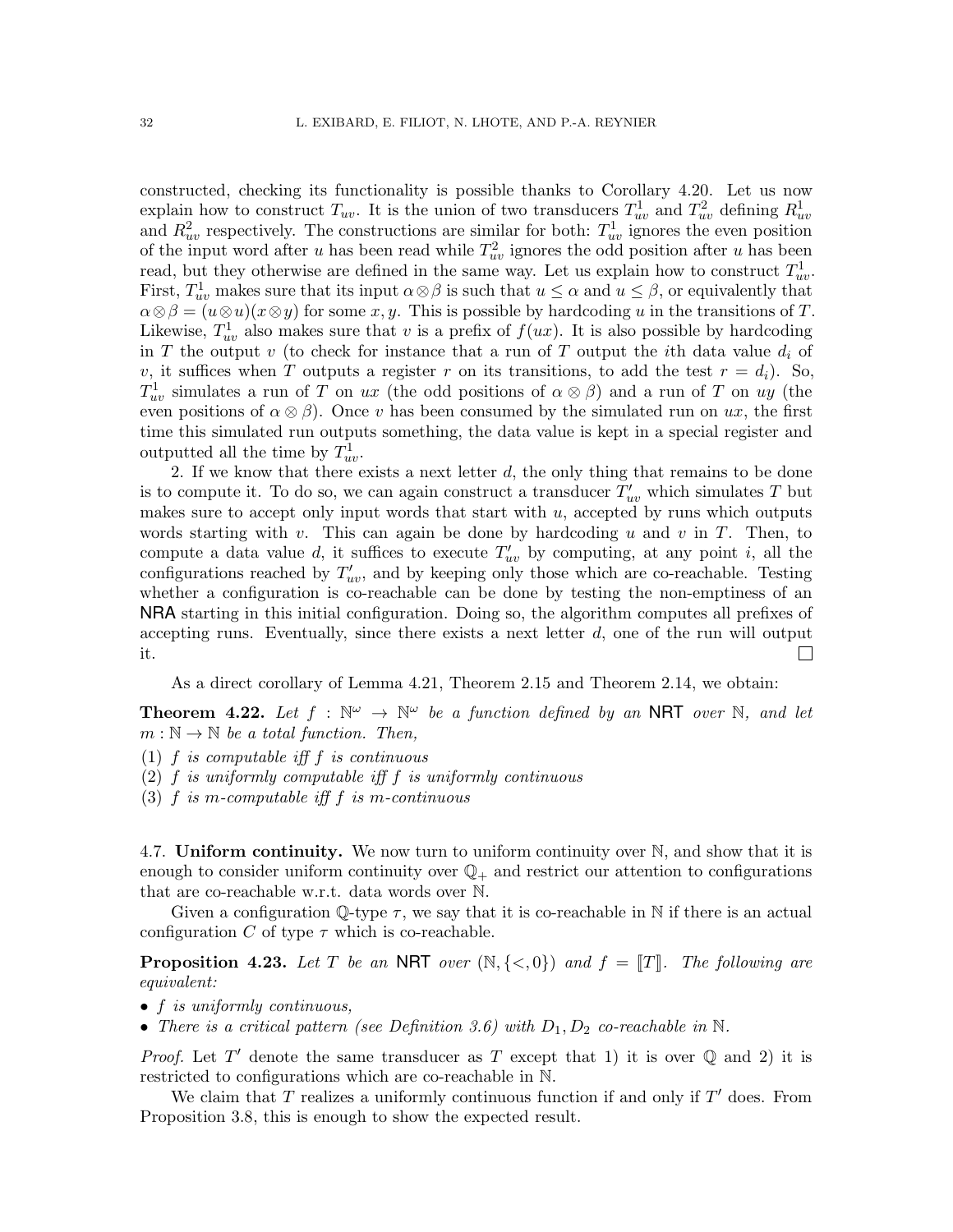constructed, checking its functionality is possible thanks to Corollary 4.20. Let us now explain how to construct $T_{uv}$. It is the union of two transducers $T^1_{uv}$ and $T^2_{uv}$ defining $R^1_{uv}$ and $R^2_{uv}$ respectively. The constructions are similar for both: $T^1_{uv}$ ignores the even position of the input word after $u$ has been read while $T^2_{uv}$ ignores the odd position after $u$ has been read, but they otherwise are defined in the same way. Let us explain how to construct $T^1_{uv}$. First, $T^1_{uv}$ makes sure that its input $\alpha \otimes \beta$ is such that $u \leq \alpha$ and $u \leq \beta$, or equivalently that $\alpha \otimes \beta = (u \otimes u)(x \otimes y)$ for some $x, y$. This is possible by hardcoding $u$ in the transitions of $T$. Likewise, $T^1_{uv}$ also makes sure that $v$ is a prefix of $f(ux)$. It is also possible by hardcoding in $T$ the output $v$ (to check for instance that a run of $T$ output the $i$th data value $d_i$ of $v$, it suffices when $T$ outputs a register $r$ on its transitions, to add the test $r = d_i$). So, $T^1_{uv}$ simulates a run of $T$ on $ux$ (the odd positions of $\alpha \otimes \beta$) and a run of $T$ on $uy$ (the even positions of $\alpha \otimes \beta$). Once $v$ has been consumed by the simulated run on $ux$, the first time this simulated run outputs something, the data value is kept in a special register and outputted all the time by $T^1_{uv}$.

2. If we know that there exists a next letter $d$, the only thing that remains to be done is to compute it. To do so, we can again construct a transducer $T'_{uv}$ which simulates $T$ but makes sure to accept only input words that start with $u$, accepted by runs which outputs words starting with $v$. This can again be done by hardcoding $u$ and $v$ in $T$. Then, to compute a data value $d$, it suffices to execute $T'_{uv}$ by computing, at any point $i$, all the configurations reached by $T'_{uv}$, and by keeping only those which are co-reachable. Testing whether a configuration is co-reachable can be done by testing the non-emptiness of an NRA starting in this initial configuration. Doing so, the algorithm computes all prefixes of accepting runs. Eventually, since there exists a next letter $d$, one of the run will output it. ☐

As a direct corollary of Lemma 4.21, Theorem 2.15 and Theorem 2.14, we obtain:

**Theorem 4.22.** *Let $f : \mathbb{N}^\omega \to \mathbb{N}^\omega$ be a function defined by an* NRT *over $\mathbb{N}$, and let $m : \mathbb{N} \to \mathbb{N}$ be a total function. Then,*

(1) *$f$ is computable iff $f$ is continuous*
(2) *$f$ is uniformly computable iff $f$ is uniformly continuous*
(3) *$f$ is $m$-computable iff $f$ is $m$-continuous*

4.7. **Uniform continuity.** We now turn to uniform continuity over $\mathbb{N}$, and show that it is enough to consider uniform continuity over $\mathbb{Q}_+$ and restrict our attention to configurations that are co-reachable w.r.t. data words over $\mathbb{N}$.

Given a configuration $\mathbb{Q}$-type $\tau$, we say that it is co-reachable in $\mathbb{N}$ if there is an actual configuration $C$ of type $\tau$ which is co-reachable.

**Proposition 4.23.** *Let $T$ be an* NRT *over $(\mathbb{N}, \{<, 0\})$ and $f = [\![T]\!]$. The following are equivalent:*

- *$f$ is uniformly continuous,*
- *There is a critical pattern (see Definition 3.6) with $D_1, D_2$ co-reachable in $\mathbb{N}$.*

*Proof.* Let $T'$ denote the same transducer as $T$ except that 1) it is over $\mathbb{Q}$ and 2) it is restricted to configurations which are co-reachable in $\mathbb{N}$.

We claim that $T$ realizes a uniformly continuous function if and only if $T'$ does. From Proposition 3.8, this is enough to show the expected result.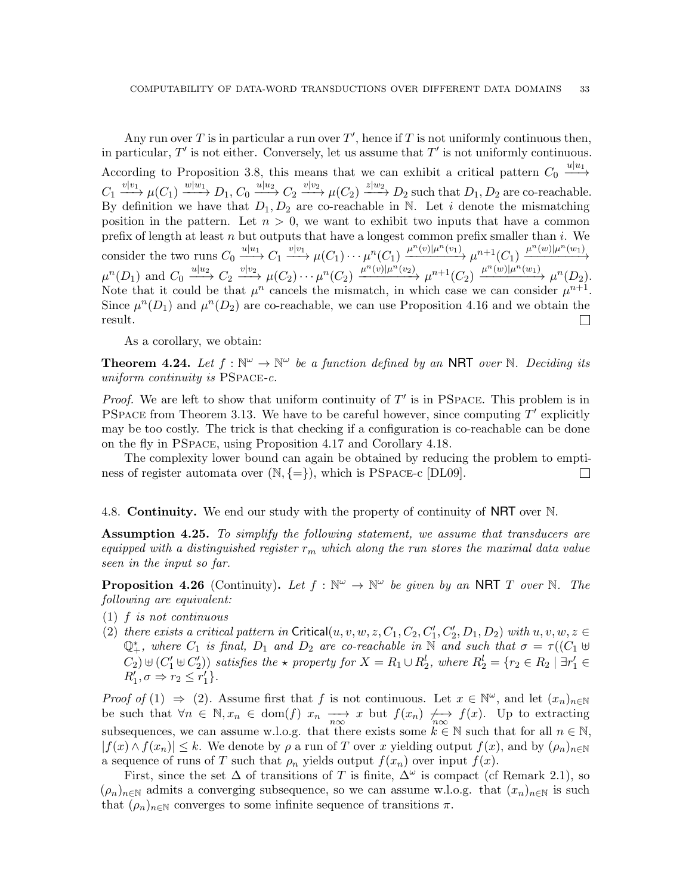Any run over $T$ is in particular a run over $T'$, hence if $T$ is not uniformly continuous then, in particular, $T'$ is not either. Conversely, let us assume that $T'$ is not uniformly continuous. According to Proposition 3.8, this means that we can exhibit a critical pattern $C_0 \xrightarrow{u|u_1} C_1 \xrightarrow{v|v_1} \mu(C_1) \xrightarrow{w|w_1} D_1, C_0 \xrightarrow{u|u_2} C_2 \xrightarrow{v|v_2} \mu(C_2) \xrightarrow{z|w_2} D_2$ such that $D_1, D_2$ are co-reachable. By definition we have that $D_1, D_2$ are co-reachable in $\mathbb{N}$. Let $i$ denote the mismatching position in the pattern. Let $n > 0$, we want to exhibit two inputs that have a common prefix of length at least $n$ but outputs that have a longest common prefix smaller than $i$. We consider the two runs $C_0 \xrightarrow{u|u_1} C_1 \xrightarrow{v|v_1} \mu(C_1) \cdots \mu^n(C_1) \xrightarrow{\mu^n(v)|\mu^n(v_1)} \mu^{n+1}(C_1) \xrightarrow{\mu^n(w)|\mu^n(w_1)} \mu^n(D_1)$ and $C_0 \xrightarrow{u|u_2} C_2 \xrightarrow{v|v_2} \mu(C_2) \cdots \mu^n(C_2) \xrightarrow{\mu^n(v)|\mu^n(v_2)} \mu^{n+1}(C_2) \xrightarrow{\mu^n(w)|\mu^n(w_1)} \mu^n(D_2)$. Note that it could be that $\mu^n$ cancels the mismatch, in which case we can consider $\mu^{n+1}$. Since $\mu^n(D_1)$ and $\mu^n(D_2)$ are co-reachable, we can use Proposition 4.16 and we obtain the result. ☐

As a corollary, we obtain:

**Theorem 4.24.** *Let $f : \mathbb{N}^\omega \to \mathbb{N}^\omega$ be a function defined by an* NRT *over $\mathbb{N}$. Deciding its uniform continuity is* PSpace-c*.*

*Proof.* We are left to show that uniform continuity of $T'$ is in PSpace. This problem is in PSpace from Theorem 3.13. We have to be careful however, since computing $T'$ explicitly may be too costly. The trick is that checking if a configuration is co-reachable can be done on the fly in PSpace, using Proposition 4.17 and Corollary 4.18.

The complexity lower bound can again be obtained by reducing the problem to emptiness of register automata over $(\mathbb{N}, \{=\})$, which is PSpace-c [DL09]. ☐

## 4.8. **Continuity.**

We end our study with the property of continuity of NRT over $\mathbb{N}$.

**Assumption 4.25.** *To simplify the following statement, we assume that transducers are equipped with a distinguished register $r_m$ which along the run stores the maximal data value seen in the input so far.*

**Proposition 4.26** (Continuity)**.** *Let $f : \mathbb{N}^\omega \to \mathbb{N}^\omega$ be given by an* NRT *$T$ over $\mathbb{N}$. The following are equivalent:*

1. *$f$ is not continuous*
2. *there exists a critical pattern in $\mathsf{Critical}(u, v, w, z, C_1, C_2, C_1', C_2', D_1, D_2)$ with $u, v, w, z \in \mathbb{Q}_+^*$, where $C_1$ is final, $D_1$ and $D_2$ are co-reachable in $\mathbb{N}$ and such that $\sigma = \tau((C_1 \uplus C_2) \uplus (C_1' \uplus C_2'))$ satisfies the $\star$ property for $X = R_1 \cup R_2^l$, where $R_2^l = \{r_2 \in R_2 \mid \exists r_1' \in R_1', \sigma \Rightarrow r_2 \leq r_1'\}$.*

*Proof of* (1) $\Rightarrow$ (2). Assume first that $f$ is not continuous. Let $x \in \mathbb{N}^\omega$, and let $(x_n)_{n\in\mathbb{N}}$ be such that $\forall n \in \mathbb{N}, x_n \in \mathrm{dom}(f)$ $x_n \xrightarrow[n\infty]{} x$ but $f(x_n) \not\xrightarrow[n\infty]{} f(x)$. Up to extracting subsequences, we can assume w.l.o.g. that there exists some $k \in \mathbb{N}$ such that for all $n \in \mathbb{N}$, $|f(x) \wedge f(x_n)| \leq k$. We denote by $\rho$ a run of $T$ over $x$ yielding output $f(x)$, and by $(\rho_n)_{n\in\mathbb{N}}$ a sequence of runs of $T$ such that $\rho_n$ yields output $f(x_n)$ over input $f(x)$.

First, since the set $\Delta$ of transitions of $T$ is finite, $\Delta^\omega$ is compact (cf Remark 2.1), so $(\rho_n)_{n\in\mathbb{N}}$ admits a converging subsequence, so we can assume w.l.o.g. that $(x_n)_{n\in\mathbb{N}}$ is such that $(\rho_n)_{n\in\mathbb{N}}$ converges to some infinite sequence of transitions $\pi$.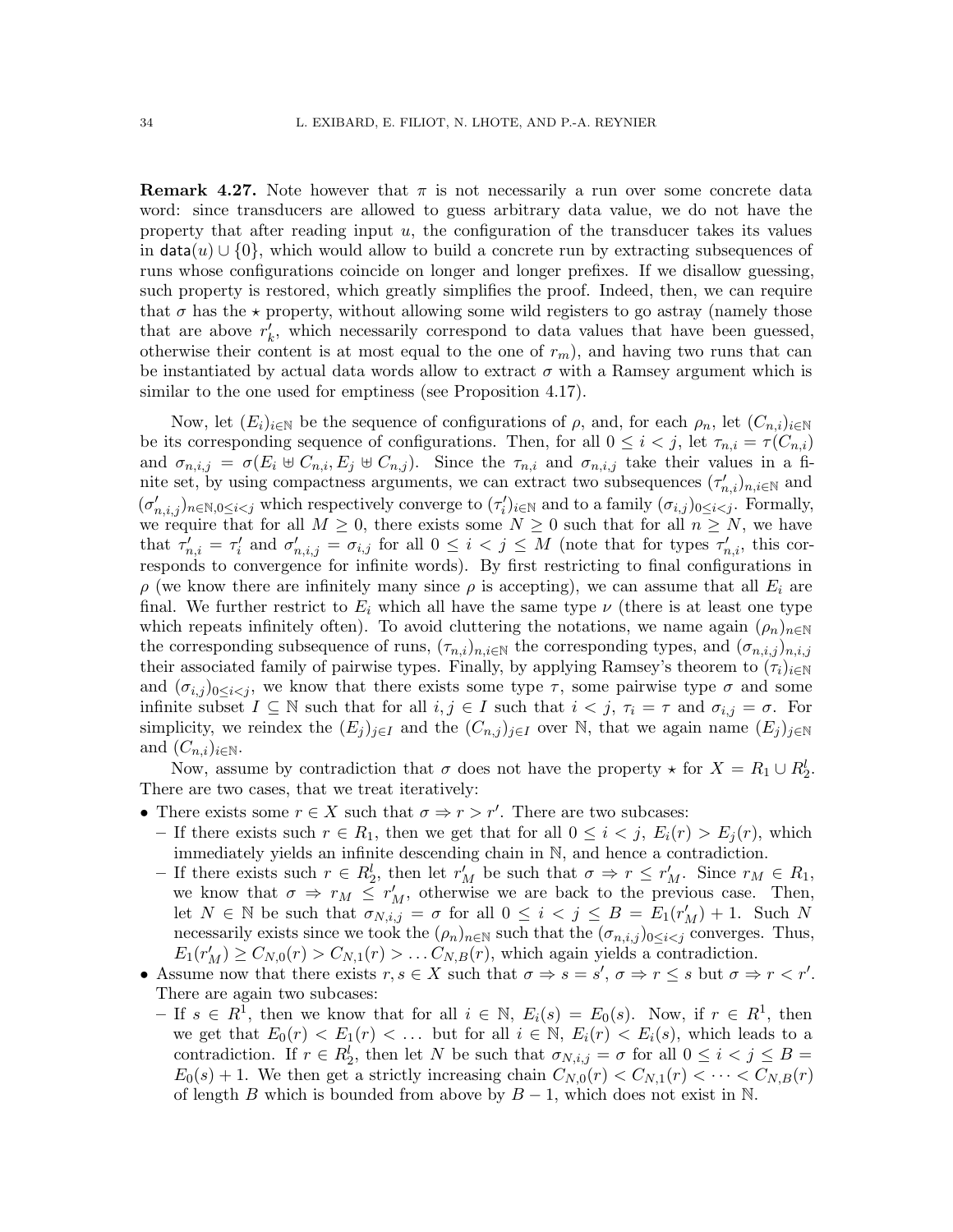**Remark 4.27.** Note however that $\pi$ is not necessarily a run over some concrete data word: since transducers are allowed to guess arbitrary data value, we do not have the property that after reading input $u$, the configuration of the transducer takes its values in $\mathsf{data}(u) \cup \{0\}$, which would allow to build a concrete run by extracting subsequences of runs whose configurations coincide on longer and longer prefixes. If we disallow guessing, such property is restored, which greatly simplifies the proof. Indeed, then, we can require that $\sigma$ has the $\star$ property, without allowing some wild registers to go astray (namely those that are above $r'_k$, which necessarily correspond to data values that have been guessed, otherwise their content is at most equal to the one of $r_m$), and having two runs that can be instantiated by actual data words allow to extract $\sigma$ with a Ramsey argument which is similar to the one used for emptiness (see Proposition 4.17).

Now, let $(E_i)_{i\in\mathbb{N}}$ be the sequence of configurations of $\rho$, and, for each $\rho_n$, let $(C_{n,i})_{i\in\mathbb{N}}$ be its corresponding sequence of configurations. Then, for all $0 \leq i < j$, let $\tau_{n,i} = \tau(C_{n,i})$ and $\sigma_{n,i,j} = \sigma(E_i \uplus C_{n,i}, E_j \uplus C_{n,j})$. Since the $\tau_{n,i}$ and $\sigma_{n,i,j}$ take their values in a finite set, by using compactness arguments, we can extract two subsequences $(\tau'_{n,i})_{n,i\in\mathbb{N}}$ and $(\sigma'_{n,i,j})_{n\in\mathbb{N},0\leq i<j}$ which respectively converge to $(\tau'_i)_{i\in\mathbb{N}}$ and to a family $(\sigma_{i,j})_{0\leq i<j}$. Formally, we require that for all $M \geq 0$, there exists some $N \geq 0$ such that for all $n \geq N$, we have that $\tau'_{n,i} = \tau'_i$ and $\sigma'_{n,i,j} = \sigma_{i,j}$ for all $0 \leq i < j \leq M$ (note that for types $\tau'_{n,i}$, this corresponds to convergence for infinite words). By first restricting to final configurations in $\rho$ (we know there are infinitely many since $\rho$ is accepting), we can assume that all $E_i$ are final. We further restrict to $E_i$ which all have the same type $\nu$ (there is at least one type which repeats infinitely often). To avoid cluttering the notations, we name again $(\rho_n)_{n\in\mathbb{N}}$ the corresponding subsequence of runs, $(\tau_{n,i})_{n,i\in\mathbb{N}}$ the corresponding types, and $(\sigma_{n,i,j})_{n,i,j}$ their associated family of pairwise types. Finally, by applying Ramsey's theorem to $(\tau_i)_{i\in\mathbb{N}}$ and $(\sigma_{i,j})_{0\leq i<j}$, we know that there exists some type $\tau$, some pairwise type $\sigma$ and some infinite subset $I \subseteq \mathbb{N}$ such that for all $i, j \in I$ such that $i < j$, $\tau_i = \tau$ and $\sigma_{i,j} = \sigma$. For simplicity, we reindex the $(E_j)_{j\in I}$ and the $(C_{n,j})_{j\in I}$ over $\mathbb{N}$, that we again name $(E_j)_{j\in\mathbb{N}}$ and $(C_{n,i})_{i\in\mathbb{N}}$.

Now, assume by contradiction that $\sigma$ does not have the property $\star$ for $X = R_1 \cup R_2^l$. There are two cases, that we treat iteratively:

- There exists some $r \in X$ such that $\sigma \Rightarrow r > r'$. There are two subcases:
  - If there exists such $r \in R_1$, then we get that for all $0 \leq i < j$, $E_i(r) > E_j(r)$, which immediately yields an infinite descending chain in $\mathbb{N}$, and hence a contradiction.
  - If there exists such $r \in R_2^l$, then let $r'_M$ be such that $\sigma \Rightarrow r \leq r'_M$. Since $r_M \in R_1$, we know that $\sigma \Rightarrow r_M \leq r'_M$, otherwise we are back to the previous case. Then, let $N \in \mathbb{N}$ be such that $\sigma_{N,i,j} = \sigma$ for all $0 \leq i < j \leq B = E_1(r'_M) + 1$. Such $N$ necessarily exists since we took the $(\rho_n)_{n\in\mathbb{N}}$ such that the $(\sigma_{n,i,j})_{0\leq i<j}$ converges. Thus, $E_1(r'_M) \geq C_{N,0}(r) > C_{N,1}(r) > \dots C_{N,B}(r)$, which again yields a contradiction.
- Assume now that there exists $r, s \in X$ such that $\sigma \Rightarrow s = s'$, $\sigma \Rightarrow r \leq s$ but $\sigma \Rightarrow r < r'$. There are again two subcases:
  - If $s \in R^1$, then we know that for all $i \in \mathbb{N}$, $E_i(s) = E_0(s)$. Now, if $r \in R^1$, then we get that $E_0(r) < E_1(r) < \dots$ but for all $i \in \mathbb{N}$, $E_i(r) < E_i(s)$, which leads to a contradiction. If $r \in R_2^l$, then let $N$ be such that $\sigma_{N,i,j} = \sigma$ for all $0 \leq i < j \leq B = E_0(s) + 1$. We then get a strictly increasing chain $C_{N,0}(r) < C_{N,1}(r) < \dots < C_{N,B}(r)$ of length $B$ which is bounded from above by $B - 1$, which does not exist in $\mathbb{N}$.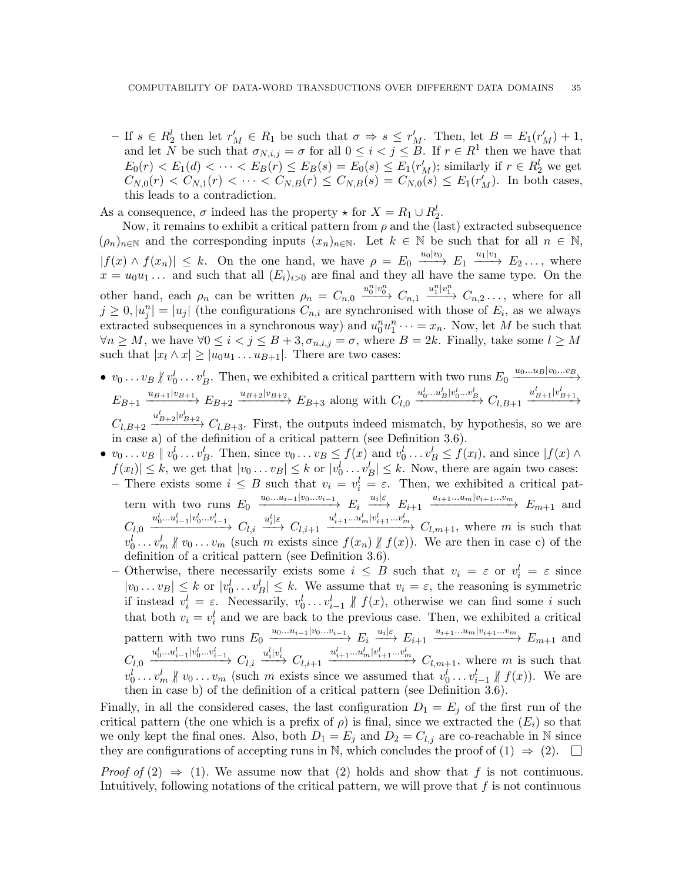– If $s \in R_2^l$ then let $r'_M \in R_1$ be such that $\sigma \Rightarrow s \leq r'_M$. Then, let $B = E_1(r'_M) + 1$, and let $N$ be such that $\sigma_{N,i,j} = \sigma$ for all $0 \leq i < j \leq B$. If $r \in R^1$ then we have that $E_0(r) < E_1(d) < \cdots < E_B(r) \leq E_B(s) = E_0(s) \leq E_1(r'_M)$; similarly if $r \in R_2^l$ we get $C_{N,0}(r) < C_{N,1}(r) < \cdots < C_{N,B}(r) \leq C_{N,B}(s) = C_{N,0}(s) \leq E_1(r'_M)$. In both cases, this leads to a contradiction.

As a consequence, $\sigma$ indeed has the property $\star$ for $X = R_1 \cup R_2^l$.

Now, it remains to exhibit a critical pattern from $\rho$ and the (last) extracted subsequence $(\rho_n)_{n\in\mathbb{N}}$ and the corresponding inputs $(x_n)_{n\in\mathbb{N}}$. Let $k \in \mathbb{N}$ be such that for all $n \in \mathbb{N}$, $|f(x) \wedge f(x_n)| \leq k$. On the one hand, we have $\rho = E_0 \xrightarrow{u_0|v_0} E_1 \xrightarrow{u_1|v_1} E_2 \ldots$, where $x = u_0u_1\ldots$ and such that all $(E_i)_{i>0}$ are final and they all have the same type. On the other hand, each $\rho_n$ can be written $\rho_n = C_{n,0} \xrightarrow{u_0^n|v_0^n} C_{n,1} \xrightarrow{u_1^n|v_1^n} C_{n,2}\ldots$, where for all $j \geq 0, |u_j^n| = |u_j|$ (the configurations $C_{n,i}$ are synchronised with those of $E_i$, as we always extracted subsequences in a synchronous way) and $u_0^n u_1^n \cdots = x_n$. Now, let $M$ be such that $\forall n \geq M$, we have $\forall 0 \leq i < j \leq B+3, \sigma_{n,i,j} = \sigma$, where $B = 2k$. Finally, take some $l \geq M$ such that $|x_l \wedge x| \geq |u_0u_1\ldots u_{B+1}|$. There are two cases:

- $v_0\ldots v_B \not\parallel v_0^l \ldots v_B^l$. Then, we exhibited a critical parttern with two runs $E_0 \xrightarrow{u_0\ldots u_B|v_0\ldots v_B} E_{B+1} \xrightarrow{u_{B+1}|v_{B+1}} E_{B+2} \xrightarrow{u_{B+2}|v_{B+2}} E_{B+3}$ along with $C_{l,0} \xrightarrow{u_0^l\ldots u_B^l|v_0^l\ldots v_B^l} C_{l,B+1} \xrightarrow{u_{B+1}^l|v_{B+1}^l} C_{l,B+2} \xrightarrow{u_{B+2}^l|v_{B+2}^l} C_{l,B+3}$. First, the outputs indeed mismatch, by hypothesis, so we are in case a) of the definition of a critical pattern (see Definition 3.6).
- $v_0\ldots v_B \parallel v_0^l \ldots v_B^l$. Then, since $v_0\ldots v_B \leq f(x)$ and $v_0^l\ldots v_B^l \leq f(x_l)$, and since $|f(x) \wedge f(x_l)| \leq k$, we get that $|v_0\ldots v_B| \leq k$ or $|v_0^l\ldots v_B^l| \leq k$. Now, there are again two cases:
  - There exists some $i \leq B$ such that $v_i = v_i^l = \varepsilon$. Then, we exhibited a critical pattern with two runs $E_0 \xrightarrow{u_0\ldots u_{i-1}|v_0\ldots v_{i-1}} E_i \xrightarrow{u_i|\varepsilon} E_{i+1} \xrightarrow{u_{i+1}\ldots u_m|v_{i+1}\ldots v_m} E_{m+1}$ and $C_{l,0} \xrightarrow{u_0^l\ldots u_{i-1}^l|v_0^l\ldots v_{i-1}^l} C_{l,i} \xrightarrow{u_i^l|\varepsilon} C_{l,i+1} \xrightarrow{u_{i+1}^l\ldots u_m^l|v_{i+1}^l\ldots v_m^l} C_{l,m+1}$, where $m$ is such that $v_0^l\ldots v_m^l \not\parallel v_0\ldots v_m$ (such $m$ exists since $f(x_n) \not\parallel f(x)$). We are then in case c) of the definition of a critical pattern (see Definition 3.6).
  - Otherwise, there necessarily exists some $i \leq B$ such that $v_i = \varepsilon$ or $v_i^l = \varepsilon$ since $|v_0\ldots v_B| \leq k$ or $|v_0^l\ldots v_B^l| \leq k$. We assume that $v_i = \varepsilon$, the reasoning is symmetric if instead $v_i^l = \varepsilon$. Necessarily, $v_0^l\ldots v_{i-1}^l \not\parallel f(x)$, otherwise we can find some $i$ such that both $v_i = v_i^l$ and we are back to the previous case. Then, we exhibited a critical pattern with two runs $E_0 \xrightarrow{u_0\ldots u_{i-1}|v_0\ldots v_{i-1}} E_i \xrightarrow{u_i|\varepsilon} E_{i+1} \xrightarrow{u_{i+1}\ldots u_m|v_{i+1}\ldots v_m} E_{m+1}$ and $C_{l,0} \xrightarrow{u_0^l\ldots u_{i-1}^l|v_0^l\ldots v_{i-1}^l} C_{l,i} \xrightarrow{u_i^l|v_i^l} C_{l,i+1} \xrightarrow{u_{i+1}^l\ldots u_m^l|v_{i+1}^l\ldots v_m^l} C_{l,m+1}$, where $m$ is such that $v_0^l\ldots v_m^l \not\parallel v_0\ldots v_m$ (such $m$ exists since we assumed that $v_0^l\ldots v_{i-1}^l \not\parallel f(x)$). We are then in case b) of the definition of a critical pattern (see Definition 3.6).

Finally, in all the considered cases, the last configuration $D_1 = E_j$ of the first run of the critical pattern (the one which is a prefix of $\rho$) is final, since we extracted the $(E_i)$ so that we only kept the final ones. Also, both $D_1 = E_j$ and $D_2 = C_{l,j}$ are co-reachable in $\mathbb{N}$ since they are configurations of accepting runs in $\mathbb{N}$, which concludes the proof of (1) $\Rightarrow$ (2). □

*Proof of* (2) $\Rightarrow$ (1). We assume now that (2) holds and show that $f$ is not continuous. Intuitively, following notations of the critical pattern, we will prove that $f$ is not continuous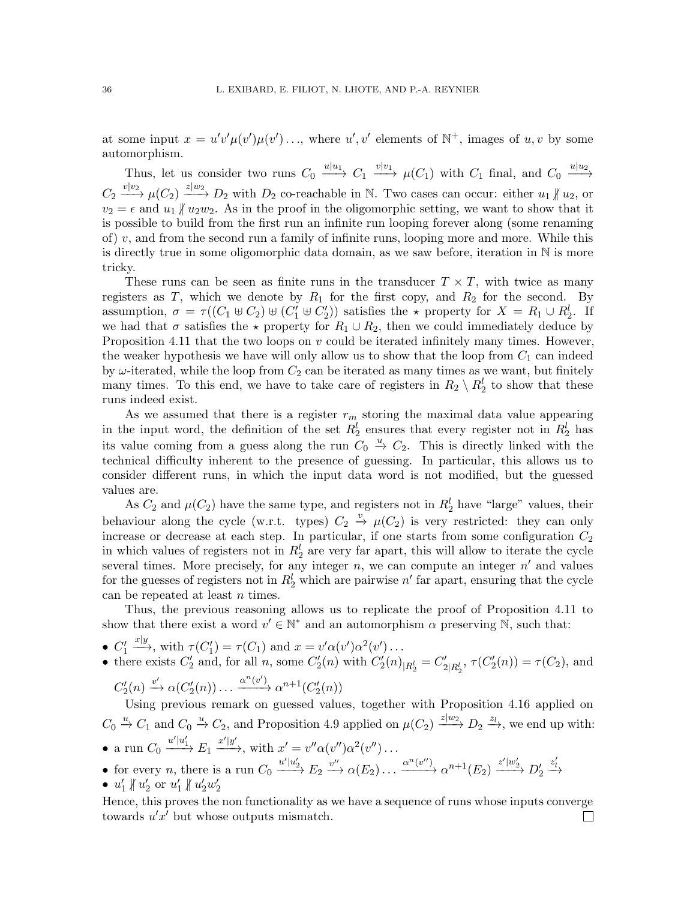at some input $x = u'v'\mu(v')\mu(v')\ldots$, where $u', v'$ elements of $\mathbb{N}^+$, images of $u, v$ by some automorphism.

Thus, let us consider two runs $C_0 \xrightarrow{u|u_1} C_1 \xrightarrow{v|v_1} \mu(C_1)$ with $C_1$ final, and $C_0 \xrightarrow{u|u_2} C_2 \xrightarrow{v|v_2} \mu(C_2) \xrightarrow{z|w_2} D_2$ with $D_2$ co-reachable in $\mathbb{N}$. Two cases can occur: either $u_1 \not\parallel u_2$, or $v_2 = \epsilon$ and $u_1 \not\parallel u_2 w_2$. As in the proof in the oligomorphic setting, we want to show that it is possible to build from the first run an infinite run looping forever along (some renaming of) $v$, and from the second run a family of infinite runs, looping more and more. While this is directly true in some oligomorphic data domain, as we saw before, iteration in $\mathbb{N}$ is more tricky.

These runs can be seen as finite runs in the transducer $T \times T$, with twice as many registers as $T$, which we denote by $R_1$ for the first copy, and $R_2$ for the second. By assumption, $\sigma = \tau((C_1 \uplus C_2) \uplus (C_1' \uplus C_2'))$ satisfies the $\star$ property for $X = R_1 \cup R_2^l$. If we had that $\sigma$ satisfies the $\star$ property for $R_1 \cup R_2$, then we could immediately deduce by Proposition 4.11 that the two loops on $v$ could be iterated infinitely many times. However, the weaker hypothesis we have will only allow us to show that the loop from $C_1$ can indeed by $\omega$-iterated, while the loop from $C_2$ can be iterated as many times as we want, but finitely many times. To this end, we have to take care of registers in $R_2 \setminus R_2^l$ to show that these runs indeed exist.

As we assumed that there is a register $r_m$ storing the maximal data value appearing in the input word, the definition of the set $R_2^l$ ensures that every register not in $R_2^l$ has its value coming from a guess along the run $C_0 \xrightarrow{u} C_2$. This is directly linked with the technical difficulty inherent to the presence of guessing. In particular, this allows us to consider different runs, in which the input data word is not modified, but the guessed values are.

As $C_2$ and $\mu(C_2)$ have the same type, and registers not in $R_2^l$ have "large" values, their behaviour along the cycle (w.r.t. types) $C_2 \xrightarrow{v} \mu(C_2)$ is very restricted: they can only increase or decrease at each step. In particular, if one starts from some configuration $C_2$ in which values of registers not in $R_2^l$ are very far apart, this will allow to iterate the cycle several times. More precisely, for any integer $n$, we can compute an integer $n'$ and values for the guesses of registers not in $R_2^l$ which are pairwise $n'$ far apart, ensuring that the cycle can be repeated at least $n$ times.

Thus, the previous reasoning allows us to replicate the proof of Proposition 4.11 to show that there exist a word $v' \in \mathbb{N}^*$ and an automorphism $\alpha$ preserving $\mathbb{N}$, such that:

- $C_1' \xrightarrow{x|y}$, with $\tau(C_1') = \tau(C_1)$ and $x = v'\alpha(v')\alpha^2(v')\ldots$
- there exists $C_2'$ and, for all $n$, some $C_2'(n)$ with $C_2'(n)_{|R_2^l} = C'_{2|R_2^l}$, $\tau(C_2'(n)) = \tau(C_2)$, and $C_2'(n) \xrightarrow{v'} \alpha(C_2'(n)) \ldots \xrightarrow{\alpha^n(v')} \alpha^{n+1}(C_2'(n))$

Using previous remark on guessed values, together with Proposition 4.16 applied on $C_0 \xrightarrow{u} C_1$ and $C_0 \xrightarrow{u} C_2$, and Proposition 4.9 applied on $\mu(C_2) \xrightarrow{z|w_2} D_2 \xrightarrow{z_l}$, we end up with:

- a run $C_0 \xrightarrow{u'|u_1'} E_1 \xrightarrow{x'|y'}$, with $x' = v''\alpha(v'')\alpha^2(v'')\ldots$
- for every $n$, there is a run $C_0 \xrightarrow{u'|u_2'} E_2 \xrightarrow{v''} \alpha(E_2) \ldots \xrightarrow{\alpha^n(v'')} \alpha^{n+1}(E_2) \xrightarrow{z'|w_2'} D_2' \xrightarrow{z_l'}$
- $u_1' \not\parallel u_2'$ or $u_1' \not\parallel u_2' w_2'$

Hence, this proves the non functionality as we have a sequence of runs whose inputs converge towards $u'x'$ but whose outputs mismatch. $\square$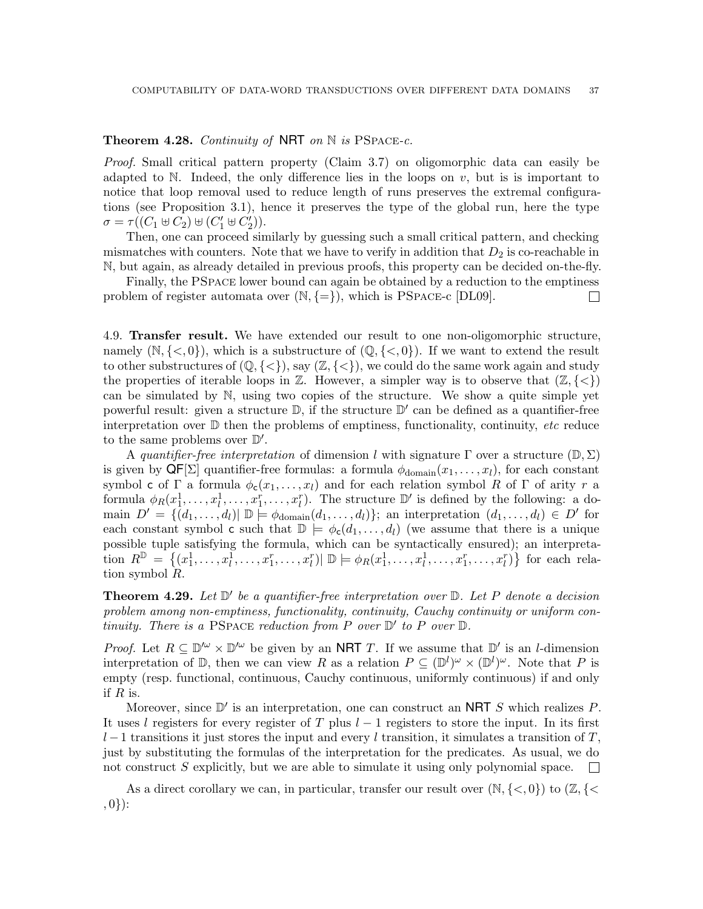**Theorem 4.28.** *Continuity of* NRT *on* $\mathbb{N}$ *is* PSpace*-c.*

*Proof.* Small critical pattern property (Claim 3.7) on oligomorphic data can easily be adapted to $\mathbb{N}$. Indeed, the only difference lies in the loops on $v$, but is is important to notice that loop removal used to reduce length of runs preserves the extremal configurations (see Proposition 3.1), hence it preserves the type of the global run, here the type $\sigma = \tau((C_1 \uplus C_2) \uplus (C_1' \uplus C_2'))$.

Then, one can proceed similarly by guessing such a small critical pattern, and checking mismatches with counters. Note that we have to verify in addition that $D_2$ is co-reachable in $\mathbb{N}$, but again, as already detailed in previous proofs, this property can be decided on-the-fly.

Finally, the PSpace lower bound can again be obtained by a reduction to the emptiness problem of register automata over $(\mathbb{N}, \{=\})$, which is PSpace-c [DL09]. $\square$

4.9. **Transfer result.** We have extended our result to one non-oligomorphic structure, namely $(\mathbb{N}, \{<, 0\})$, which is a substructure of $(\mathbb{Q}, \{<, 0\})$. If we want to extend the result to other substructures of $(\mathbb{Q}, \{<\})$, say $(\mathbb{Z}, \{<\})$, we could do the same work again and study the properties of iterable loops in $\mathbb{Z}$. However, a simpler way is to observe that $(\mathbb{Z}, \{<\})$ can be simulated by $\mathbb{N}$, using two copies of the structure. We show a quite simple yet powerful result: given a structure $\mathbb{D}$, if the structure $\mathbb{D}'$ can be defined as a quantifier-free interpretation over $\mathbb{D}$ then the problems of emptiness, functionality, continuity, *etc* reduce to the same problems over $\mathbb{D}'$.

A *quantifier-free interpretation* of dimension $l$ with signature $\Gamma$ over a structure $(\mathbb{D}, \Sigma)$ is given by $\mathsf{QF}[\Sigma]$ quantifier-free formulas: a formula $\phi_{\text{domain}}(x_1, \ldots, x_l)$, for each constant symbol $\mathsf{c}$ of $\Gamma$ a formula $\phi_{\mathsf{c}}(x_1, \ldots, x_l)$ and for each relation symbol $R$ of $\Gamma$ of arity $r$ a formula $\phi_R(x_1^1, \ldots, x_l^1, \ldots, x_1^r, \ldots, x_l^r)$. The structure $\mathbb{D}'$ is defined by the following: a domain $D' = \{(d_1, \ldots, d_l) |\ \mathbb{D} \models \phi_{\text{domain}}(d_1, \ldots, d_l)\}$; an interpretation $(d_1, \ldots, d_l) \in D'$ for each constant symbol $\mathsf{c}$ such that $\mathbb{D} \models \phi_{\mathsf{c}}(d_1, \ldots, d_l)$ (we assume that there is a unique possible tuple satisfying the formula, which can be syntactically ensured); an interpretation $R^{\mathbb{D}} = \{(x_1^1, \ldots, x_l^1, \ldots, x_1^r, \ldots, x_l^r) |\ \mathbb{D} \models \phi_R(x_1^1, \ldots, x_l^1, \ldots, x_1^r, \ldots, x_l^r)\}$ for each relation symbol $R$.

**Theorem 4.29.** *Let $\mathbb{D}'$ be a quantifier-free interpretation over $\mathbb{D}$. Let $P$ denote a decision problem among non-emptiness, functionality, continuity, Cauchy continuity or uniform continuity. There is a* PSpace *reduction from $P$ over $\mathbb{D}'$ to $P$ over $\mathbb{D}$.*

*Proof.* Let $R \subseteq \mathbb{D}'^{\omega} \times \mathbb{D}'^{\omega}$ be given by an NRT $T$. If we assume that $\mathbb{D}'$ is an $l$-dimension interpretation of $\mathbb{D}$, then we can view $R$ as a relation $P \subseteq (\mathbb{D}^l)^{\omega} \times (\mathbb{D}^l)^{\omega}$. Note that $P$ is empty (resp. functional, continuous, Cauchy continuous, uniformly continuous) if and only if $R$ is.

Moreover, since $\mathbb{D}'$ is an interpretation, one can construct an NRT $S$ which realizes $P$. It uses $l$ registers for every register of $T$ plus $l-1$ registers to store the input. In its first $l-1$ transitions it just stores the input and every $l$ transition, it simulates a transition of $T$, just by substituting the formulas of the interpretation for the predicates. As usual, we do not construct $S$ explicitly, but we are able to simulate it using only polynomial space. $\square$

As a direct corollary we can, in particular, transfer our result over $(\mathbb{N}, \{<, 0\})$ to $(\mathbb{Z}, \{<, 0\})$: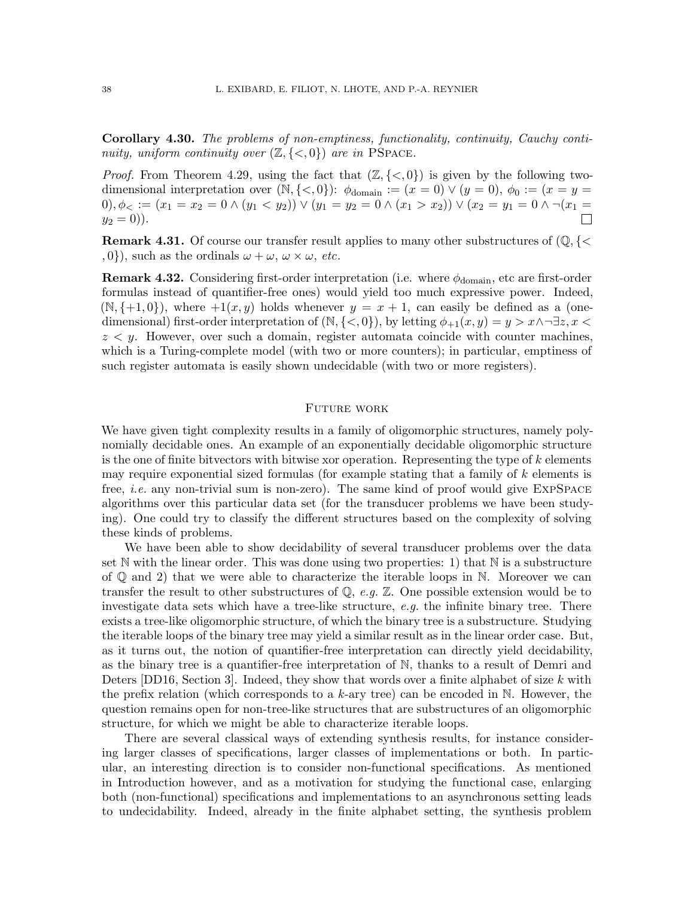**Corollary 4.30.** *The problems of non-emptiness, functionality, continuity, Cauchy continuity, uniform continuity over $(\mathbb{Z}, \{<, 0\})$ are in* PSpace.

*Proof.* From Theorem 4.29, using the fact that $(\mathbb{Z}, \{<, 0\})$ is given by the following two-dimensional interpretation over $(\mathbb{N}, \{<, 0\})$: $\phi_{\text{domain}} := (x = 0) \vee (y = 0)$, $\phi_0 := (x = y = 0), \phi_< := (x_1 = x_2 = 0 \wedge (y_1 < y_2)) \vee (y_1 = y_2 = 0 \wedge (x_1 > x_2)) \vee (x_2 = y_1 = 0 \wedge \neg(x_1 = y_2 = 0))$. □

**Remark 4.31.** Of course our transfer result applies to many other substructures of $(\mathbb{Q}, \{<, 0\})$, such as the ordinals $\omega + \omega$, $\omega \times \omega$, *etc.*

**Remark 4.32.** Considering first-order interpretation (i.e. where $\phi_{\text{domain}}$, etc are first-order formulas instead of quantifier-free ones) would yield too much expressive power. Indeed, $(\mathbb{N}, \{+1, 0\})$, where $+1(x, y)$ holds whenever $y = x + 1$, can easily be defined as a (one-dimensional) first-order interpretation of $(\mathbb{N}, \{<, 0\})$, by letting $\phi_{+1}(x, y) = y > x \wedge \neg \exists z, x < z < y$. However, over such a domain, register automata coincide with counter machines, which is a Turing-complete model (with two or more counters); in particular, emptiness of such register automata is easily shown undecidable (with two or more registers).

## Future work

We have given tight complexity results in a family of oligomorphic structures, namely polynomially decidable ones. An example of an exponentially decidable oligomorphic structure is the one of finite bitvectors with bitwise xor operation. Representing the type of $k$ elements may require exponential sized formulas (for example stating that a family of $k$ elements is free, *i.e.* any non-trivial sum is non-zero). The same kind of proof would give ExpSpace algorithms over this particular data set (for the transducer problems we have been studying). One could try to classify the different structures based on the complexity of solving these kinds of problems.

We have been able to show decidability of several transducer problems over the data set $\mathbb{N}$ with the linear order. This was done using two properties: 1) that $\mathbb{N}$ is a substructure of $\mathbb{Q}$ and 2) that we were able to characterize the iterable loops in $\mathbb{N}$. Moreover we can transfer the result to other substructures of $\mathbb{Q}$, *e.g.* $\mathbb{Z}$. One possible extension would be to investigate data sets which have a tree-like structure, *e.g.* the infinite binary tree. There exists a tree-like oligomorphic structure, of which the binary tree is a substructure. Studying the iterable loops of the binary tree may yield a similar result as in the linear order case. But, as it turns out, the notion of quantifier-free interpretation can directly yield decidability, as the binary tree is a quantifier-free interpretation of $\mathbb{N}$, thanks to a result of Demri and Deters [DD16, Section 3]. Indeed, they show that words over a finite alphabet of size $k$ with the prefix relation (which corresponds to a $k$-ary tree) can be encoded in $\mathbb{N}$. However, the question remains open for non-tree-like structures that are substructures of an oligomorphic structure, for which we might be able to characterize iterable loops.

There are several classical ways of extending synthesis results, for instance considering larger classes of specifications, larger classes of implementations or both. In particular, an interesting direction is to consider non-functional specifications. As mentioned in Introduction however, and as a motivation for studying the functional case, enlarging both (non-functional) specifications and implementations to an asynchronous setting leads to undecidability. Indeed, already in the finite alphabet setting, the synthesis problem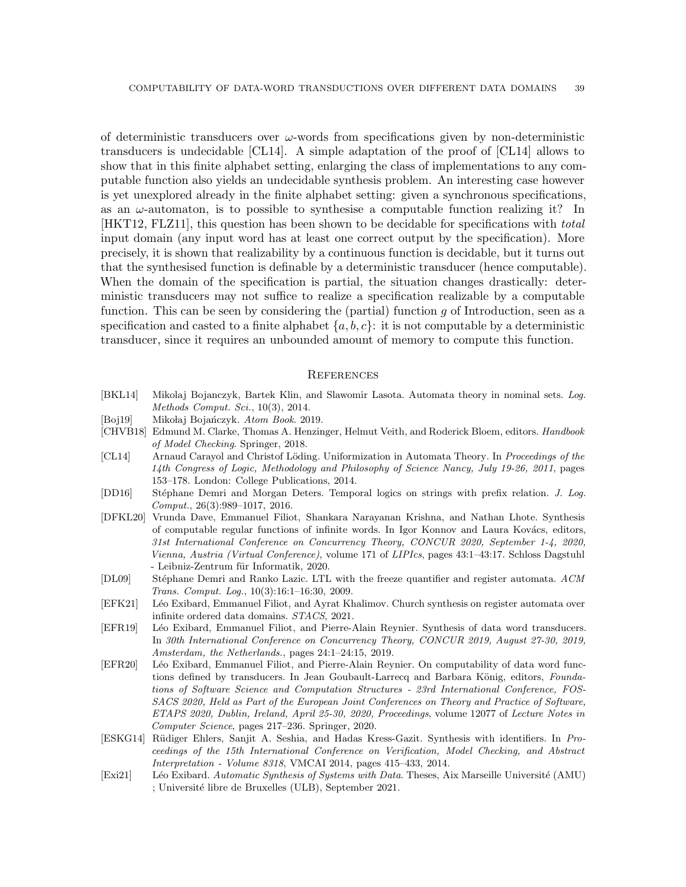of deterministic transducers over $\omega$-words from specifications given by non-deterministic transducers is undecidable [CL14]. A simple adaptation of the proof of [CL14] allows to show that in this finite alphabet setting, enlarging the class of implementations to any computable function also yields an undecidable synthesis problem. An interesting case however is yet unexplored already in the finite alphabet setting: given a synchronous specifications, as an $\omega$-automaton, is to possible to synthesise a computable function realizing it? In [HKT12, FLZ11], this question has been shown to be decidable for specifications with *total* input domain (any input word has at least one correct output by the specification). More precisely, it is shown that realizability by a continuous function is decidable, but it turns out that the synthesised function is definable by a deterministic transducer (hence computable). When the domain of the specification is partial, the situation changes drastically: deterministic transducers may not suffice to realize a specification realizable by a computable function. This can be seen by considering the (partial) function $g$ of Introduction, seen as a specification and casted to a finite alphabet $\{a, b, c\}$: it is not computable by a deterministic transducer, since it requires an unbounded amount of memory to compute this function.

## References

[BKL14] Mikolaj Bojanczyk, Bartek Klin, and Slawomir Lasota. Automata theory in nominal sets. *Log. Methods Comput. Sci.*, 10(3), 2014.

[Boj19] Mikołaj Bojańczyk. *Atom Book*. 2019.

[CHVB18] Edmund M. Clarke, Thomas A. Henzinger, Helmut Veith, and Roderick Bloem, editors. *Handbook of Model Checking*. Springer, 2018.

[CL14] Arnaud Carayol and Christof Löding. Uniformization in Automata Theory. In *Proceedings of the 14th Congress of Logic, Methodology and Philosophy of Science Nancy, July 19-26, 2011*, pages 153–178. London: College Publications, 2014.

[DD16] Stéphane Demri and Morgan Deters. Temporal logics on strings with prefix relation. *J. Log. Comput.*, 26(3):989–1017, 2016.

[DFKL20] Vrunda Dave, Emmanuel Filiot, Shankara Narayanan Krishna, and Nathan Lhote. Synthesis of computable regular functions of infinite words. In Igor Konnov and Laura Kovács, editors, *31st International Conference on Concurrency Theory, CONCUR 2020, September 1-4, 2020, Vienna, Austria (Virtual Conference)*, volume 171 of *LIPIcs*, pages 43:1–43:17. Schloss Dagstuhl - Leibniz-Zentrum für Informatik, 2020.

[DL09] Stéphane Demri and Ranko Lazic. LTL with the freeze quantifier and register automata. *ACM Trans. Comput. Log.*, 10(3):16:1–16:30, 2009.

[EFK21] Léo Exibard, Emmanuel Filiot, and Ayrat Khalimov. Church synthesis on register automata over infinite ordered data domains. *STACS*, 2021.

[EFR19] Léo Exibard, Emmanuel Filiot, and Pierre-Alain Reynier. Synthesis of data word transducers. In *30th International Conference on Concurrency Theory, CONCUR 2019, August 27-30, 2019, Amsterdam, the Netherlands.*, pages 24:1–24:15, 2019.

[EFR20] Léo Exibard, Emmanuel Filiot, and Pierre-Alain Reynier. On computability of data word functions defined by transducers. In Jean Goubault-Larrecq and Barbara König, editors, *Foundations of Software Science and Computation Structures - 23rd International Conference, FOSSACS 2020, Held as Part of the European Joint Conferences on Theory and Practice of Software, ETAPS 2020, Dublin, Ireland, April 25-30, 2020, Proceedings*, volume 12077 of *Lecture Notes in Computer Science*, pages 217–236. Springer, 2020.

[ESKG14] Rüdiger Ehlers, Sanjit A. Seshia, and Hadas Kress-Gazit. Synthesis with identifiers. In *Proceedings of the 15th International Conference on Verification, Model Checking, and Abstract Interpretation - Volume 8318*, VMCAI 2014, pages 415–433, 2014.

[Exi21] Léo Exibard. *Automatic Synthesis of Systems with Data*. Theses, Aix Marseille Université (AMU) ; Université libre de Bruxelles (ULB), September 2021.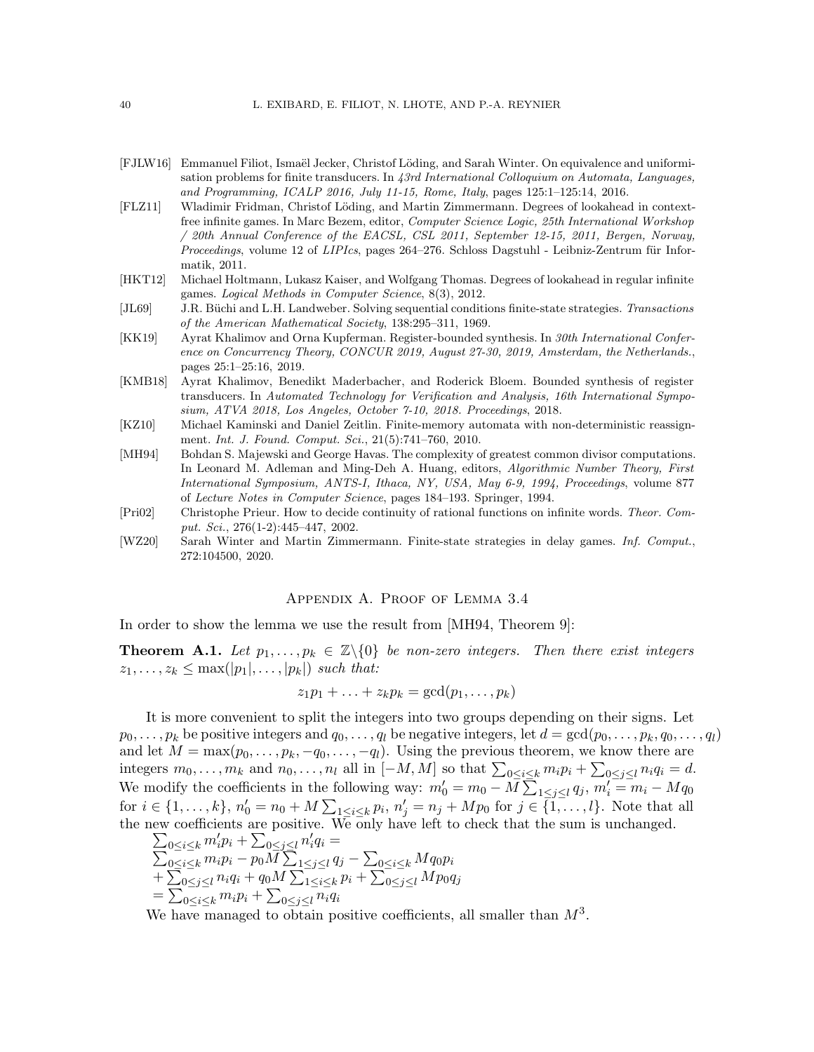[FJLW16] Emmanuel Filiot, Ismaël Jecker, Christof Löding, and Sarah Winter. On equivalence and uniformisation problems for finite transducers. In *43rd International Colloquium on Automata, Languages, and Programming, ICALP 2016, July 11-15, Rome, Italy*, pages 125:1–125:14, 2016.

[FLZ11] Wladimir Fridman, Christof Löding, and Martin Zimmermann. Degrees of lookahead in context-free infinite games. In Marc Bezem, editor, *Computer Science Logic, 25th International Workshop / 20th Annual Conference of the EACSL, CSL 2011, September 12-15, 2011, Bergen, Norway, Proceedings*, volume 12 of *LIPIcs*, pages 264–276. Schloss Dagstuhl - Leibniz-Zentrum für Informatik, 2011.

[HKT12] Michael Holtmann, Lukasz Kaiser, and Wolfgang Thomas. Degrees of lookahead in regular infinite games. *Logical Methods in Computer Science*, 8(3), 2012.

[JL69] J.R. Büchi and L.H. Landweber. Solving sequential conditions finite-state strategies. *Transactions of the American Mathematical Society*, 138:295–311, 1969.

[KK19] Ayrat Khalimov and Orna Kupferman. Register-bounded synthesis. In *30th International Conference on Concurrency Theory, CONCUR 2019, August 27-30, 2019, Amsterdam, the Netherlands.*, pages 25:1–25:16, 2019.

[KMB18] Ayrat Khalimov, Benedikt Maderbacher, and Roderick Bloem. Bounded synthesis of register transducers. In *Automated Technology for Verification and Analysis, 16th International Symposium, ATVA 2018, Los Angeles, October 7-10, 2018. Proceedings*, 2018.

[KZ10] Michael Kaminski and Daniel Zeitlin. Finite-memory automata with non-deterministic reassignment. *Int. J. Found. Comput. Sci.*, 21(5):741–760, 2010.

[MH94] Bohdan S. Majewski and George Havas. The complexity of greatest common divisor computations. In Leonard M. Adleman and Ming-Deh A. Huang, editors, *Algorithmic Number Theory, First International Symposium, ANTS-I, Ithaca, NY, USA, May 6-9, 1994, Proceedings*, volume 877 of *Lecture Notes in Computer Science*, pages 184–193. Springer, 1994.

[Pri02] Christophe Prieur. How to decide continuity of rational functions on infinite words. *Theor. Comput. Sci.*, 276(1-2):445–447, 2002.

[WZ20] Sarah Winter and Martin Zimmermann. Finite-state strategies in delay games. *Inf. Comput.*, 272:104500, 2020.

## Appendix A. Proof of Lemma 3.4

In order to show the lemma we use the result from [MH94, Theorem 9]:

**Theorem A.1.** *Let $p_1, \dots, p_k \in \mathbb{Z}\backslash\{0\}$ be non-zero integers. Then there exist integers $z_1, \dots, z_k \leq \max(|p_1|, \dots, |p_k|)$ such that:*

$$z_1 p_1 + \ldots + z_k p_k = \gcd(p_1, \dots, p_k)$$

It is more convenient to split the integers into two groups depending on their signs. Let $p_0, \dots, p_k$ be positive integers and $q_0, \dots, q_l$ be negative integers, let $d = \gcd(p_0, \dots, p_k, q_0, \dots, q_l)$ and let $M = \max(p_0, \dots, p_k, -q_0, \dots, -q_l)$. Using the previous theorem, we know there are integers $m_0, \dots, m_k$ and $n_0, \dots, n_l$ all in $[-M, M]$ so that $\sum_{0\leq i\leq k} m_i p_i + \sum_{0\leq j\leq l} n_i q_i = d$. We modify the coefficients in the following way: $m'_0 = m_0 - M\sum_{1\leq j\leq l} q_j$, $m'_i = m_i - Mq_0$ for $i \in \{1, \dots, k\}$, $n'_0 = n_0 + M\sum_{1\leq i\leq k} p_i$, $n'_j = n_j + Mp_0$ for $j \in \{1, \dots, l\}$. Note that all the new coefficients are positive. We only have left to check that the sum is unchanged.

$\sum_{0\leq i\leq k} m'_i p_i + \sum_{0\leq j\leq l} n'_i q_i =$
$\sum_{0\leq i\leq k} m_i p_i - p_0 M \sum_{1\leq j\leq l} q_j - \sum_{0\leq i\leq k} M q_0 p_i$
$+ \sum_{0\leq j\leq l} n_i q_i + q_0 M \sum_{1\leq i\leq k} p_i + \sum_{0\leq j\leq l} M p_0 q_j$
$= \sum_{0\leq i\leq k} m_i p_i + \sum_{0\leq j\leq l} n_i q_i$

We have managed to obtain positive coefficients, all smaller than $M^3$.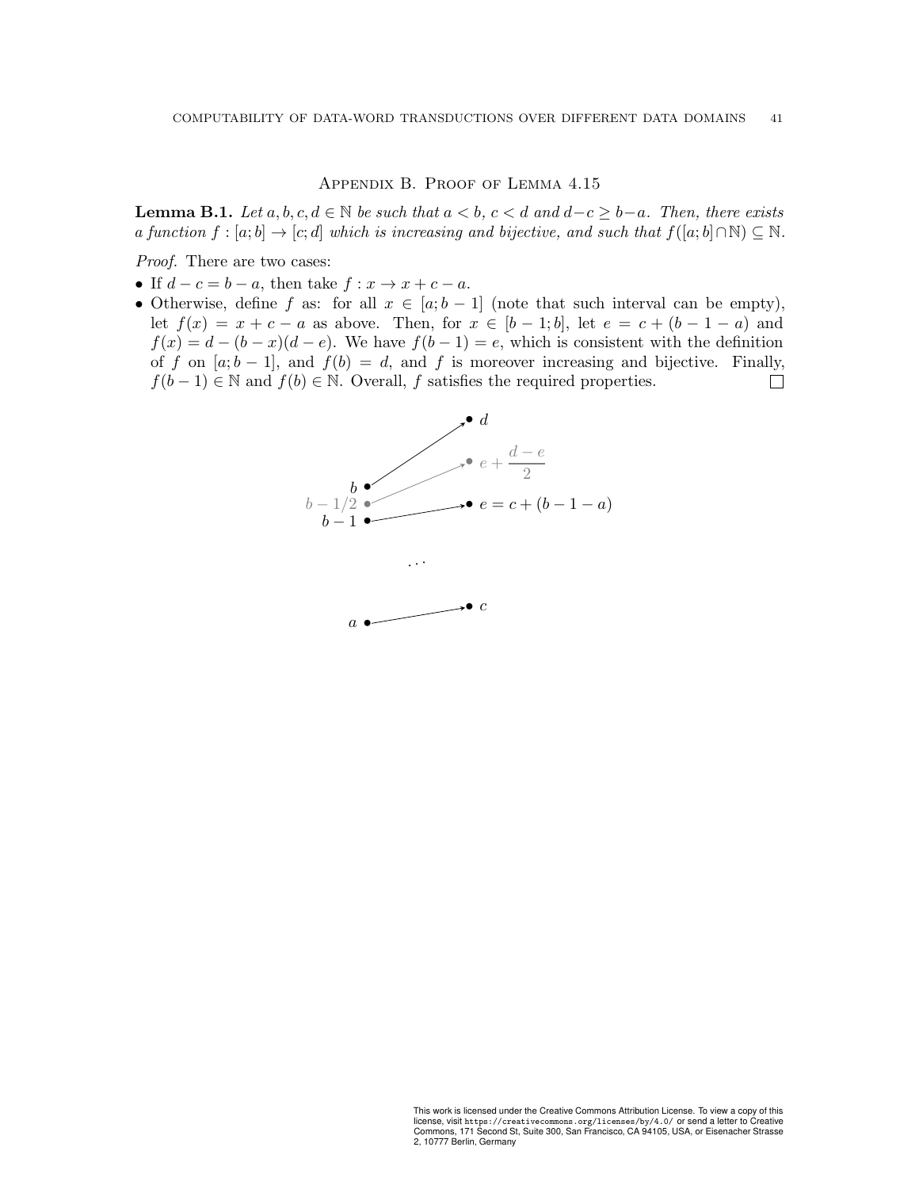## Appendix B. Proof of Lemma 4.15

**Lemma B.1.** *Let $a, b, c, d \in \mathbb{N}$ be such that $a < b$, $c < d$ and $d - c \geq b - a$. Then, there exists a function $f : [a; b] \to [c; d]$ which is increasing and bijective, and such that $f([a; b] \cap \mathbb{N}) \subseteq \mathbb{N}$.*

*Proof.* There are two cases:

- If $d - c = b - a$, then take $f : x \to x + c - a$.
- Otherwise, define $f$ as: for all $x \in [a; b-1]$ (note that such interval can be empty), let $f(x) = x + c - a$ as above. Then, for $x \in [b-1; b]$, let $e = c + (b - 1 - a)$ and $f(x) = d - (b - x)(d - e)$. We have $f(b-1) = e$, which is consistent with the definition of $f$ on $[a; b-1]$, and $f(b) = d$, and $f$ is moreover increasing and bijective. Finally, $f(b-1) \in \mathbb{N}$ and $f(b) \in \mathbb{N}$. Overall, $f$ satisfies the required properties. ☐

$d$

$e + \frac{d-e}{2}$

$b$

$b - 1/2$

$e = c + (b - 1 - a)$

$b - 1$

...

$c$

$a$

This work is licensed under the Creative Commons Attribution License. To view a copy of this license, visit https://creativecommons.org/licenses/by/4.0/ or send a letter to Creative Commons, 171 Second St, Suite 300, San Francisco, CA 94105, USA, or Eisenacher Strasse 2, 10777 Berlin, Germany